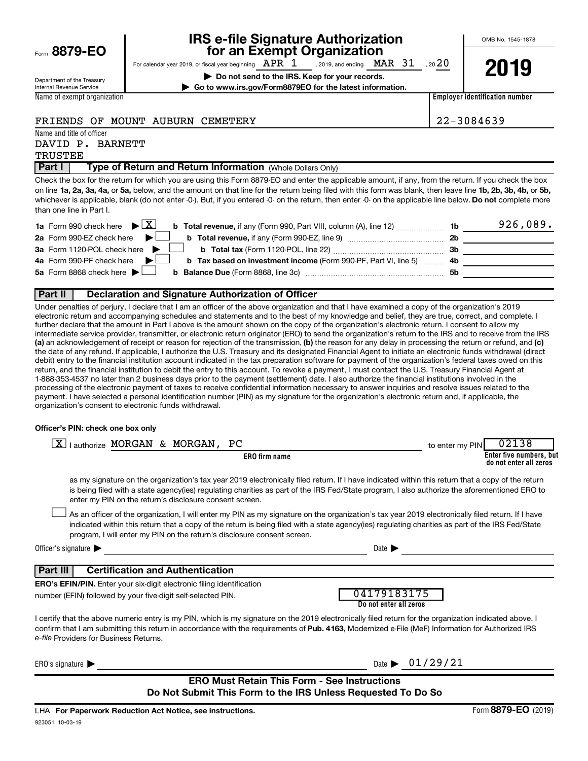Form **8879-EO**

Department of the Treasury
Internal Revenue Service

# IRS e-file Signature Authorization for an Exempt Organization

For calendar year 2019, or fiscal year beginning APR 1 , 2019, and ending MAR 31 , 2020

▶ **Do not send to the IRS. Keep for your records.**

▶ **Go to www.irs.gov/Form8879EO for the latest information.**

OMB No. 1545-1878

**2019**

| Name of exempt organization | Employer identification number |
|---|---|
| FRIENDS OF MOUNT AUBURN CEMETERY | 22-3084639 |

Name and title of officer
DAVID P. BARNETT
TRUSTEE

## Part I Type of Return and Return Information (Whole Dollars Only)

Check the box for the return for which you are using this Form 8879-EO and enter the applicable amount, if any, from the return. If you check the box on line **1a, 2a, 3a, 4a,** or **5a,** below, and the amount on that line for the return being filed with this form was blank, then leave line **1b, 2b, 3b, 4b,** or **5b,** whichever is applicable, blank (do not enter -0-). But, if you entered -0- on the return, then enter -0- on the applicable line below. **Do not** complete more than one line in Part I.

| | | | |
|---|---|---|---|
| **1a** Form 990 check here ▶ [X] | **b Total revenue,** if any (Form 990, Part VIII, column (A), line 12) | **1b** | 926,089. |
| **2a** Form 990-EZ check here ▶ [ ] | **b Total revenue,** if any (Form 990-EZ, line 9) | **2b** | |
| **3a** Form 1120-POL check here ▶ [ ] | **b Total tax** (Form 1120-POL, line 22) | **3b** | |
| **4a** Form 990-PF check here ▶ [ ] | **b Tax based on investment income** (Form 990-PF, Part VI, line 5) | **4b** | |
| **5a** Form 8868 check here ▶ [ ] | **b Balance Due** (Form 8868, line 3c) | **5b** | |

## Part II Declaration and Signature Authorization of Officer

Under penalties of perjury, I declare that I am an officer of the above organization and that I have examined a copy of the organization's 2019 electronic return and accompanying schedules and statements and to the best of my knowledge and belief, they are true, correct, and complete. I further declare that the amount in Part I above is the amount shown on the copy of the organization's electronic return. I consent to allow my intermediate service provider, transmitter, or electronic return originator (ERO) to send the organization's return to the IRS and to receive from the IRS **(a)** an acknowledgement of receipt or reason for rejection of the transmission, **(b)** the reason for any delay in processing the return or refund, and **(c)** the date of any refund. If applicable, I authorize the U.S. Treasury and its designated Financial Agent to initiate an electronic funds withdrawal (direct debit) entry to the financial institution account indicated in the tax preparation software for payment of the organization's federal taxes owed on this return, and the financial institution to debit the entry to this account. To revoke a payment, I must contact the U.S. Treasury Financial Agent at 1-888-353-4537 no later than 2 business days prior to the payment (settlement) date. I also authorize the financial institutions involved in the processing of the electronic payment of taxes to receive confidential information necessary to answer inquiries and resolve issues related to the payment. I have selected a personal identification number (PIN) as my signature for the organization's electronic return and, if applicable, the organization's consent to electronic funds withdrawal.

**Officer's PIN: check one box only**

[X] I authorize MORGAN & MORGAN, PC to enter my PIN 02138

**ERO firm name** — **Enter five numbers, but do not enter all zeros**

as my signature on the organization's tax year 2019 electronically filed return. If I have indicated within this return that a copy of the return is being filed with a state agency(ies) regulating charities as part of the IRS Fed/State program, I also authorize the aforementioned ERO to enter my PIN on the return's disclosure consent screen.

[ ] As an officer of the organization, I will enter my PIN as my signature on the organization's tax year 2019 electronically filed return. If I have indicated within this return that a copy of the return is being filed with a state agency(ies) regulating charities as part of the IRS Fed/State program, I will enter my PIN on the return's disclosure consent screen.

Officer's signature ▶ ______________________ Date ▶ ______________

## Part III Certification and Authentication

**ERO's EFIN/PIN.** Enter your six-digit electronic filing identification number (EFIN) followed by your five-digit self-selected PIN.

04179183175
**Do not enter all zeros**

I certify that the above numeric entry is my PIN, which is my signature on the 2019 electronically filed return for the organization indicated above. I confirm that I am submitting this return in accordance with the requirements of **Pub. 4163,** Modernized e-File (MeF) Information for Authorized IRS *e-file* Providers for Business Returns.

ERO's signature ▶ ______________________ Date ▶ 01/29/21

**ERO Must Retain This Form - See Instructions**
**Do Not Submit This Form to the IRS Unless Requested To Do So**

LHA **For Paperwork Reduction Act Notice, see instructions.** Form **8879-EO** (2019)

923051 10-03-19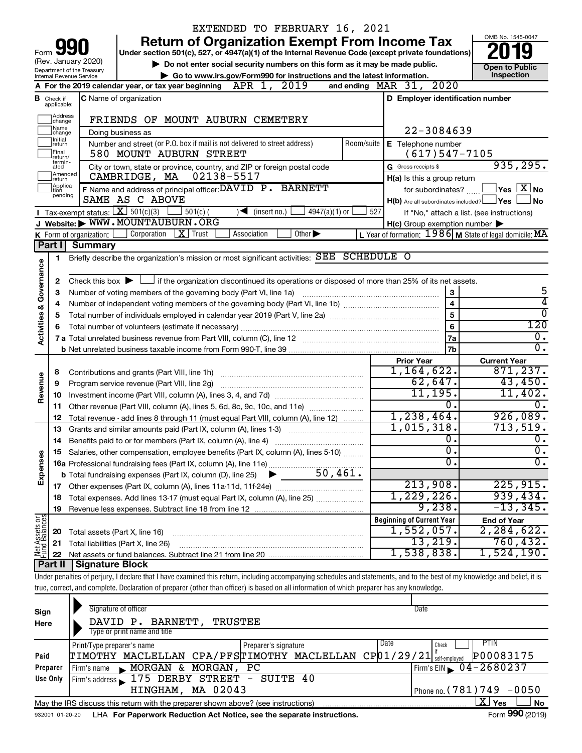EXTENDED TO FEBRUARY 16, 2021

# Form 990 — Return of Organization Exempt From Income Tax (2019)

Under section 501(c), 527, or 4947(a)(1) of the Internal Revenue Code (except private foundations)

▶ Do not enter social security numbers on this form as it may be made public.
▶ Go to www.irs.gov/Form990 for instructions and the latest information.

(Rev. January 2020) Department of the Treasury Internal Revenue Service

OMB No. 1545-0047 — **Open to Public Inspection**

**A** For the 2019 calendar year, or tax year beginning APR 1, 2019 and ending MAR 31, 2020

**B** Check if applicable: Address change, Name change, Initial return, Final return/terminated, Amended return, Application pending

**C** Name of organization: FRIENDS OF MOUNT AUBURN CEMETERY

Doing business as

Number and street (or P.O. box if mail is not delivered to street address): 580 MOUNT AUBURN STREET — Room/suite

City or town, state or province, country, and ZIP or foreign postal code: CAMBRIDGE, MA 02138-5517

**D** Employer identification number: 22-3084639

**E** Telephone number: (617)547-7105

**G** Gross receipts $ 935,295.

**F** Name and address of principal officer: DAVID P. BARNETT, SAME AS C ABOVE

**H(a)** Is this a group return for subordinates? ☐ Yes ☒ No

**H(b)** Are all subordinates included? ☐ Yes ☐ No — If "No," attach a list. (see instructions)

**H(c)** Group exemption number ▶

**I** Tax-exempt status: ☒ 501(c)(3) ☐ 501(c) ( ) ◀ (insert no.) ☐ 4947(a)(1) or ☐ 527

**J** Website: ▶ WWW.MOUNTAUBURN.ORG

**K** Form of organization: ☐ Corporation ☒ Trust ☐ Association ☐ Other ▶

**L** Year of formation: 1986 **M** State of legal domicile: MA

## Part I Summary

**Activities & Governance**

| | | | |
|---|---|---|---|
| 1 | Briefly describe the organization's mission or most significant activities: SEE SCHEDULE O | | |
| 2 | Check this box ▶ ☐ if the organization discontinued its operations or disposed of more than 25% of its net assets. | | |
| 3 | Number of voting members of the governing body (Part VI, line 1a) | 3 | 5 |
| 4 | Number of independent voting members of the governing body (Part VI, line 1b) | 4 | 4 |
| 5 | Total number of individuals employed in calendar year 2019 (Part V, line 2a) | 5 | 0 |
| 6 | Total number of volunteers (estimate if necessary) | 6 | 120 |
| 7a | Total unrelated business revenue from Part VIII, column (C), line 12 | 7a | 0. |
| b | Net unrelated business taxable income from Form 990-T, line 39 | 7b | 0. |

| | | | Prior Year | Current Year |
|---|---|---|---|---|
| **Revenue** | 8 | Contributions and grants (Part VIII, line 1h) | 1,164,622. | 871,237. |
| | 9 | Program service revenue (Part VIII, line 2g) | 62,647. | 43,450. |
| | 10 | Investment income (Part VIII, column (A), lines 3, 4, and 7d) | 11,195. | 11,402. |
| | 11 | Other revenue (Part VIII, column (A), lines 5, 6d, 8c, 9c, 10c, and 11e) | 0. | 0. |
| | 12 | Total revenue - add lines 8 through 11 (must equal Part VIII, column (A), line 12) | 1,238,464. | 926,089. |
| **Expenses** | 13 | Grants and similar amounts paid (Part IX, column (A), lines 1-3) | 1,015,318. | 713,519. |
| | 14 | Benefits paid to or for members (Part IX, column (A), line 4) | 0. | 0. |
| | 15 | Salaries, other compensation, employee benefits (Part IX, column (A), lines 5-10) | 0. | 0. |
| | 16a | Professional fundraising fees (Part IX, column (A), line 11e) | 0. | 0. |
| | b | Total fundraising expenses (Part IX, column (D), line 25) ▶ 50,461. | | |
| | 17 | Other expenses (Part IX, column (A), lines 11a-11d, 11f-24e) | 213,908. | 225,915. |
| | 18 | Total expenses. Add lines 13-17 (must equal Part IX, column (A), line 25) | 1,229,226. | 939,434. |
| | 19 | Revenue less expenses. Subtract line 18 from line 12 | 9,238. | -13,345. |

| | | | Beginning of Current Year | End of Year |
|---|---|---|---|---|
| **Net Assets or Fund Balances** | 20 | Total assets (Part X, line 16) | 1,552,057. | 2,284,622. |
| | 21 | Total liabilities (Part X, line 26) | 13,219. | 760,432. |
| | 22 | Net assets or fund balances. Subtract line 21 from line 20 | 1,538,838. | 1,524,190. |

## Part II Signature Block

Under penalties of perjury, I declare that I have examined this return, including accompanying schedules and statements, and to the best of my knowledge and belief, it is true, correct, and complete. Declaration of preparer (other than officer) is based on all information of which preparer has any knowledge.

**Sign Here**

Signature of officer — Date

DAVID P. BARNETT, TRUSTEE
Type or print name and title

**Paid Preparer Use Only**

| Print/Type preparer's name | Preparer's signature | Date | Check if self-employed | PTIN |
|---|---|---|---|---|
| TIMOTHY MACLELLAN CPA/PFS | TIMOTHY MACLELLAN CP | 01/29/21 | ☐ | P00083175 |

Firm's name ▶ MORGAN & MORGAN, PC — Firm's EIN ▶ 04-2680237

Firm's address ▶ 175 DERBY STREET - SUITE 40, HINGHAM, MA 02043 — Phone no. (781)749 -0050

May the IRS discuss this return with the preparer shown above? (see instructions) ☒ Yes ☐ No

932001 01-20-20 LHA For Paperwork Reduction Act Notice, see the separate instructions. Form **990** (2019)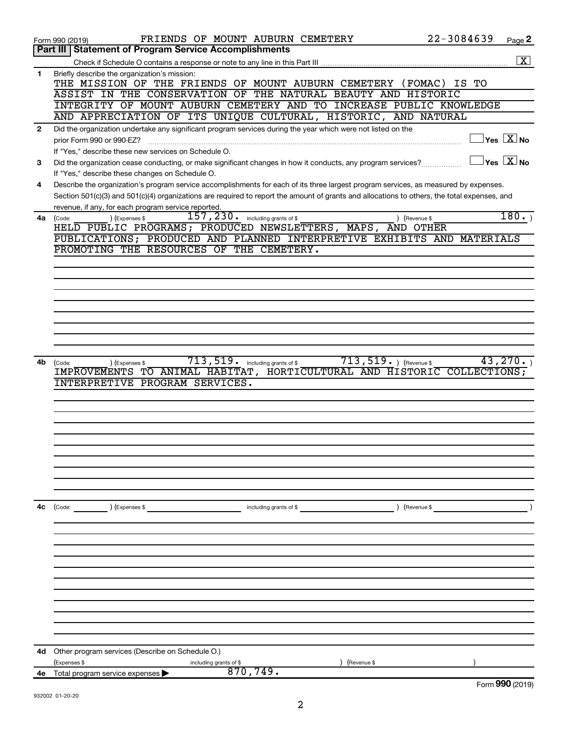Form 990 (2019) FRIENDS OF MOUNT AUBURN CEMETERY 22-3084639

## Part III Statement of Program Service Accomplishments

Check if Schedule O contains a response or note to any line in this Part III ..... [X]

**1** Briefly describe the organization's mission:

THE MISSION OF THE FRIENDS OF MOUNT AUBURN CEMETERY (FOMAC) IS TO ASSIST IN THE CONSERVATION OF THE NATURAL BEAUTY AND HISTORIC INTEGRITY OF MOUNT AUBURN CEMETERY AND TO INCREASE PUBLIC KNOWLEDGE AND APPRECIATION OF ITS UNIQUE CULTURAL, HISTORIC, AND NATURAL

**2** Did the organization undertake any significant program services during the year which were not listed on the prior Form 990 or 990-EZ? ..... [ ] Yes [X] No

If "Yes," describe these new services on Schedule O.

**3** Did the organization cease conducting, or make significant changes in how it conducts, any program services? ..... [ ] Yes [X] No

If "Yes," describe these changes on Schedule O.

**4** Describe the organization's program service accomplishments for each of its three largest program services, as measured by expenses. Section 501(c)(3) and 501(c)(4) organizations are required to report the amount of grants and allocations to others, the total expenses, and revenue, if any, for each program service reported.

**4a** (Code: ) (Expenses $ 157,230. including grants of $ ) (Revenue $ 180. )

HELD PUBLIC PROGRAMS; PRODUCED NEWSLETTERS, MAPS, AND OTHER PUBLICATIONS; PRODUCED AND PLANNED INTERPRETIVE EXHIBITS AND MATERIALS PROMOTING THE RESOURCES OF THE CEMETERY.

**4b** (Code: ) (Expenses $ 713,519. including grants of $ 713,519. ) (Revenue $ 43,270. )

IMPROVEMENTS TO ANIMAL HABITAT, HORTICULTURAL AND HISTORIC COLLECTIONS; INTERPRETIVE PROGRAM SERVICES.

**4c** (Code: ) (Expenses $ including grants of $ ) (Revenue $ )

**4d** Other program services (Describe on Schedule O.)

(Expenses $ including grants of $ ) (Revenue $ )

**4e** Total program service expenses ▶ 870,749.

Form **990** (2019)

932002 01-20-20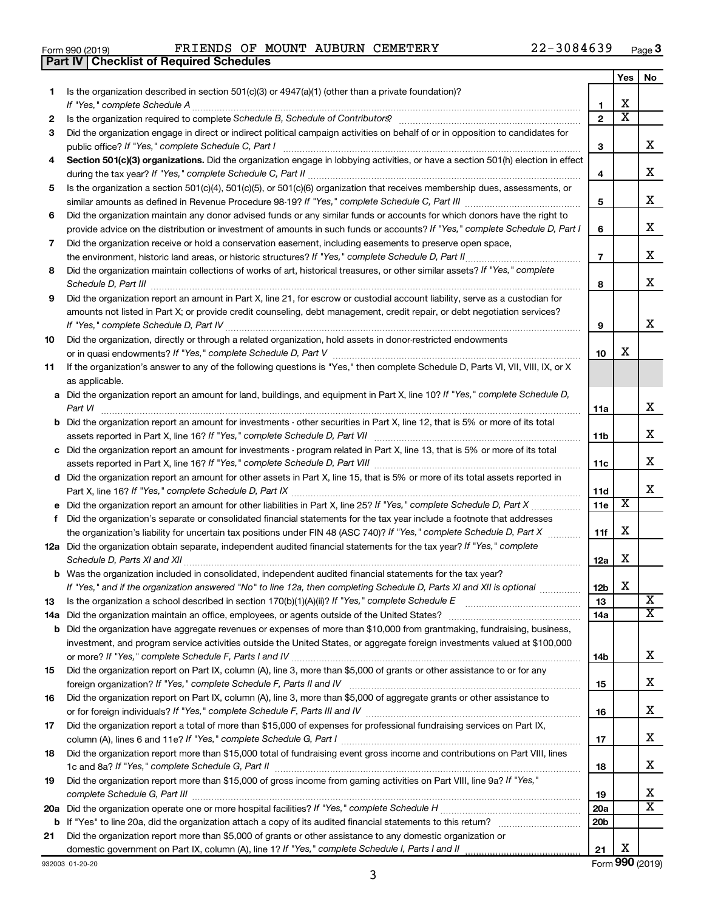Form 990 (2019) FRIENDS OF MOUNT AUBURN CEMETERY 22-3084639 Page **3**

## Part IV | Checklist of Required Schedules

| | | | Yes | No |
|---|---|---|---|---|
| 1 | Is the organization described in section 501(c)(3) or 4947(a)(1) (other than a private foundation)? *If "Yes," complete Schedule A* | 1 | X | |
| 2 | Is the organization required to complete *Schedule B, Schedule of Contributors*? | 2 | X | |
| 3 | Did the organization engage in direct or indirect political campaign activities on behalf of or in opposition to candidates for public office? *If "Yes," complete Schedule C, Part I* | 3 | | X |
| 4 | **Section 501(c)(3) organizations.** Did the organization engage in lobbying activities, or have a section 501(h) election in effect during the tax year? *If "Yes," complete Schedule C, Part II* | 4 | | X |
| 5 | Is the organization a section 501(c)(4), 501(c)(5), or 501(c)(6) organization that receives membership dues, assessments, or similar amounts as defined in Revenue Procedure 98-19? *If "Yes," complete Schedule C, Part III* | 5 | | X |
| 6 | Did the organization maintain any donor advised funds or any similar funds or accounts for which donors have the right to provide advice on the distribution or investment of amounts in such funds or accounts? *If "Yes," complete Schedule D, Part I* | 6 | | X |
| 7 | Did the organization receive or hold a conservation easement, including easements to preserve open space, the environment, historic land areas, or historic structures? *If "Yes," complete Schedule D, Part II* | 7 | | X |
| 8 | Did the organization maintain collections of works of art, historical treasures, or other similar assets? *If "Yes," complete Schedule D, Part III* | 8 | | X |
| 9 | Did the organization report an amount in Part X, line 21, for escrow or custodial account liability, serve as a custodian for amounts not listed in Part X; or provide credit counseling, debt management, credit repair, or debt negotiation services? *If "Yes," complete Schedule D, Part IV* | 9 | | X |
| 10 | Did the organization, directly or through a related organization, hold assets in donor-restricted endowments or in quasi endowments? *If "Yes," complete Schedule D, Part V* | 10 | X | |
| 11 | If the organization's answer to any of the following questions is "Yes," then complete Schedule D, Parts VI, VII, VIII, IX, or X as applicable. | | | |
| a | Did the organization report an amount for land, buildings, and equipment in Part X, line 10? *If "Yes," complete Schedule D, Part VI* | 11a | | X |
| b | Did the organization report an amount for investments - other securities in Part X, line 12, that is 5% or more of its total assets reported in Part X, line 16? *If "Yes," complete Schedule D, Part VII* | 11b | | X |
| c | Did the organization report an amount for investments - program related in Part X, line 13, that is 5% or more of its total assets reported in Part X, line 16? *If "Yes," complete Schedule D, Part VIII* | 11c | | X |
| d | Did the organization report an amount for other assets in Part X, line 15, that is 5% or more of its total assets reported in Part X, line 16? *If "Yes," complete Schedule D, Part IX* | 11d | | X |
| e | Did the organization report an amount for other liabilities in Part X, line 25? *If "Yes," complete Schedule D, Part X* | 11e | X | |
| f | Did the organization's separate or consolidated financial statements for the tax year include a footnote that addresses the organization's liability for uncertain tax positions under FIN 48 (ASC 740)? *If "Yes," complete Schedule D, Part X* | 11f | X | |
| 12a | Did the organization obtain separate, independent audited financial statements for the tax year? *If "Yes," complete Schedule D, Parts XI and XII* | 12a | X | |
| b | Was the organization included in consolidated, independent audited financial statements for the tax year? *If "Yes," and if the organization answered "No" to line 12a, then completing Schedule D, Parts XI and XII is optional* | 12b | X | |
| 13 | Is the organization a school described in section 170(b)(1)(A)(ii)? *If "Yes," complete Schedule E* | 13 | | X |
| 14a | Did the organization maintain an office, employees, or agents outside of the United States? | 14a | | X |
| b | Did the organization have aggregate revenues or expenses of more than $10,000 from grantmaking, fundraising, business, investment, and program service activities outside the United States, or aggregate foreign investments valued at $100,000 or more? *If "Yes," complete Schedule F, Parts I and IV* | 14b | | X |
| 15 | Did the organization report on Part IX, column (A), line 3, more than $5,000 of grants or other assistance to or for any foreign organization? *If "Yes," complete Schedule F, Parts II and IV* | 15 | | X |
| 16 | Did the organization report on Part IX, column (A), line 3, more than $5,000 of aggregate grants or other assistance to or for foreign individuals? *If "Yes," complete Schedule F, Parts III and IV* | 16 | | X |
| 17 | Did the organization report a total of more than $15,000 of expenses for professional fundraising services on Part IX, column (A), lines 6 and 11e? *If "Yes," complete Schedule G, Part I* | 17 | | X |
| 18 | Did the organization report more than $15,000 total of fundraising event gross income and contributions on Part VIII, lines 1c and 8a? *If "Yes," complete Schedule G, Part II* | 18 | | X |
| 19 | Did the organization report more than $15,000 of gross income from gaming activities on Part VIII, line 9a? *If "Yes," complete Schedule G, Part III* | 19 | | X |
| 20a | Did the organization operate one or more hospital facilities? *If "Yes," complete Schedule H* | 20a | | X |
| b | If "Yes" to line 20a, did the organization attach a copy of its audited financial statements to this return? | 20b | | |
| 21 | Did the organization report more than $5,000 of grants or other assistance to any domestic organization or domestic government on Part IX, column (A), line 1? *If "Yes," complete Schedule I, Parts I and II* | 21 | X | |

932003 01-20-20 Form **990** (2019)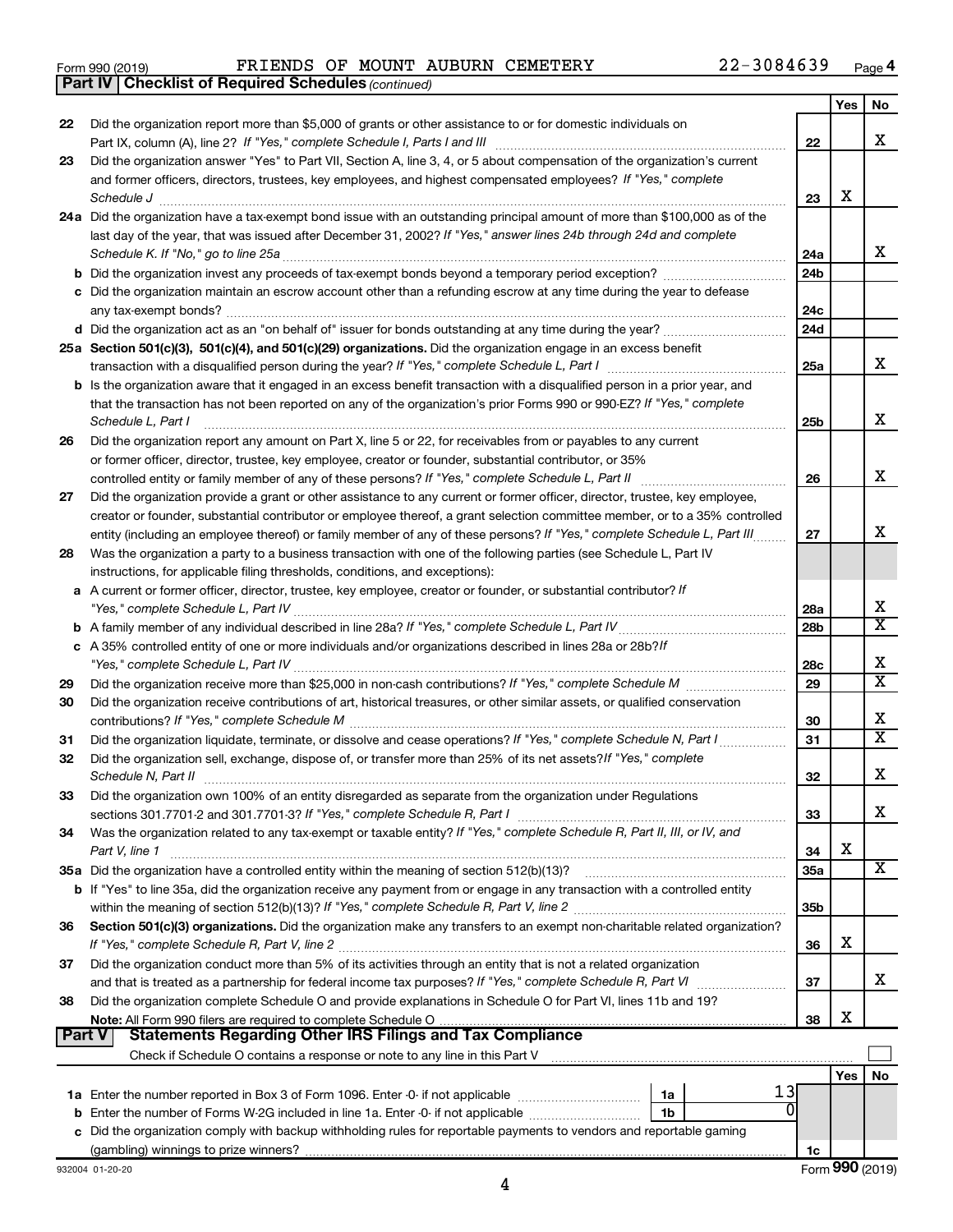Form 990 (2019) FRIENDS OF MOUNT AUBURN CEMETERY 22-3084639 Page 4

**Part IV | Checklist of Required Schedules** *(continued)*

| | | | Yes | No |
|---|---|---|---|---|
| 22 | Did the organization report more than $5,000 of grants or other assistance to or for domestic individuals on Part IX, column (A), line 2? *If "Yes," complete Schedule I, Parts I and III* | 22 | | X |
| 23 | Did the organization answer "Yes" to Part VII, Section A, line 3, 4, or 5 about compensation of the organization's current and former officers, directors, trustees, key employees, and highest compensated employees? *If "Yes," complete Schedule J* | 23 | X | |
| 24a | Did the organization have a tax-exempt bond issue with an outstanding principal amount of more than $100,000 as of the last day of the year, that was issued after December 31, 2002? *If "Yes," answer lines 24b through 24d and complete Schedule K. If "No," go to line 25a* | 24a | | X |
| b | Did the organization invest any proceeds of tax-exempt bonds beyond a temporary period exception? | 24b | | |
| c | Did the organization maintain an escrow account other than a refunding escrow at any time during the year to defease any tax-exempt bonds? | 24c | | |
| d | Did the organization act as an "on behalf of" issuer for bonds outstanding at any time during the year? | 24d | | |
| 25a | **Section 501(c)(3), 501(c)(4), and 501(c)(29) organizations.** Did the organization engage in an excess benefit transaction with a disqualified person during the year? *If "Yes," complete Schedule L, Part I* | 25a | | X |
| b | Is the organization aware that it engaged in an excess benefit transaction with a disqualified person in a prior year, and that the transaction has not been reported on any of the organization's prior Forms 990 or 990-EZ? *If "Yes," complete Schedule L, Part I* | 25b | | X |
| 26 | Did the organization report any amount on Part X, line 5 or 22, for receivables from or payables to any current or former officer, director, trustee, key employee, creator or founder, substantial contributor, or 35% controlled entity or family member of any of these persons? *If "Yes," complete Schedule L, Part II* | 26 | | X |
| 27 | Did the organization provide a grant or other assistance to any current or former officer, director, trustee, key employee, creator or founder, substantial contributor or employee thereof, a grant selection committee member, or to a 35% controlled entity (including an employee thereof) or family member of any of these persons? *If "Yes," complete Schedule L, Part III* | 27 | | X |
| 28 | Was the organization a party to a business transaction with one of the following parties (see Schedule L, Part IV instructions, for applicable filing thresholds, conditions, and exceptions): | | | |
| a | A current or former officer, director, trustee, key employee, creator or founder, or substantial contributor? *If "Yes," complete Schedule L, Part IV* | 28a | | X |
| b | A family member of any individual described in line 28a? *If "Yes," complete Schedule L, Part IV* | 28b | | X |
| c | A 35% controlled entity of one or more individuals and/or organizations described in lines 28a or 28b? *If "Yes," complete Schedule L, Part IV* | 28c | | X |
| 29 | Did the organization receive more than $25,000 in non-cash contributions? *If "Yes," complete Schedule M* | 29 | | X |
| 30 | Did the organization receive contributions of art, historical treasures, or other similar assets, or qualified conservation contributions? *If "Yes," complete Schedule M* | 30 | | X |
| 31 | Did the organization liquidate, terminate, or dissolve and cease operations? *If "Yes," complete Schedule N, Part I* | 31 | | X |
| 32 | Did the organization sell, exchange, dispose of, or transfer more than 25% of its net assets? *If "Yes," complete Schedule N, Part II* | 32 | | X |
| 33 | Did the organization own 100% of an entity disregarded as separate from the organization under Regulations sections 301.7701-2 and 301.7701-3? *If "Yes," complete Schedule R, Part I* | 33 | | X |
| 34 | Was the organization related to any tax-exempt or taxable entity? *If "Yes," complete Schedule R, Part II, III, or IV, and Part V, line 1* | 34 | X | |
| 35a | Did the organization have a controlled entity within the meaning of section 512(b)(13)? | 35a | | X |
| b | If "Yes" to line 35a, did the organization receive any payment from or engage in any transaction with a controlled entity within the meaning of section 512(b)(13)? *If "Yes," complete Schedule R, Part V, line 2* | 35b | | |
| 36 | **Section 501(c)(3) organizations.** Did the organization make any transfers to an exempt non-charitable related organization? *If "Yes," complete Schedule R, Part V, line 2* | 36 | X | |
| 37 | Did the organization conduct more than 5% of its activities through an entity that is not a related organization and that is treated as a partnership for federal income tax purposes? *If "Yes," complete Schedule R, Part VI* | 37 | | X |
| 38 | Did the organization complete Schedule O and provide explanations in Schedule O for Part VI, lines 11b and 19? **Note:** All Form 990 filers are required to complete Schedule O | 38 | X | |

**Part V | Statements Regarding Other IRS Filings and Tax Compliance**

Check if Schedule O contains a response or note to any line in this Part V

| | | | | | Yes | No |
|---|---|---|---|---|---|---|
| 1a | Enter the number reported in Box 3 of Form 1096. Enter -0- if not applicable | 1a | 13 | | | |
| b | Enter the number of Forms W-2G included in line 1a. Enter -0- if not applicable | 1b | 0 | | | |
| c | Did the organization comply with backup withholding rules for reportable payments to vendors and reportable gaming (gambling) winnings to prize winners? | | | 1c | | |

932004 01-20-20 Form **990** (2019)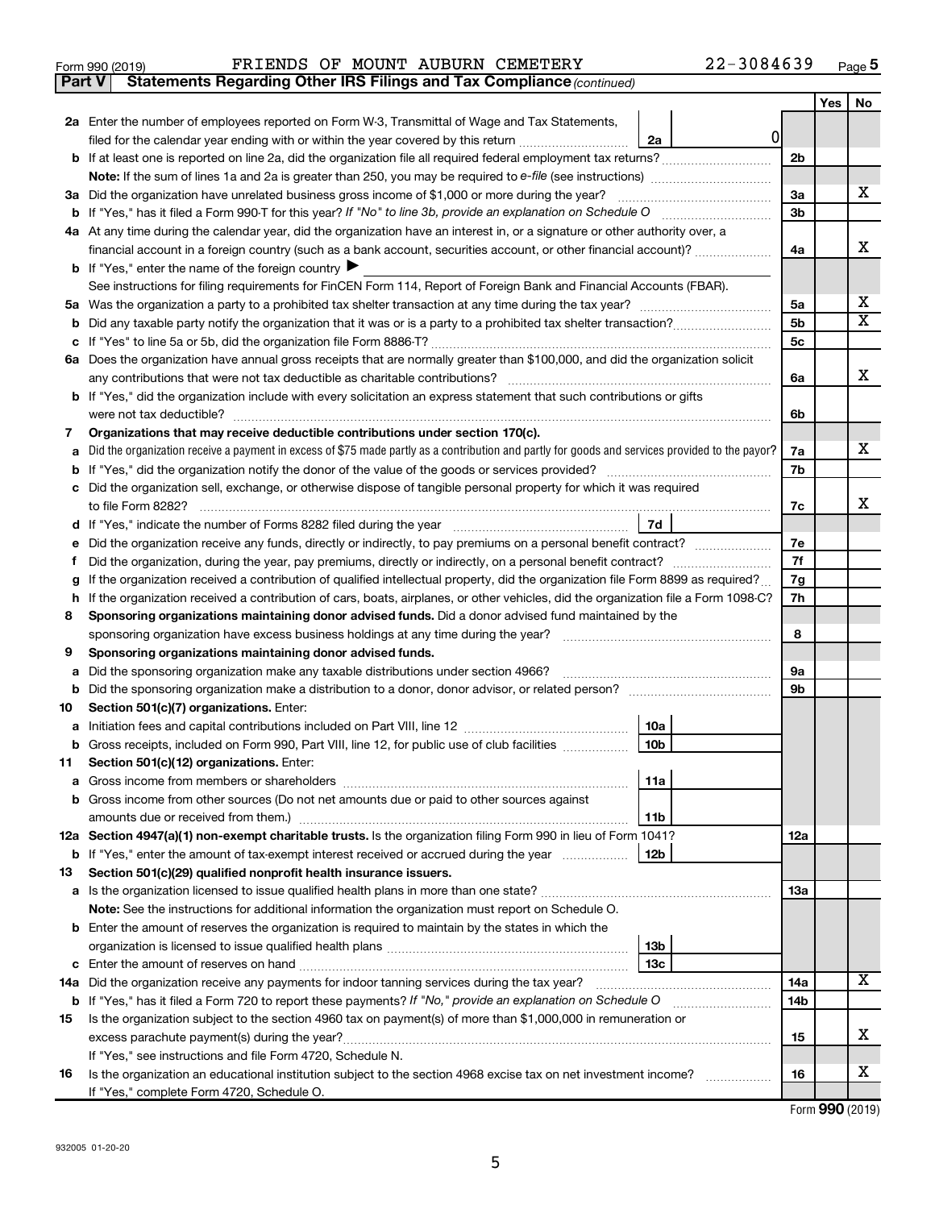Form 990 (2019) FRIENDS OF MOUNT AUBURN CEMETERY 22-3084639 Page 5

**Part V Statements Regarding Other IRS Filings and Tax Compliance** *(continued)*

| | | | | Yes | No |
|---|---|---|---|---|---|
| **2a** | Enter the number of employees reported on Form W-3, Transmittal of Wage and Tax Statements, filed for the calendar year ending with or within the year covered by this return | 2a 0 | | | |
| **b** | If at least one is reported on line 2a, did the organization file all required federal employment tax returns? | | 2b | | |
| | **Note:** If the sum of lines 1a and 2a is greater than 250, you may be required to *e-file* (see instructions) | | | | |
| **3a** | Did the organization have unrelated business gross income of $1,000 or more during the year? | | 3a | | X |
| **b** | If "Yes," has it filed a Form 990-T for this year? *If "No" to line 3b, provide an explanation on Schedule O* | | 3b | | |
| **4a** | At any time during the calendar year, did the organization have an interest in, or a signature or other authority over, a financial account in a foreign country (such as a bank account, securities account, or other financial account)? | | 4a | | X |
| **b** | If "Yes," enter the name of the foreign country ▶ | | | | |
| | See instructions for filing requirements for FinCEN Form 114, Report of Foreign Bank and Financial Accounts (FBAR). | | | | |
| **5a** | Was the organization a party to a prohibited tax shelter transaction at any time during the tax year? | | 5a | | X |
| **b** | Did any taxable party notify the organization that it was or is a party to a prohibited tax shelter transaction? | | 5b | | X |
| **c** | If "Yes" to line 5a or 5b, did the organization file Form 8886-T? | | 5c | | |
| **6a** | Does the organization have annual gross receipts that are normally greater than $100,000, and did the organization solicit any contributions that were not tax deductible as charitable contributions? | | 6a | | X |
| **b** | If "Yes," did the organization include with every solicitation an express statement that such contributions or gifts were not tax deductible? | | 6b | | |
| **7** | **Organizations that may receive deductible contributions under section 170(c).** | | | | |
| **a** | Did the organization receive a payment in excess of $75 made partly as a contribution and partly for goods and services provided to the payor? | | 7a | | X |
| **b** | If "Yes," did the organization notify the donor of the value of the goods or services provided? | | 7b | | |
| **c** | Did the organization sell, exchange, or otherwise dispose of tangible personal property for which it was required to file Form 8282? | | 7c | | X |
| **d** | If "Yes," indicate the number of Forms 8282 filed during the year | 7d | | | |
| **e** | Did the organization receive any funds, directly or indirectly, to pay premiums on a personal benefit contract? | | 7e | | |
| **f** | Did the organization, during the year, pay premiums, directly or indirectly, on a personal benefit contract? | | 7f | | |
| **g** | If the organization received a contribution of qualified intellectual property, did the organization file Form 8899 as required? | | 7g | | |
| **h** | If the organization received a contribution of cars, boats, airplanes, or other vehicles, did the organization file a Form 1098-C? | | 7h | | |
| **8** | **Sponsoring organizations maintaining donor advised funds.** Did a donor advised fund maintained by the sponsoring organization have excess business holdings at any time during the year? | | 8 | | |
| **9** | **Sponsoring organizations maintaining donor advised funds.** | | | | |
| **a** | Did the sponsoring organization make any taxable distributions under section 4966? | | 9a | | |
| **b** | Did the sponsoring organization make a distribution to a donor, donor advisor, or related person? | | 9b | | |
| **10** | **Section 501(c)(7) organizations.** Enter: | | | | |
| **a** | Initiation fees and capital contributions included on Part VIII, line 12 | 10a | | | |
| **b** | Gross receipts, included on Form 990, Part VIII, line 12, for public use of club facilities | 10b | | | |
| **11** | **Section 501(c)(12) organizations.** Enter: | | | | |
| **a** | Gross income from members or shareholders | 11a | | | |
| **b** | Gross income from other sources (Do not net amounts due or paid to other sources against amounts due or received from them.) | 11b | | | |
| **12a** | **Section 4947(a)(1) non-exempt charitable trusts.** Is the organization filing Form 990 in lieu of Form 1041? | | 12a | | |
| **b** | If "Yes," enter the amount of tax-exempt interest received or accrued during the year | 12b | | | |
| **13** | **Section 501(c)(29) qualified nonprofit health insurance issuers.** | | | | |
| **a** | Is the organization licensed to issue qualified health plans in more than one state? | | 13a | | |
| | **Note:** See the instructions for additional information the organization must report on Schedule O. | | | | |
| **b** | Enter the amount of reserves the organization is required to maintain by the states in which the organization is licensed to issue qualified health plans | 13b | | | |
| **c** | Enter the amount of reserves on hand | 13c | | | |
| **14a** | Did the organization receive any payments for indoor tanning services during the tax year? | | 14a | | X |
| **b** | If "Yes," has it filed a Form 720 to report these payments? *If "No," provide an explanation on Schedule O* | | 14b | | |
| **15** | Is the organization subject to the section 4960 tax on payment(s) of more than $1,000,000 in remuneration or excess parachute payment(s) during the year? | | 15 | | X |
| | If "Yes," see instructions and file Form 4720, Schedule N. | | | | |
| **16** | Is the organization an educational institution subject to the section 4968 excise tax on net investment income? | | 16 | | X |
| | If "Yes," complete Form 4720, Schedule O. | | | | |

Form **990** (2019)

932005 01-20-20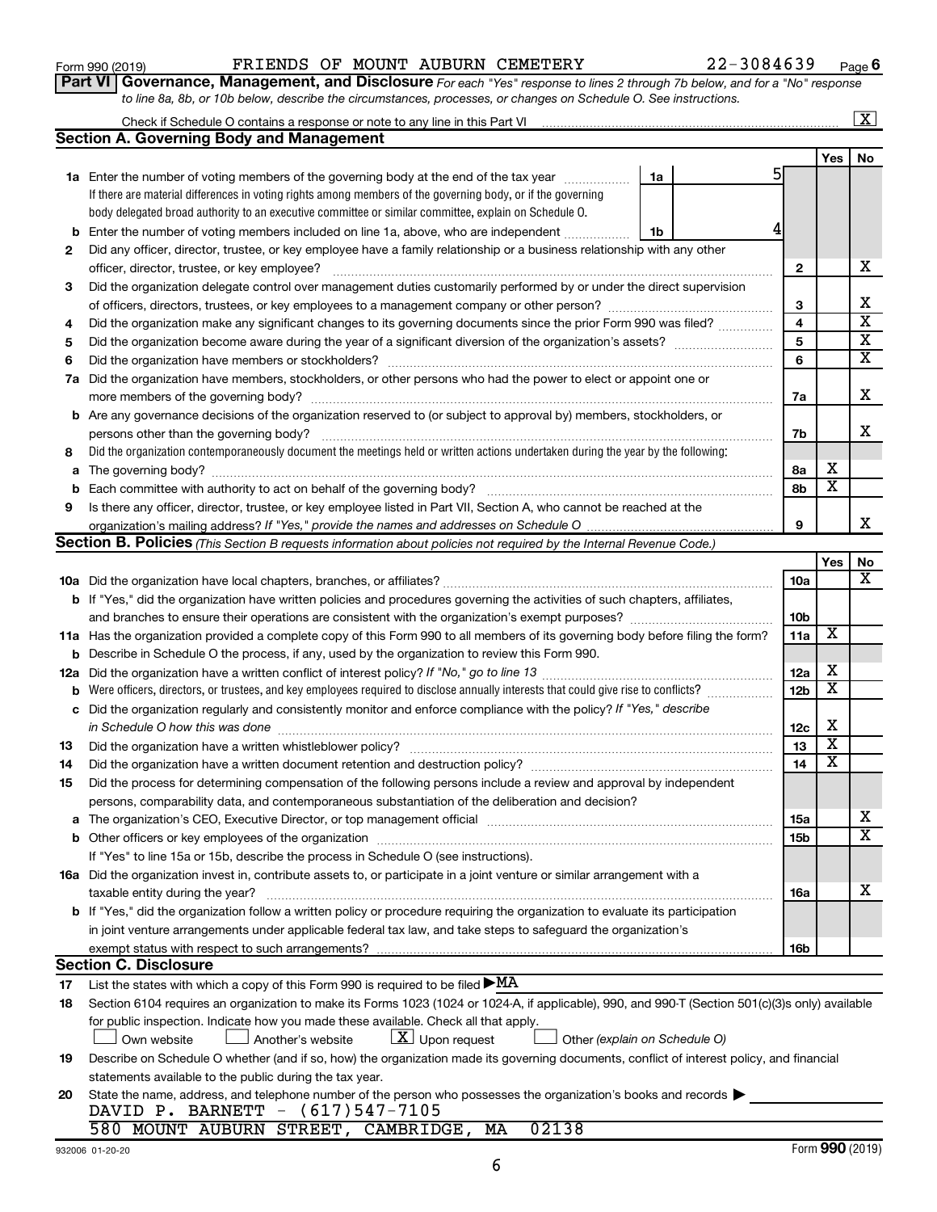Form 990 (2019) FRIENDS OF MOUNT AUBURN CEMETERY 22-3084639 Page 6

**Part VI Governance, Management, and Disclosure** *For each "Yes" response to lines 2 through 7b below, and for a "No" response to line 8a, 8b, or 10b below, describe the circumstances, processes, or changes on Schedule O. See instructions.*

Check if Schedule O contains a response or note to any line in this Part VI ..... [X]

## Section A. Governing Body and Management

| | | | Yes | No |
|---|---|---|---|---|
| **1a** | Enter the number of voting members of the governing body at the end of the tax year ..... **1a** 5<br>If there are material differences in voting rights among members of the governing body, or if the governing body delegated broad authority to an executive committee or similar committee, explain on Schedule O. | | | |
| **b** | Enter the number of voting members included on line 1a, above, who are independent ..... **1b** 4 | | | |
| **2** | Did any officer, director, trustee, or key employee have a family relationship or a business relationship with any other officer, director, trustee, or key employee? | **2** | | X |
| **3** | Did the organization delegate control over management duties customarily performed by or under the direct supervision of officers, directors, trustees, or key employees to a management company or other person? | **3** | | X |
| **4** | Did the organization make any significant changes to its governing documents since the prior Form 990 was filed? | **4** | | X |
| **5** | Did the organization become aware during the year of a significant diversion of the organization's assets? | **5** | | X |
| **6** | Did the organization have members or stockholders? | **6** | | X |
| **7a** | Did the organization have members, stockholders, or other persons who had the power to elect or appoint one or more members of the governing body? | **7a** | | X |
| **b** | Are any governance decisions of the organization reserved to (or subject to approval by) members, stockholders, or persons other than the governing body? | **7b** | | X |
| **8** | Did the organization contemporaneously document the meetings held or written actions undertaken during the year by the following: | | | |
| **a** | The governing body? | **8a** | X | |
| **b** | Each committee with authority to act on behalf of the governing body? | **8b** | X | |
| **9** | Is there any officer, director, trustee, or key employee listed in Part VII, Section A, who cannot be reached at the organization's mailing address? *If "Yes," provide the names and addresses on Schedule O* | **9** | | X |

## Section B. Policies *(This Section B requests information about policies not required by the Internal Revenue Code.)*

| | | | Yes | No |
|---|---|---|---|---|
| **10a** | Did the organization have local chapters, branches, or affiliates? | **10a** | | X |
| **b** | If "Yes," did the organization have written policies and procedures governing the activities of such chapters, affiliates, and branches to ensure their operations are consistent with the organization's exempt purposes? | **10b** | | |
| **11a** | Has the organization provided a complete copy of this Form 990 to all members of its governing body before filing the form? | **11a** | X | |
| **b** | Describe in Schedule O the process, if any, used by the organization to review this Form 990. | | | |
| **12a** | Did the organization have a written conflict of interest policy? *If "No," go to line 13* | **12a** | X | |
| **b** | Were officers, directors, or trustees, and key employees required to disclose annually interests that could give rise to conflicts? | **12b** | X | |
| **c** | Did the organization regularly and consistently monitor and enforce compliance with the policy? *If "Yes," describe in Schedule O how this was done* | **12c** | X | |
| **13** | Did the organization have a written whistleblower policy? | **13** | X | |
| **14** | Did the organization have a written document retention and destruction policy? | **14** | X | |
| **15** | Did the process for determining compensation of the following persons include a review and approval by independent persons, comparability data, and contemporaneous substantiation of the deliberation and decision? | | | |
| **a** | The organization's CEO, Executive Director, or top management official | **15a** | | X |
| **b** | Other officers or key employees of the organization<br>If "Yes" to line 15a or 15b, describe the process in Schedule O (see instructions). | **15b** | | X |
| **16a** | Did the organization invest in, contribute assets to, or participate in a joint venture or similar arrangement with a taxable entity during the year? | **16a** | | X |
| **b** | If "Yes," did the organization follow a written policy or procedure requiring the organization to evaluate its participation in joint venture arrangements under applicable federal tax law, and take steps to safeguard the organization's exempt status with respect to such arrangements? | **16b** | | |

## Section C. Disclosure

**17** List the states with which a copy of this Form 990 is required to be filed ▶ MA

**18** Section 6104 requires an organization to make its Forms 1023 (1024 or 1024-A, if applicable), 990, and 990-T (Section 501(c)(3)s only) available for public inspection. Indicate how you made these available. Check all that apply.

[ ] Own website [ ] Another's website [X] Upon request [ ] Other *(explain on Schedule O)*

**19** Describe on Schedule O whether (and if so, how) the organization made its governing documents, conflict of interest policy, and financial statements available to the public during the tax year.

**20** State the name, address, and telephone number of the person who possesses the organization's books and records ▶

DAVID P. BARNETT - (617)547-7105

580 MOUNT AUBURN STREET, CAMBRIDGE, MA 02138

932006 01-20-20 Form **990** (2019)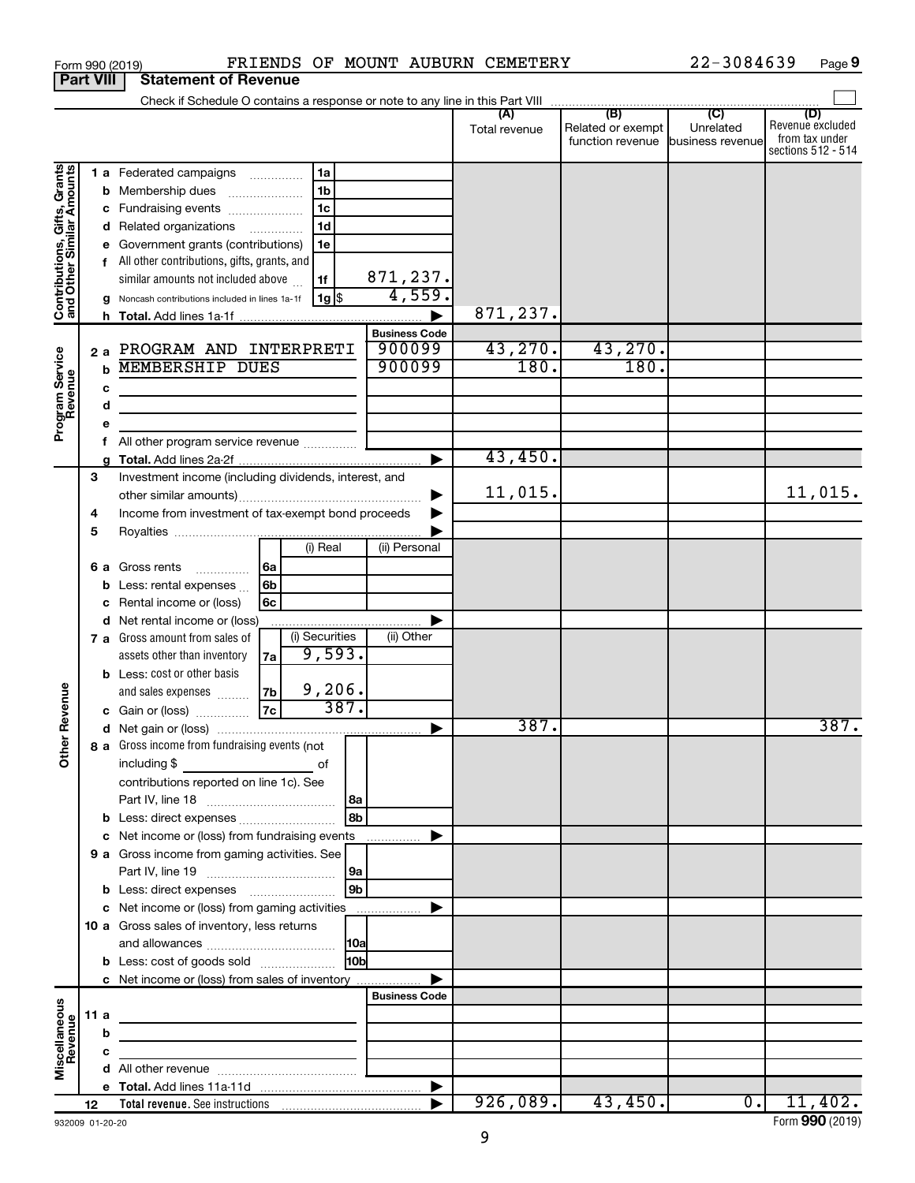Form 990 (2019) FRIENDS OF MOUNT AUBURN CEMETERY 22-3084639 Page **9**

**Part VIII Statement of Revenue**

Check if Schedule O contains a response or note to any line in this Part VIII

| | | | | (A) Total revenue | (B) Related or exempt function revenue | (C) Unrelated business revenue | (D) Revenue excluded from tax under sections 512 - 514 |
|---|---|---|---|---|---|---|---|
| **Contributions, Gifts, Grants and Other Similar Amounts** | 1 a Federated campaigns | 1a | | | | | |
| | b Membership dues | 1b | | | | | |
| | c Fundraising events | 1c | | | | | |
| | d Related organizations | 1d | | | | | |
| | e Government grants (contributions) | 1e | | | | | |
| | f All other contributions, gifts, grants, and similar amounts not included above | 1f | 871,237. | | | | |
| | g Noncash contributions included in lines 1a-1f | 1g $ | 4,559. | | | | |
| | h **Total.** Add lines 1a-1f | | | 871,237. | | | |
| **Program Service Revenue** | | | **Business Code** | | | | |
| | 2 a PROGRAM AND INTERPRETI | | 900099 | 43,270. | 43,270. | | |
| | b MEMBERSHIP DUES | | 900099 | 180. | 180. | | |
| | c | | | | | | |
| | d | | | | | | |
| | e | | | | | | |
| | f All other program service revenue | | | | | | |
| | g **Total.** Add lines 2a-2f | | | 43,450. | | | |
| **Other Revenue** | 3 Investment income (including dividends, interest, and other similar amounts) | | | 11,015. | | | 11,015. |
| | 4 Income from investment of tax-exempt bond proceeds | | | | | | |
| | 5 Royalties | | | | | | |
| | | (i) Real | (ii) Personal | | | | |
| | 6 a Gross rents | 6a | | | | | |
| | b Less: rental expenses | 6b | | | | | |
| | c Rental income or (loss) | 6c | | | | | |
| | d Net rental income or (loss) | | | | | | |
| | | (i) Securities | (ii) Other | | | | |
| | 7 a Gross amount from sales of assets other than inventory | 7a 9,593. | | | | | |
| | b Less: cost or other basis and sales expenses | 7b 9,206. | | | | | |
| | c Gain or (loss) | 7c 387. | | | | | |
| | d Net gain or (loss) | | | 387. | | | 387. |
| | 8 a Gross income from fundraising events (not including $ of contributions reported on line 1c). See Part IV, line 18 | 8a | | | | | |
| | b Less: direct expenses | 8b | | | | | |
| | c Net income or (loss) from fundraising events | | | | | | |
| | 9 a Gross income from gaming activities. See Part IV, line 19 | 9a | | | | | |
| | b Less: direct expenses | 9b | | | | | |
| | c Net income or (loss) from gaming activities | | | | | | |
| | 10 a Gross sales of inventory, less returns and allowances | 10a | | | | | |
| | b Less: cost of goods sold | 10b | | | | | |
| | c Net income or (loss) from sales of inventory | | | | | | |
| **Miscellaneous Revenue** | | | **Business Code** | | | | |
| | 11 a | | | | | | |
| | b | | | | | | |
| | c | | | | | | |
| | d All other revenue | | | | | | |
| | e **Total.** Add lines 11a-11d | | | | | | |
| | 12 **Total revenue.** See instructions | | | 926,089. | 43,450. | 0. | 11,402. |

932009 01-20-20 Form **990** (2019)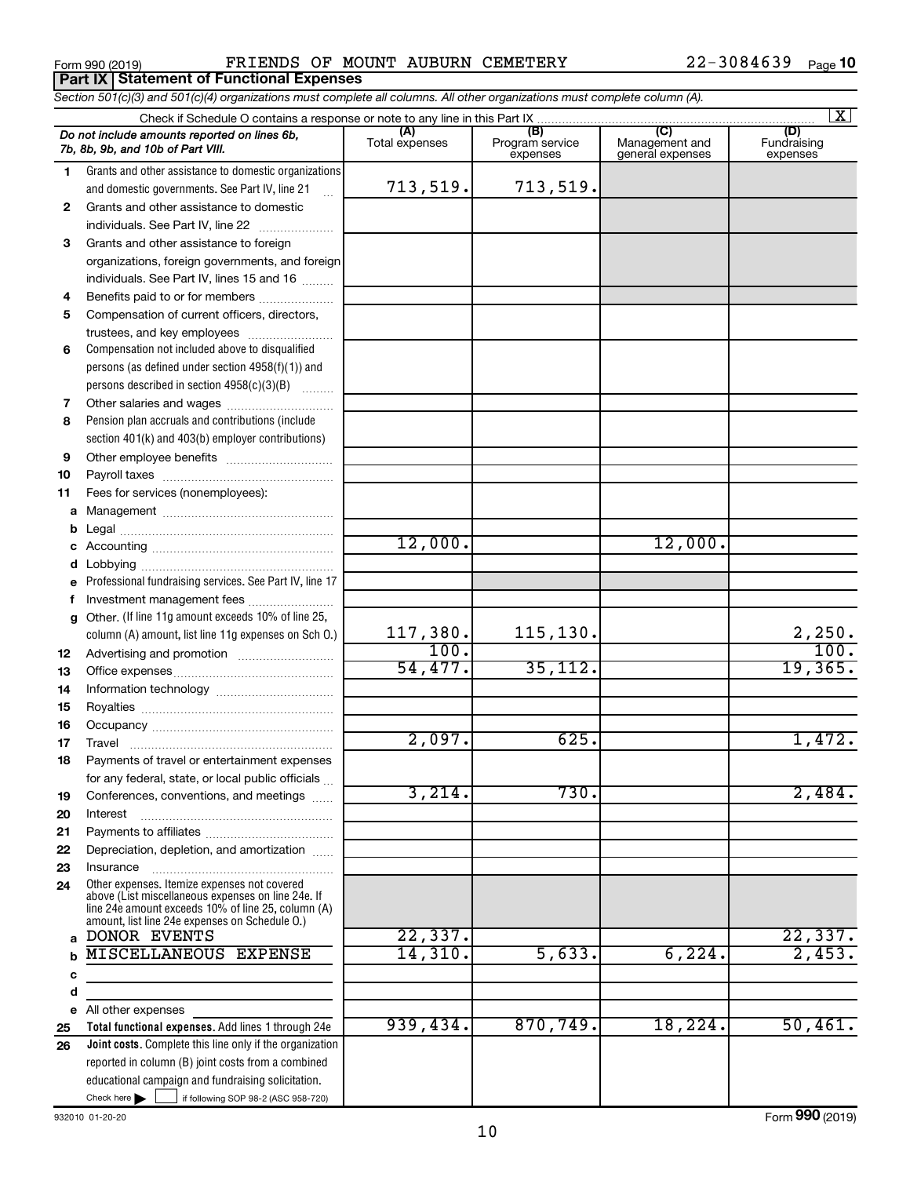Form 990 (2019) FRIENDS OF MOUNT AUBURN CEMETERY 22-3084639 Page 10

## Part IX Statement of Functional Expenses

*Section 501(c)(3) and 501(c)(4) organizations must complete all columns. All other organizations must complete column (A).*

Check if Schedule O contains a response or note to any line in this Part IX ... [X]

| | *Do not include amounts reported on lines 6b, 7b, 8b, 9b, and 10b of Part VIII.* | (A) Total expenses | (B) Program service expenses | (C) Management and general expenses | (D) Fundraising expenses |
|---|---|---|---|---|---|
| 1 | Grants and other assistance to domestic organizations and domestic governments. See Part IV, line 21 | 713,519. | 713,519. | | |
| 2 | Grants and other assistance to domestic individuals. See Part IV, line 22 | | | | |
| 3 | Grants and other assistance to foreign organizations, foreign governments, and foreign individuals. See Part IV, lines 15 and 16 | | | | |
| 4 | Benefits paid to or for members | | | | |
| 5 | Compensation of current officers, directors, trustees, and key employees | | | | |
| 6 | Compensation not included above to disqualified persons (as defined under section 4958(f)(1)) and persons described in section 4958(c)(3)(B) | | | | |
| 7 | Other salaries and wages | | | | |
| 8 | Pension plan accruals and contributions (include section 401(k) and 403(b) employer contributions) | | | | |
| 9 | Other employee benefits | | | | |
| 10 | Payroll taxes | | | | |
| 11 | Fees for services (nonemployees): | | | | |
| a | Management | | | | |
| b | Legal | | | | |
| c | Accounting | 12,000. | | 12,000. | |
| d | Lobbying | | | | |
| e | Professional fundraising services. See Part IV, line 17 | | | | |
| f | Investment management fees | | | | |
| g | Other. (If line 11g amount exceeds 10% of line 25, column (A) amount, list line 11g expenses on Sch O.) | 117,380. | 115,130. | | 2,250. |
| 12 | Advertising and promotion | 100. | | | 100. |
| 13 | Office expenses | 54,477. | 35,112. | | 19,365. |
| 14 | Information technology | | | | |
| 15 | Royalties | | | | |
| 16 | Occupancy | | | | |
| 17 | Travel | 2,097. | 625. | | 1,472. |
| 18 | Payments of travel or entertainment expenses for any federal, state, or local public officials | | | | |
| 19 | Conferences, conventions, and meetings | 3,214. | 730. | | 2,484. |
| 20 | Interest | | | | |
| 21 | Payments to affiliates | | | | |
| 22 | Depreciation, depletion, and amortization | | | | |
| 23 | Insurance | | | | |
| 24 | Other expenses. Itemize expenses not covered above (List miscellaneous expenses on line 24e. If line 24e amount exceeds 10% of line 25, column (A) amount, list line 24e expenses on Schedule O.) | | | | |
| a | DONOR EVENTS | 22,337. | | | 22,337. |
| b | MISCELLANEOUS EXPENSE | 14,310. | 5,633. | 6,224. | 2,453. |
| c | | | | | |
| d | | | | | |
| e | All other expenses | | | | |
| 25 | **Total functional expenses.** Add lines 1 through 24e | 939,434. | 870,749. | 18,224. | 50,461. |
| 26 | **Joint costs.** Complete this line only if the organization reported in column (B) joint costs from a combined educational campaign and fundraising solicitation. Check here [ ] if following SOP 98-2 (ASC 958-720) | | | | |

932010 01-20-20 Form **990** (2019)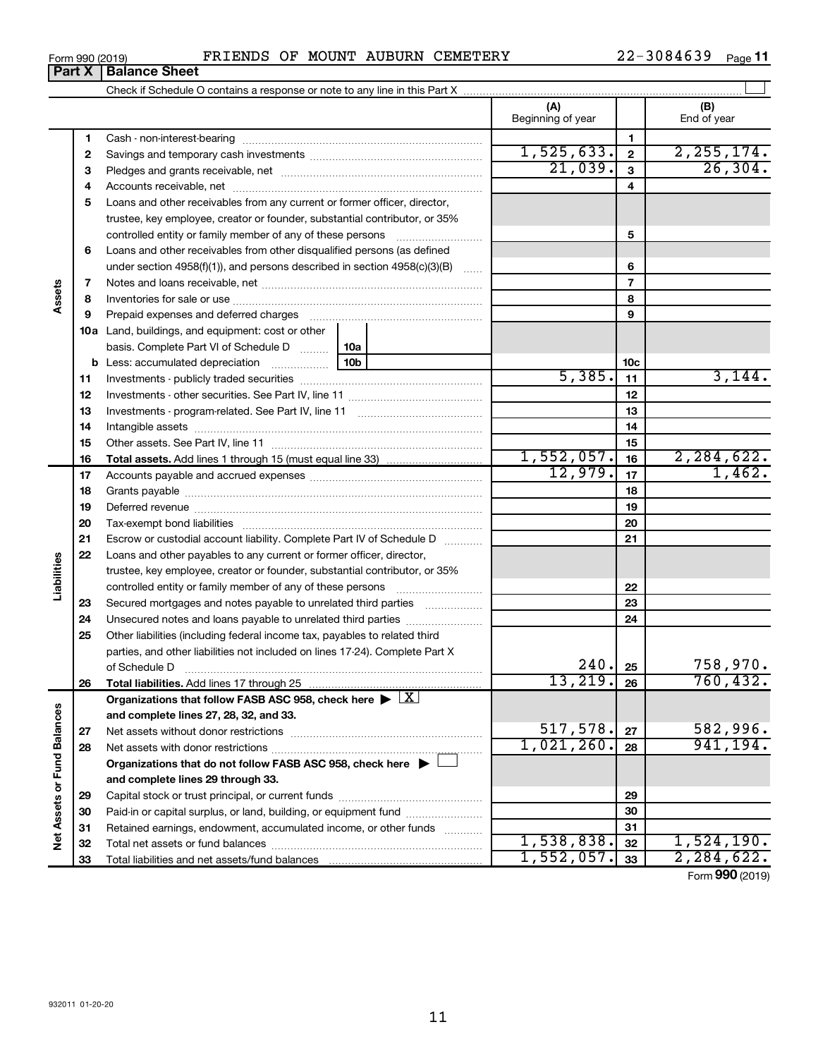Form 990 (2019) FRIENDS OF MOUNT AUBURN CEMETERY 22-3084639 Page 11

## Part X Balance Sheet

Check if Schedule O contains a response or note to any line in this Part X

| | | | (A) Beginning of year | | (B) End of year |
|---|---|---|---|---|---|
| Assets | 1 | Cash - non-interest-bearing | | 1 | |
| | 2 | Savings and temporary cash investments | 1,525,633. | 2 | 2,255,174. |
| | 3 | Pledges and grants receivable, net | 21,039. | 3 | 26,304. |
| | 4 | Accounts receivable, net | | 4 | |
| | 5 | Loans and other receivables from any current or former officer, director, trustee, key employee, creator or founder, substantial contributor, or 35% controlled entity or family member of any of these persons | | 5 | |
| | 6 | Loans and other receivables from other disqualified persons (as defined under section 4958(f)(1)), and persons described in section 4958(c)(3)(B) | | 6 | |
| | 7 | Notes and loans receivable, net | | 7 | |
| | 8 | Inventories for sale or use | | 8 | |
| | 9 | Prepaid expenses and deferred charges | | 9 | |
| | 10a | Land, buildings, and equipment: cost or other basis. Complete Part VI of Schedule D 10a | | | |
| | b | Less: accumulated depreciation 10b | | 10c | |
| | 11 | Investments - publicly traded securities | 5,385. | 11 | 3,144. |
| | 12 | Investments - other securities. See Part IV, line 11 | | 12 | |
| | 13 | Investments - program-related. See Part IV, line 11 | | 13 | |
| | 14 | Intangible assets | | 14 | |
| | 15 | Other assets. See Part IV, line 11 | | 15 | |
| | 16 | **Total assets.** Add lines 1 through 15 (must equal line 33) | 1,552,057. | 16 | 2,284,622. |
| Liabilities | 17 | Accounts payable and accrued expenses | 12,979. | 17 | 1,462. |
| | 18 | Grants payable | | 18 | |
| | 19 | Deferred revenue | | 19 | |
| | 20 | Tax-exempt bond liabilities | | 20 | |
| | 21 | Escrow or custodial account liability. Complete Part IV of Schedule D | | 21 | |
| | 22 | Loans and other payables to any current or former officer, director, trustee, key employee, creator or founder, substantial contributor, or 35% controlled entity or family member of any of these persons | | 22 | |
| | 23 | Secured mortgages and notes payable to unrelated third parties | | 23 | |
| | 24 | Unsecured notes and loans payable to unrelated third parties | | 24 | |
| | 25 | Other liabilities (including federal income tax, payables to related third parties, and other liabilities not included on lines 17-24). Complete Part X of Schedule D | 240. | 25 | 758,970. |
| | 26 | **Total liabilities.** Add lines 17 through 25 | 13,219. | 26 | 760,432. |
| Net Assets or Fund Balances | | **Organizations that follow FASB ASC 958, check here** ▶ [X] **and complete lines 27, 28, 32, and 33.** | | | |
| | 27 | Net assets without donor restrictions | 517,578. | 27 | 582,996. |
| | 28 | Net assets with donor restrictions | 1,021,260. | 28 | 941,194. |
| | | **Organizations that do not follow FASB ASC 958, check here** ▶ [ ] **and complete lines 29 through 33.** | | | |
| | 29 | Capital stock or trust principal, or current funds | | 29 | |
| | 30 | Paid-in or capital surplus, or land, building, or equipment fund | | 30 | |
| | 31 | Retained earnings, endowment, accumulated income, or other funds | | 31 | |
| | 32 | Total net assets or fund balances | 1,538,838. | 32 | 1,524,190. |
| | 33 | Total liabilities and net assets/fund balances | 1,552,057. | 33 | 2,284,622. |

Form **990** (2019)

932011 01-20-20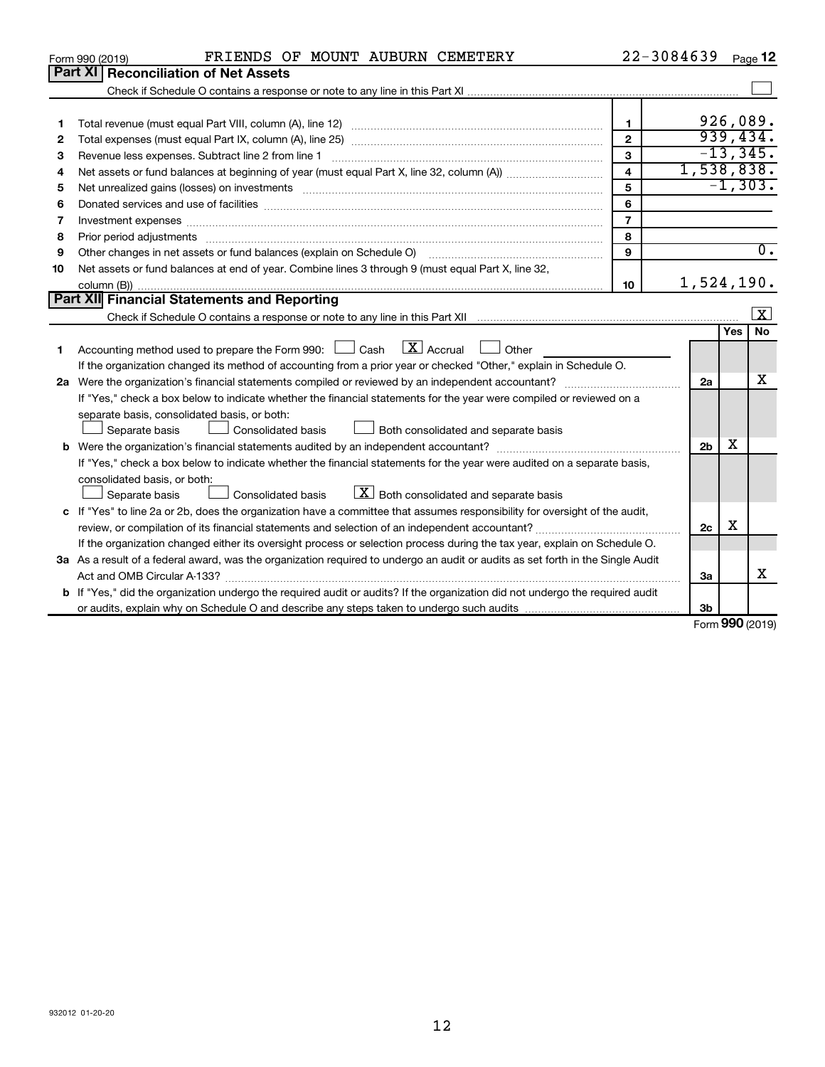Form 990 (2019) FRIENDS OF MOUNT AUBURN CEMETERY 22-3084639 Page 12

## Part XI Reconciliation of Net Assets

Check if Schedule O contains a response or note to any line in this Part XI ☐

| | | | |
|---|---|---|---|
| 1 | Total revenue (must equal Part VIII, column (A), line 12) | 1 | 926,089. |
| 2 | Total expenses (must equal Part IX, column (A), line 25) | 2 | 939,434. |
| 3 | Revenue less expenses. Subtract line 2 from line 1 | 3 | -13,345. |
| 4 | Net assets or fund balances at beginning of year (must equal Part X, line 32, column (A)) | 4 | 1,538,838. |
| 5 | Net unrealized gains (losses) on investments | 5 | -1,303. |
| 6 | Donated services and use of facilities | 6 | |
| 7 | Investment expenses | 7 | |
| 8 | Prior period adjustments | 8 | |
| 9 | Other changes in net assets or fund balances (explain on Schedule O) | 9 | 0. |
| 10 | Net assets or fund balances at end of year. Combine lines 3 through 9 (must equal Part X, line 32, column (B)) | 10 | 1,524,190. |

## Part XII Financial Statements and Reporting

Check if Schedule O contains a response or note to any line in this Part XII ☒

| | | | Yes | No |
|---|---|---|---|---|
| 1 | Accounting method used to prepare the Form 990: ☐ Cash ☒ Accrual ☐ Other<br>If the organization changed its method of accounting from a prior year or checked "Other," explain in Schedule O. | | | |
| 2a | Were the organization's financial statements compiled or reviewed by an independent accountant?<br>If "Yes," check a box below to indicate whether the financial statements for the year were compiled or reviewed on a separate basis, consolidated basis, or both:<br>☐ Separate basis ☐ Consolidated basis ☐ Both consolidated and separate basis | 2a | | X |
| b | Were the organization's financial statements audited by an independent accountant?<br>If "Yes," check a box below to indicate whether the financial statements for the year were audited on a separate basis, consolidated basis, or both:<br>☐ Separate basis ☐ Consolidated basis ☒ Both consolidated and separate basis | 2b | X | |
| c | If "Yes" to line 2a or 2b, does the organization have a committee that assumes responsibility for oversight of the audit, review, or compilation of its financial statements and selection of an independent accountant?<br>If the organization changed either its oversight process or selection process during the tax year, explain on Schedule O. | 2c | X | |
| 3a | As a result of a federal award, was the organization required to undergo an audit or audits as set forth in the Single Audit Act and OMB Circular A-133? | 3a | | X |
| b | If "Yes," did the organization undergo the required audit or audits? If the organization did not undergo the required audit or audits, explain why on Schedule O and describe any steps taken to undergo such audits | 3b | | |

Form 990 (2019)

932012 01-20-20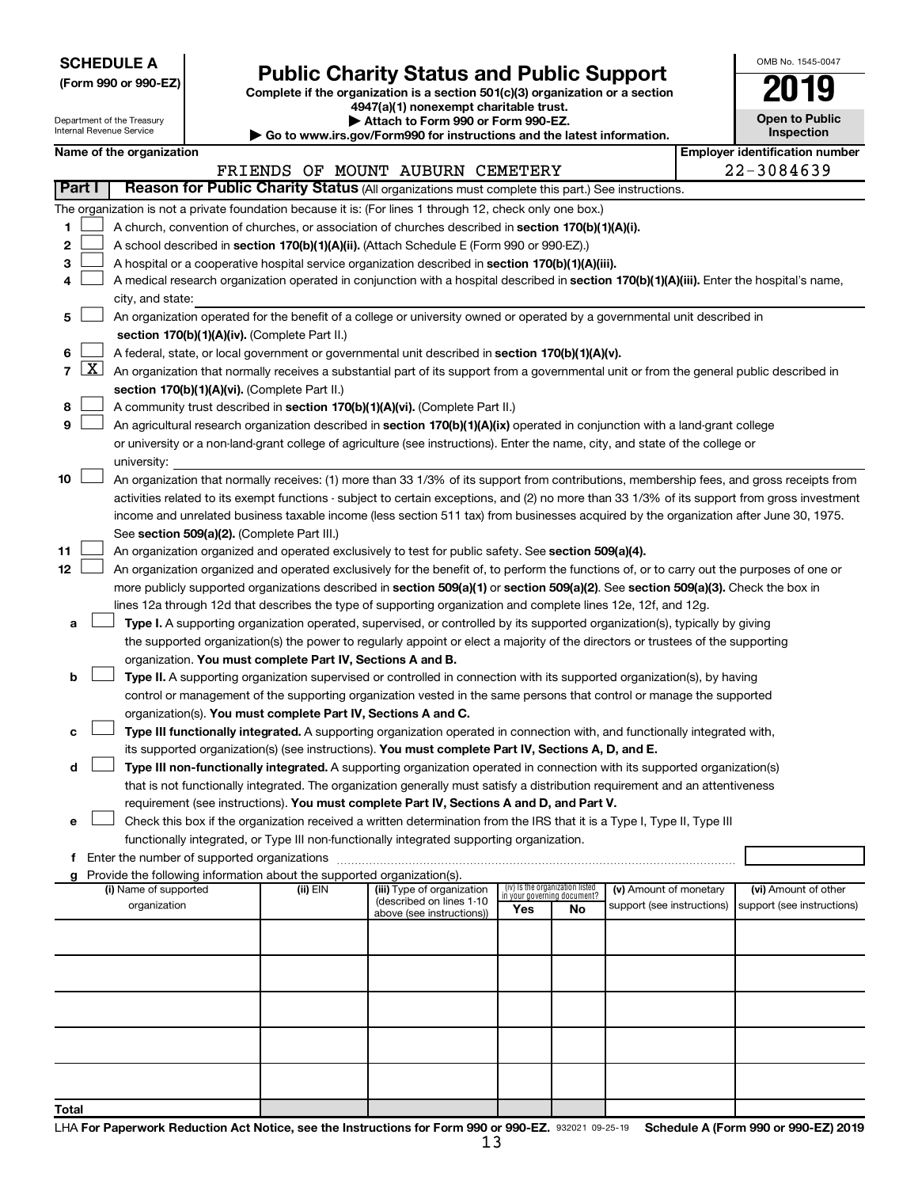**SCHEDULE A**
**(Form 990 or 990-EZ)**

Department of the Treasury
Internal Revenue Service

# Public Charity Status and Public Support

**Complete if the organization is a section 501(c)(3) organization or a section 4947(a)(1) nonexempt charitable trust.**
**▶ Attach to Form 990 or Form 990-EZ.**
**▶ Go to www.irs.gov/Form990 for instructions and the latest information.**

OMB No. 1545-0047
**2019**
**Open to Public Inspection**

**Name of the organization:** FRIENDS OF MOUNT AUBURN CEMETERY
**Employer identification number:** 22-3084639

**Part I — Reason for Public Charity Status** (All organizations must complete this part.) See instructions.

The organization is not a private foundation because it is: (For lines 1 through 12, check only one box.)

1. ☐ A church, convention of churches, or association of churches described in **section 170(b)(1)(A)(i).**
2. ☐ A school described in **section 170(b)(1)(A)(ii).** (Attach Schedule E (Form 990 or 990-EZ).)
3. ☐ A hospital or a cooperative hospital service organization described in **section 170(b)(1)(A)(iii).**
4. ☐ A medical research organization operated in conjunction with a hospital described in **section 170(b)(1)(A)(iii).** Enter the hospital's name, city, and state:
5. ☐ An organization operated for the benefit of a college or university owned or operated by a governmental unit described in **section 170(b)(1)(A)(iv).** (Complete Part II.)
6. ☐ A federal, state, or local government or governmental unit described in **section 170(b)(1)(A)(v).**
7. ☒ An organization that normally receives a substantial part of its support from a governmental unit or from the general public described in **section 170(b)(1)(A)(vi).** (Complete Part II.)
8. ☐ A community trust described in **section 170(b)(1)(A)(vi).** (Complete Part II.)
9. ☐ An agricultural research organization described in **section 170(b)(1)(A)(ix)** operated in conjunction with a land-grant college or university or a non-land-grant college of agriculture (see instructions). Enter the name, city, and state of the college or university:
10. ☐ An organization that normally receives: (1) more than 33 1/3% of its support from contributions, membership fees, and gross receipts from activities related to its exempt functions - subject to certain exceptions, and (2) no more than 33 1/3% of its support from gross investment income and unrelated business taxable income (less section 511 tax) from businesses acquired by the organization after June 30, 1975. See **section 509(a)(2).** (Complete Part III.)
11. ☐ An organization organized and operated exclusively to test for public safety. See **section 509(a)(4).**
12. ☐ An organization organized and operated exclusively for the benefit of, to perform the functions of, or to carry out the purposes of one or more publicly supported organizations described in **section 509(a)(1)** or **section 509(a)(2).** See **section 509(a)(3).** Check the box in lines 12a through 12d that describes the type of supporting organization and complete lines 12e, 12f, and 12g.
   - **a** ☐ **Type I.** A supporting organization operated, supervised, or controlled by its supported organization(s), typically by giving the supported organization(s) the power to regularly appoint or elect a majority of the directors or trustees of the supporting organization. **You must complete Part IV, Sections A and B.**
   - **b** ☐ **Type II.** A supporting organization supervised or controlled in connection with its supported organization(s), by having control or management of the supporting organization vested in the same persons that control or manage the supported organization(s). **You must complete Part IV, Sections A and C.**
   - **c** ☐ **Type III functionally integrated.** A supporting organization operated in connection with, and functionally integrated with, its supported organization(s) (see instructions). **You must complete Part IV, Sections A, D, and E.**
   - **d** ☐ **Type III non-functionally integrated.** A supporting organization operated in connection with its supported organization(s) that is not functionally integrated. The organization generally must satisfy a distribution requirement and an attentiveness requirement (see instructions). **You must complete Part IV, Sections A and D, and Part V.**
   - **e** ☐ Check this box if the organization received a written determination from the IRS that it is a Type I, Type II, Type III functionally integrated, or Type III non-functionally integrated supporting organization.
   - **f** Enter the number of supported organizations
   - **g** Provide the following information about the supported organization(s).

| (i) Name of supported organization | (ii) EIN | (iii) Type of organization (described on lines 1-10 above (see instructions)) | (iv) Is the organization listed in your governing document? Yes | No | (v) Amount of monetary support (see instructions) | (vi) Amount of other support (see instructions) |
|---|---|---|---|---|---|---|
| | | | | | | |
| | | | | | | |
| | | | | | | |
| | | | | | | |
| | | | | | | |
| **Total** | | | | | | |

LHA **For Paperwork Reduction Act Notice, see the Instructions for Form 990 or 990-EZ.** 932021 09-25-19 **Schedule A (Form 990 or 990-EZ) 2019**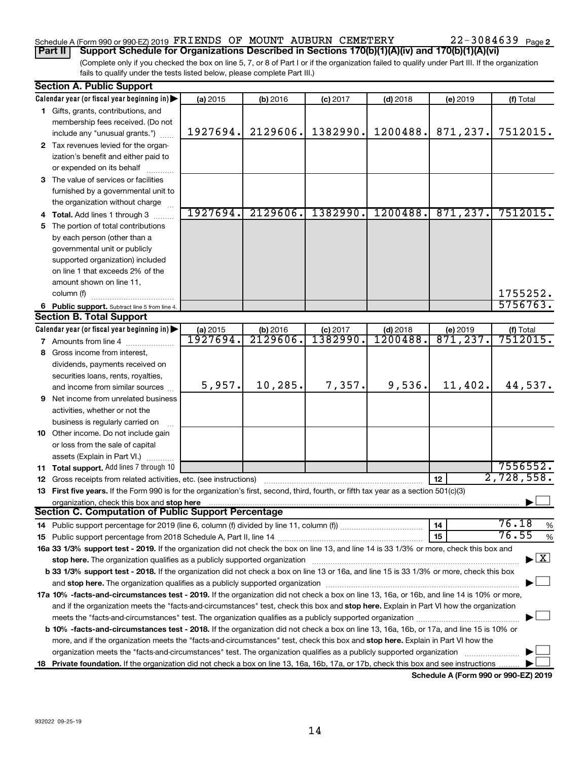Schedule A (Form 990 or 990-EZ) 2019 FRIENDS OF MOUNT AUBURN CEMETERY 22-3084639 Page 2

**Part II | Support Schedule for Organizations Described in Sections 170(b)(1)(A)(iv) and 170(b)(1)(A)(vi)**

(Complete only if you checked the box on line 5, 7, or 8 of Part I or if the organization failed to qualify under Part III. If the organization fails to qualify under the tests listed below, please complete Part III.)

**Section A. Public Support**

| Calendar year (or fiscal year beginning in) ▶ | (a) 2015 | (b) 2016 | (c) 2017 | (d) 2018 | (e) 2019 | (f) Total |
|---|---|---|---|---|---|---|
| 1 Gifts, grants, contributions, and membership fees received. (Do not include any "unusual grants.") | 1927694. | 2129606. | 1382990. | 1200488. | 871,237. | 7512015. |
| 2 Tax revenues levied for the organization's benefit and either paid to or expended on its behalf | | | | | | |
| 3 The value of services or facilities furnished by a governmental unit to the organization without charge | | | | | | |
| 4 **Total.** Add lines 1 through 3 | 1927694. | 2129606. | 1382990. | 1200488. | 871,237. | 7512015. |
| 5 The portion of total contributions by each person (other than a governmental unit or publicly supported organization) included on line 1 that exceeds 2% of the amount shown on line 11, column (f) | | | | | | 1755252. |
| 6 **Public support.** Subtract line 5 from line 4. | | | | | | 5756763. |

**Section B. Total Support**

| Calendar year (or fiscal year beginning in) ▶ | (a) 2015 | (b) 2016 | (c) 2017 | (d) 2018 | (e) 2019 | (f) Total |
|---|---|---|---|---|---|---|
| 7 Amounts from line 4 | 1927694. | 2129606. | 1382990. | 1200488. | 871,237. | 7512015. |
| 8 Gross income from interest, dividends, payments received on securities loans, rents, royalties, and income from similar sources | 5,957. | 10,285. | 7,357. | 9,536. | 11,402. | 44,537. |
| 9 Net income from unrelated business activities, whether or not the business is regularly carried on | | | | | | |
| 10 Other income. Do not include gain or loss from the sale of capital assets (Explain in Part VI.) | | | | | | |
| 11 **Total support.** Add lines 7 through 10 | | | | | | 7556552. |

12 Gross receipts from related activities, etc. (see instructions) | 12 | 2,728,558.

13 **First five years.** If the Form 990 is for the organization's first, second, third, fourth, or fifth tax year as a section 501(c)(3) organization, check this box and **stop here** ▶ ☐

**Section C. Computation of Public Support Percentage**

14 Public support percentage for 2019 (line 6, column (f) divided by line 11, column (f)) | 14 | 76.18 %

15 Public support percentage from 2018 Schedule A, Part II, line 14 | 15 | 76.55 %

**16a 33 1/3% support test - 2019.** If the organization did not check the box on line 13, and line 14 is 33 1/3% or more, check this box and **stop here.** The organization qualifies as a publicly supported organization ▶ ☒

**b 33 1/3% support test - 2018.** If the organization did not check a box on line 13 or 16a, and line 15 is 33 1/3% or more, check this box and **stop here.** The organization qualifies as a publicly supported organization ▶ ☐

**17a 10% -facts-and-circumstances test - 2019.** If the organization did not check a box on line 13, 16a, or 16b, and line 14 is 10% or more, and if the organization meets the "facts-and-circumstances" test, check this box and **stop here.** Explain in Part VI how the organization meets the "facts-and-circumstances" test. The organization qualifies as a publicly supported organization ▶ ☐

**b 10% -facts-and-circumstances test - 2018.** If the organization did not check a box on line 13, 16a, 16b, or 17a, and line 15 is 10% or more, and if the organization meets the "facts-and-circumstances" test, check this box and **stop here.** Explain in Part VI how the organization meets the "facts-and-circumstances" test. The organization qualifies as a publicly supported organization ▶ ☐

**18 Private foundation.** If the organization did not check a box on line 13, 16a, 16b, 17a, or 17b, check this box and see instructions ▶ ☐

**Schedule A (Form 990 or 990-EZ) 2019**

932022 09-25-19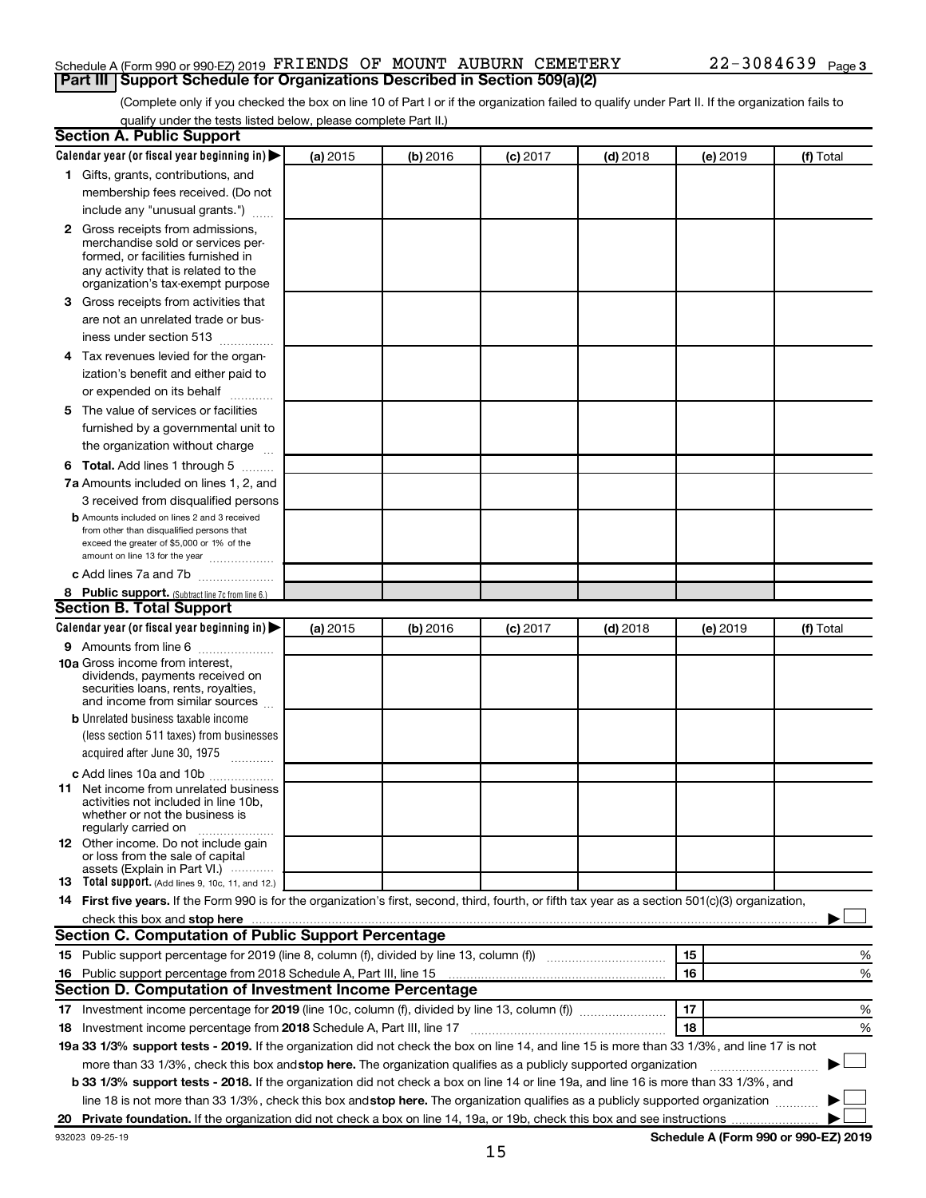Schedule A (Form 990 or 990-EZ) 2019 FRIENDS OF MOUNT AUBURN CEMETERY 22-3084639 Page 3

## Part III Support Schedule for Organizations Described in Section 509(a)(2)

(Complete only if you checked the box on line 10 of Part I or if the organization failed to qualify under Part II. If the organization fails to qualify under the tests listed below, please complete Part II.)

### Section A. Public Support

| Calendar year (or fiscal year beginning in) ▶ | (a) 2015 | (b) 2016 | (c) 2017 | (d) 2018 | (e) 2019 | (f) Total |
|---|---|---|---|---|---|---|
| 1 Gifts, grants, contributions, and membership fees received. (Do not include any "unusual grants.") | | | | | | |
| 2 Gross receipts from admissions, merchandise sold or services performed, or facilities furnished in any activity that is related to the organization's tax-exempt purpose | | | | | | |
| 3 Gross receipts from activities that are not an unrelated trade or business under section 513 | | | | | | |
| 4 Tax revenues levied for the organization's benefit and either paid to or expended on its behalf | | | | | | |
| 5 The value of services or facilities furnished by a governmental unit to the organization without charge | | | | | | |
| 6 **Total.** Add lines 1 through 5 | | | | | | |
| 7a Amounts included on lines 1, 2, and 3 received from disqualified persons | | | | | | |
| b Amounts included on lines 2 and 3 received from other than disqualified persons that exceed the greater of $5,000 or 1% of the amount on line 13 for the year | | | | | | |
| c Add lines 7a and 7b | | | | | | |
| 8 **Public support.** (Subtract line 7c from line 6.) | | | | | | |

### Section B. Total Support

| Calendar year (or fiscal year beginning in) ▶ | (a) 2015 | (b) 2016 | (c) 2017 | (d) 2018 | (e) 2019 | (f) Total |
|---|---|---|---|---|---|---|
| 9 Amounts from line 6 | | | | | | |
| 10a Gross income from interest, dividends, payments received on securities loans, rents, royalties, and income from similar sources | | | | | | |
| b Unrelated business taxable income (less section 511 taxes) from businesses acquired after June 30, 1975 | | | | | | |
| c Add lines 10a and 10b | | | | | | |
| 11 Net income from unrelated business activities not included in line 10b, whether or not the business is regularly carried on | | | | | | |
| 12 Other income. Do not include gain or loss from the sale of capital assets (Explain in Part VI.) | | | | | | |
| 13 **Total support.** (Add lines 9, 10c, 11, and 12.) | | | | | | |

14 **First five years.** If the Form 990 is for the organization's first, second, third, fourth, or fifth tax year as a section 501(c)(3) organization, check this box and **stop here** ▶ ☐

### Section C. Computation of Public Support Percentage

| | | |
|---|---|---|
| 15 Public support percentage for 2019 (line 8, column (f), divided by line 13, column (f)) | 15 | % |
| 16 Public support percentage from 2018 Schedule A, Part III, line 15 | 16 | % |

### Section D. Computation of Investment Income Percentage

| | | |
|---|---|---|
| 17 Investment income percentage for **2019** (line 10c, column (f), divided by line 13, column (f)) | 17 | % |
| 18 Investment income percentage from **2018** Schedule A, Part III, line 17 | 18 | % |

**19a 33 1/3% support tests - 2019.** If the organization did not check the box on line 14, and line 15 is more than 33 1/3%, and line 17 is not more than 33 1/3%, check this box and **stop here.** The organization qualifies as a publicly supported organization ▶ ☐

**b 33 1/3% support tests - 2018.** If the organization did not check a box on line 14 or line 19a, and line 16 is more than 33 1/3%, and line 18 is not more than 33 1/3%, check this box and **stop here.** The organization qualifies as a publicly supported organization ▶ ☐

**20 Private foundation.** If the organization did not check a box on line 14, 19a, or 19b, check this box and see instructions ▶ ☐

932023 09-25-19 **Schedule A (Form 990 or 990-EZ) 2019**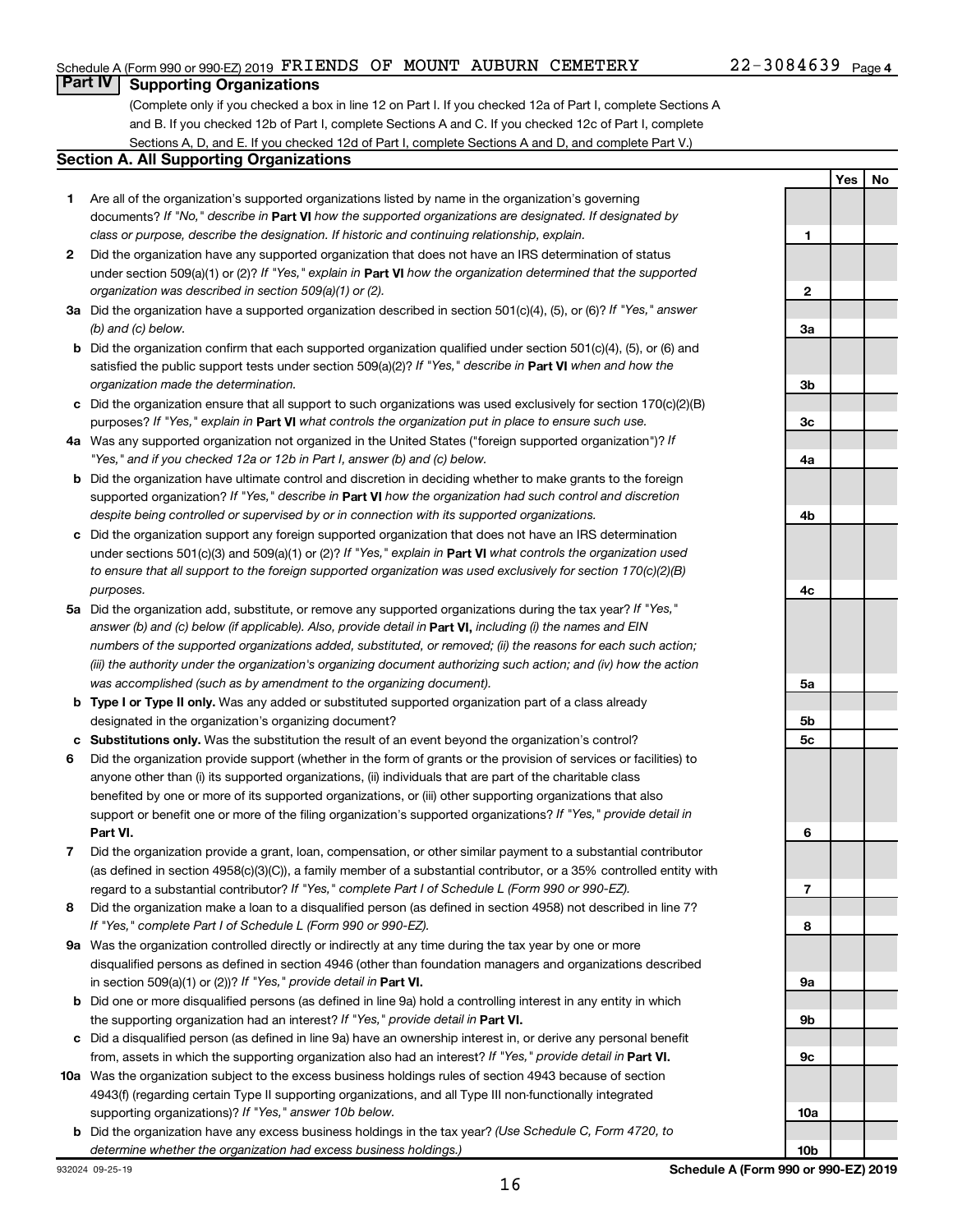Schedule A (Form 990 or 990-EZ) 2019 FRIENDS OF MOUNT AUBURN CEMETERY 22-3084639 Page 4

## Part IV Supporting Organizations

(Complete only if you checked a box in line 12 on Part I. If you checked 12a of Part I, complete Sections A and B. If you checked 12b of Part I, complete Sections A and C. If you checked 12c of Part I, complete Sections A, D, and E. If you checked 12d of Part I, complete Sections A and D, and complete Part V.)

### Section A. All Supporting Organizations

| | | | Yes | No |
|---|---|---|---|---|
| **1** | Are all of the organization's supported organizations listed by name in the organization's governing documents? *If "No," describe in* **Part VI** *how the supported organizations are designated. If designated by class or purpose, describe the designation. If historic and continuing relationship, explain.* | 1 | | |
| **2** | Did the organization have any supported organization that does not have an IRS determination of status under section 509(a)(1) or (2)? *If "Yes," explain in* **Part VI** *how the organization determined that the supported organization was described in section 509(a)(1) or (2).* | 2 | | |
| **3a** | Did the organization have a supported organization described in section 501(c)(4), (5), or (6)? *If "Yes," answer (b) and (c) below.* | 3a | | |
| **b** | Did the organization confirm that each supported organization qualified under section 501(c)(4), (5), or (6) and satisfied the public support tests under section 509(a)(2)? *If "Yes," describe in* **Part VI** *when and how the organization made the determination.* | 3b | | |
| **c** | Did the organization ensure that all support to such organizations was used exclusively for section 170(c)(2)(B) purposes? *If "Yes," explain in* **Part VI** *what controls the organization put in place to ensure such use.* | 3c | | |
| **4a** | Was any supported organization not organized in the United States ("foreign supported organization")? *If "Yes," and if you checked 12a or 12b in Part I, answer (b) and (c) below.* | 4a | | |
| **b** | Did the organization have ultimate control and discretion in deciding whether to make grants to the foreign supported organization? *If "Yes," describe in* **Part VI** *how the organization had such control and discretion despite being controlled or supervised by or in connection with its supported organizations.* | 4b | | |
| **c** | Did the organization support any foreign supported organization that does not have an IRS determination under sections 501(c)(3) and 509(a)(1) or (2)? *If "Yes," explain in* **Part VI** *what controls the organization used to ensure that all support to the foreign supported organization was used exclusively for section 170(c)(2)(B) purposes.* | 4c | | |
| **5a** | Did the organization add, substitute, or remove any supported organizations during the tax year? *If "Yes," answer (b) and (c) below (if applicable). Also, provide detail in* **Part VI,** *including (i) the names and EIN numbers of the supported organizations added, substituted, or removed; (ii) the reasons for each such action; (iii) the authority under the organization's organizing document authorizing such action; and (iv) how the action was accomplished (such as by amendment to the organizing document).* | 5a | | |
| **b** | **Type I or Type II only.** Was any added or substituted supported organization part of a class already designated in the organization's organizing document? | 5b | | |
| **c** | **Substitutions only.** Was the substitution the result of an event beyond the organization's control? | 5c | | |
| **6** | Did the organization provide support (whether in the form of grants or the provision of services or facilities) to anyone other than (i) its supported organizations, (ii) individuals that are part of the charitable class benefited by one or more of its supported organizations, or (iii) other supporting organizations that also support or benefit one or more of the filing organization's supported organizations? *If "Yes," provide detail in* **Part VI.** | 6 | | |
| **7** | Did the organization provide a grant, loan, compensation, or other similar payment to a substantial contributor (as defined in section 4958(c)(3)(C)), a family member of a substantial contributor, or a 35% controlled entity with regard to a substantial contributor? *If "Yes," complete Part I of Schedule L (Form 990 or 990-EZ).* | 7 | | |
| **8** | Did the organization make a loan to a disqualified person (as defined in section 4958) not described in line 7? *If "Yes," complete Part I of Schedule L (Form 990 or 990-EZ).* | 8 | | |
| **9a** | Was the organization controlled directly or indirectly at any time during the tax year by one or more disqualified persons as defined in section 4946 (other than foundation managers and organizations described in section 509(a)(1) or (2))? *If "Yes," provide detail in* **Part VI.** | 9a | | |
| **b** | Did one or more disqualified persons (as defined in line 9a) hold a controlling interest in any entity in which the supporting organization had an interest? *If "Yes," provide detail in* **Part VI.** | 9b | | |
| **c** | Did a disqualified person (as defined in line 9a) have an ownership interest in, or derive any personal benefit from, assets in which the supporting organization also had an interest? *If "Yes," provide detail in* **Part VI.** | 9c | | |
| **10a** | Was the organization subject to the excess business holdings rules of section 4943 because of section 4943(f) (regarding certain Type II supporting organizations, and all Type III non-functionally integrated supporting organizations)? *If "Yes," answer 10b below.* | 10a | | |
| **b** | Did the organization have any excess business holdings in the tax year? *(Use Schedule C, Form 4720, to determine whether the organization had excess business holdings.)* | 10b | | |

932024 09-25-19 **Schedule A (Form 990 or 990-EZ) 2019**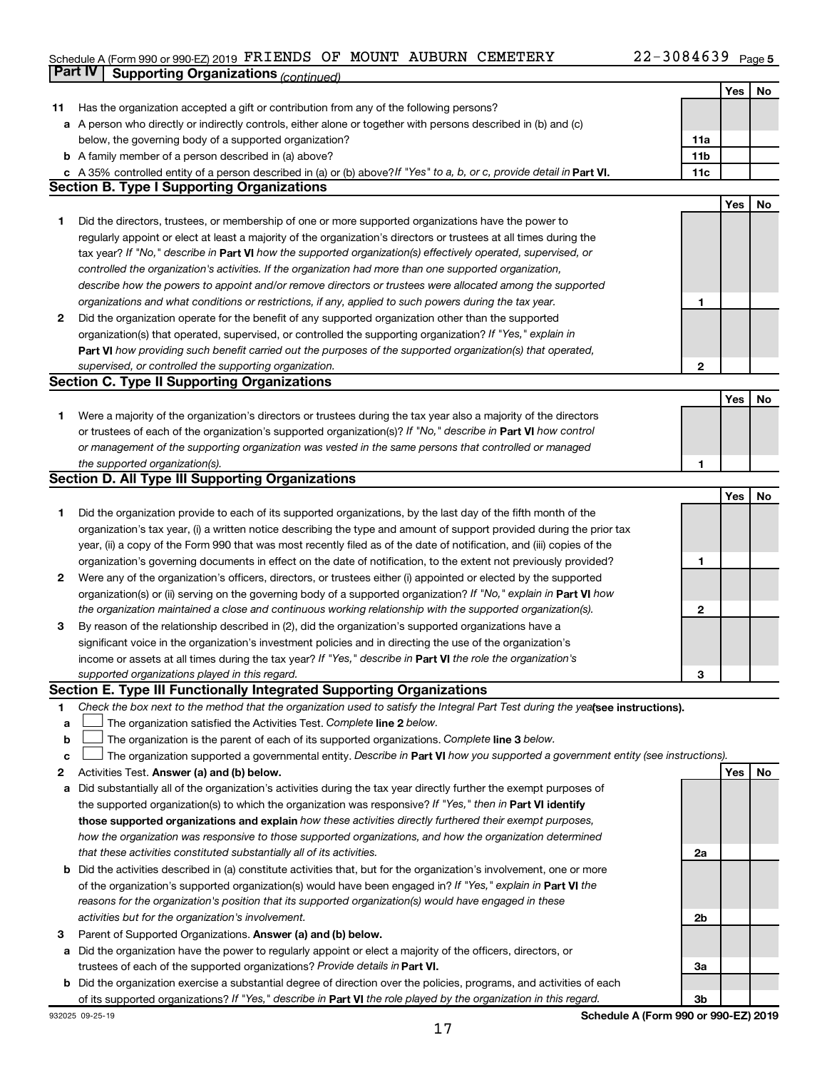Schedule A (Form 990 or 990-EZ) 2019 FRIENDS OF MOUNT AUBURN CEMETERY 22-3084639 Page 5

## Part IV Supporting Organizations *(continued)*

| | | | Yes | No |
|---|---|---|---|---|
| **11** | Has the organization accepted a gift or contribution from any of the following persons? | | | |
| **a** | A person who directly or indirectly controls, either alone or together with persons described in (b) and (c) below, the governing body of a supported organization? | **11a** | | |
| **b** | A family member of a person described in (a) above? | **11b** | | |
| **c** | A 35% controlled entity of a person described in (a) or (b) above? *If "Yes" to a, b, or c, provide detail in* **Part VI.** | **11c** | | |

### Section B. Type I Supporting Organizations

| | | | Yes | No |
|---|---|---|---|---|
| **1** | Did the directors, trustees, or membership of one or more supported organizations have the power to regularly appoint or elect at least a majority of the organization's directors or trustees at all times during the tax year? *If "No," describe in* **Part VI** *how the supported organization(s) effectively operated, supervised, or controlled the organization's activities. If the organization had more than one supported organization, describe how the powers to appoint and/or remove directors or trustees were allocated among the supported organizations and what conditions or restrictions, if any, applied to such powers during the tax year.* | **1** | | |
| **2** | Did the organization operate for the benefit of any supported organization other than the supported organization(s) that operated, supervised, or controlled the supporting organization? *If "Yes," explain in* **Part VI** *how providing such benefit carried out the purposes of the supported organization(s) that operated, supervised, or controlled the supporting organization.* | **2** | | |

### Section C. Type II Supporting Organizations

| | | | Yes | No |
|---|---|---|---|---|
| **1** | Were a majority of the organization's directors or trustees during the tax year also a majority of the directors or trustees of each of the organization's supported organization(s)? *If "No," describe in* **Part VI** *how control or management of the supporting organization was vested in the same persons that controlled or managed the supported organization(s).* | **1** | | |

### Section D. All Type III Supporting Organizations

| | | | Yes | No |
|---|---|---|---|---|
| **1** | Did the organization provide to each of its supported organizations, by the last day of the fifth month of the organization's tax year, (i) a written notice describing the type and amount of support provided during the prior tax year, (ii) a copy of the Form 990 that was most recently filed as of the date of notification, and (iii) copies of the organization's governing documents in effect on the date of notification, to the extent not previously provided? | **1** | | |
| **2** | Were any of the organization's officers, directors, or trustees either (i) appointed or elected by the supported organization(s) or (ii) serving on the governing body of a supported organization? *If "No," explain in* **Part VI** *how the organization maintained a close and continuous working relationship with the supported organization(s).* | **2** | | |
| **3** | By reason of the relationship described in (2), did the organization's supported organizations have a significant voice in the organization's investment policies and in directing the use of the organization's income or assets at all times during the tax year? *If "Yes," describe in* **Part VI** *the role the organization's supported organizations played in this regard.* | **3** | | |

### Section E. Type III Functionally Integrated Supporting Organizations

**1** *Check the box next to the method that the organization used to satisfy the Integral Part Test during the year* **(see instructions).**

- **a** ☐ The organization satisfied the Activities Test. *Complete* **line 2** *below.*
- **b** ☐ The organization is the parent of each of its supported organizations. *Complete* **line 3** *below.*
- **c** ☐ The organization supported a governmental entity. *Describe in* **Part VI** *how you supported a government entity (see instructions).*

| | | | Yes | No |
|---|---|---|---|---|
| **2** | Activities Test. **Answer (a) and (b) below.** | | | |
| **a** | Did substantially all of the organization's activities during the tax year directly further the exempt purposes of the supported organization(s) to which the organization was responsive? *If "Yes," then in* **Part VI identify those supported organizations and explain** *how these activities directly furthered their exempt purposes, how the organization was responsive to those supported organizations, and how the organization determined that these activities constituted substantially all of its activities.* | **2a** | | |
| **b** | Did the activities described in (a) constitute activities that, but for the organization's involvement, one or more of the organization's supported organization(s) would have been engaged in? *If "Yes," explain in* **Part VI** *the reasons for the organization's position that its supported organization(s) would have engaged in these activities but for the organization's involvement.* | **2b** | | |
| **3** | Parent of Supported Organizations. **Answer (a) and (b) below.** | | | |
| **a** | Did the organization have the power to regularly appoint or elect a majority of the officers, directors, or trustees of each of the supported organizations? *Provide details in* **Part VI.** | **3a** | | |
| **b** | Did the organization exercise a substantial degree of direction over the policies, programs, and activities of each of its supported organizations? *If "Yes," describe in* **Part VI** *the role played by the organization in this regard.* | **3b** | | |

932025 09-25-19 **Schedule A (Form 990 or 990-EZ) 2019**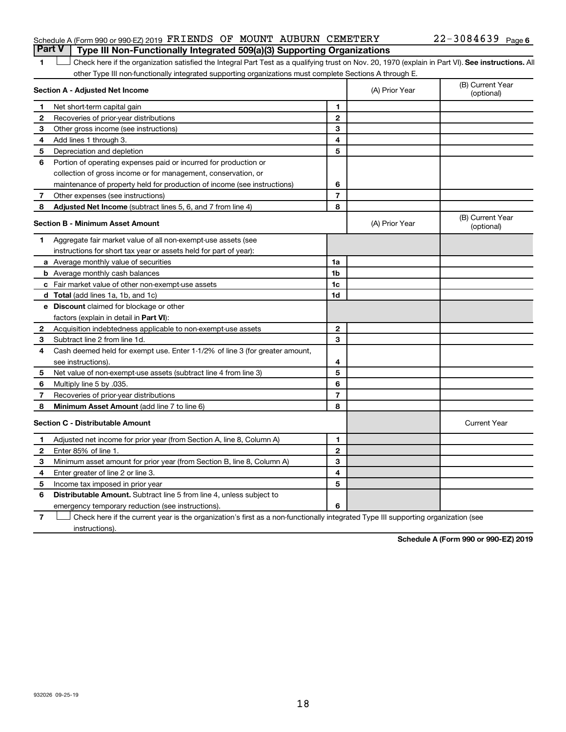Schedule A (Form 990 or 990-EZ) 2019 FRIENDS OF MOUNT AUBURN CEMETERY 22-3084639 Page 6

## Part V Type III Non-Functionally Integrated 509(a)(3) Supporting Organizations

1 ☐ Check here if the organization satisfied the Integral Part Test as a qualifying trust on Nov. 20, 1970 (explain in Part VI). **See instructions.** All other Type III non-functionally integrated supporting organizations must complete Sections A through E.

| **Section A - Adjusted Net Income** | | (A) Prior Year | (B) Current Year (optional) |
|---|---|---|---|
| **1** Net short-term capital gain | 1 | | |
| **2** Recoveries of prior-year distributions | 2 | | |
| **3** Other gross income (see instructions) | 3 | | |
| **4** Add lines 1 through 3. | 4 | | |
| **5** Depreciation and depletion | 5 | | |
| **6** Portion of operating expenses paid or incurred for production or collection of gross income or for management, conservation, or maintenance of property held for production of income (see instructions) | 6 | | |
| **7** Other expenses (see instructions) | 7 | | |
| **8** **Adjusted Net Income** (subtract lines 5, 6, and 7 from line 4) | 8 | | |

| **Section B - Minimum Asset Amount** | | (A) Prior Year | (B) Current Year (optional) |
|---|---|---|---|
| **1** Aggregate fair market value of all non-exempt-use assets (see instructions for short tax year or assets held for part of year): | | | |
| **a** Average monthly value of securities | 1a | | |
| **b** Average monthly cash balances | 1b | | |
| **c** Fair market value of other non-exempt-use assets | 1c | | |
| **d** **Total** (add lines 1a, 1b, and 1c) | 1d | | |
| **e** **Discount** claimed for blockage or other factors (explain in detail in **Part VI**): | | | |
| **2** Acquisition indebtedness applicable to non-exempt-use assets | 2 | | |
| **3** Subtract line 2 from line 1d. | 3 | | |
| **4** Cash deemed held for exempt use. Enter 1-1/2% of line 3 (for greater amount, see instructions). | 4 | | |
| **5** Net value of non-exempt-use assets (subtract line 4 from line 3) | 5 | | |
| **6** Multiply line 5 by .035. | 6 | | |
| **7** Recoveries of prior-year distributions | 7 | | |
| **8** **Minimum Asset Amount** (add line 7 to line 6) | 8 | | |

| **Section C - Distributable Amount** | | | Current Year |
|---|---|---|---|
| **1** Adjusted net income for prior year (from Section A, line 8, Column A) | 1 | | |
| **2** Enter 85% of line 1. | 2 | | |
| **3** Minimum asset amount for prior year (from Section B, line 8, Column A) | 3 | | |
| **4** Enter greater of line 2 or line 3. | 4 | | |
| **5** Income tax imposed in prior year | 5 | | |
| **6** **Distributable Amount.** Subtract line 5 from line 4, unless subject to emergency temporary reduction (see instructions). | 6 | | |

7 ☐ Check here if the current year is the organization's first as a non-functionally integrated Type III supporting organization (see instructions).

**Schedule A (Form 990 or 990-EZ) 2019**

932026 09-25-19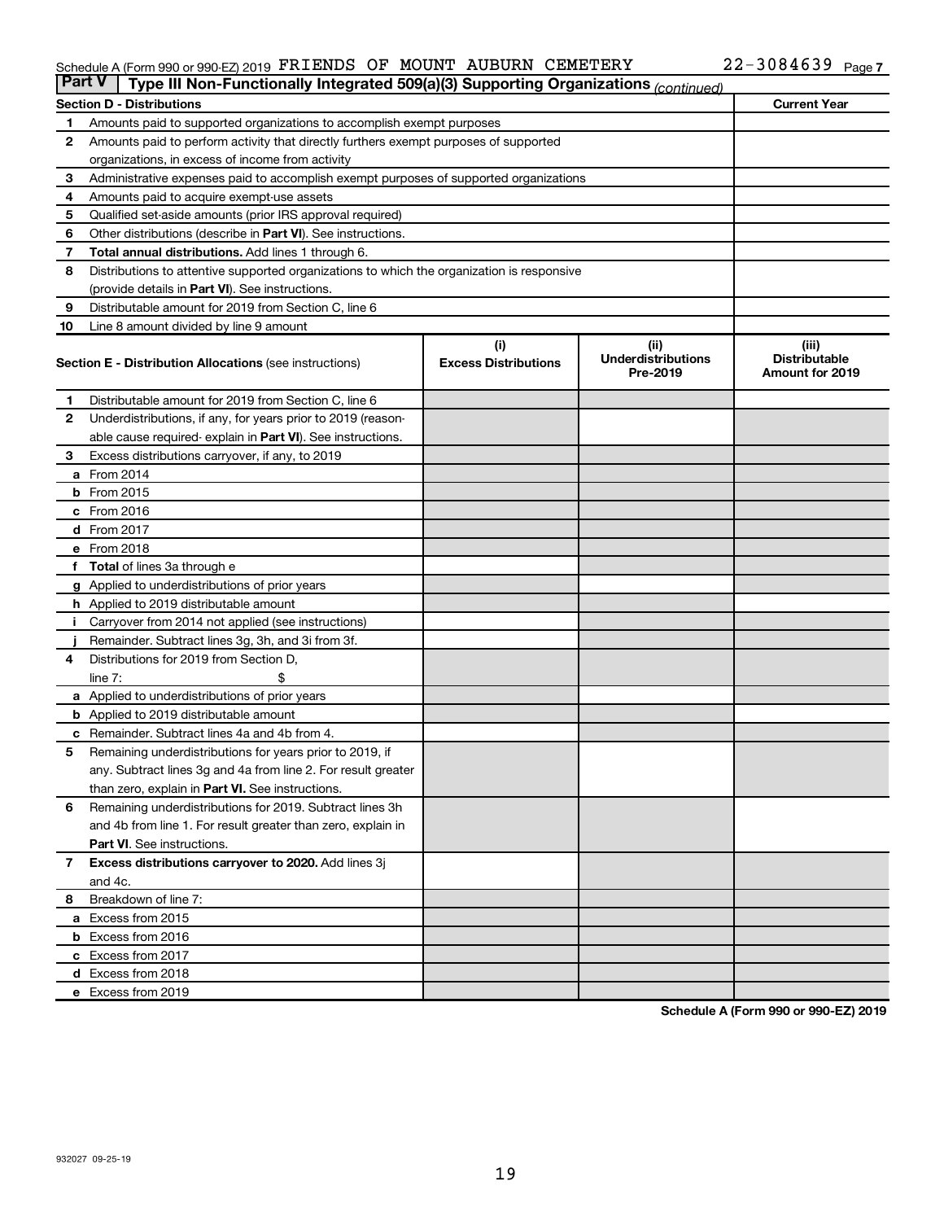Schedule A (Form 990 or 990-EZ) 2019 FRIENDS OF MOUNT AUBURN CEMETERY 22-3084639 Page 7

**Part V | Type III Non-Functionally Integrated 509(a)(3) Supporting Organizations** *(continued)*

| **Section D - Distributions** | **Current Year** |
|---|---|
| 1 Amounts paid to supported organizations to accomplish exempt purposes | |
| 2 Amounts paid to perform activity that directly furthers exempt purposes of supported organizations, in excess of income from activity | |
| 3 Administrative expenses paid to accomplish exempt purposes of supported organizations | |
| 4 Amounts paid to acquire exempt-use assets | |
| 5 Qualified set-aside amounts (prior IRS approval required) | |
| 6 Other distributions (describe in **Part VI**). See instructions. | |
| 7 **Total annual distributions.** Add lines 1 through 6. | |
| 8 Distributions to attentive supported organizations to which the organization is responsive (provide details in **Part VI**). See instructions. | |
| 9 Distributable amount for 2019 from Section C, line 6 | |
| 10 Line 8 amount divided by line 9 amount | |

| **Section E - Distribution Allocations** (see instructions) | (i) Excess Distributions | (ii) Underdistributions Pre-2019 | (iii) Distributable Amount for 2019 |
|---|---|---|---|
| 1 Distributable amount for 2019 from Section C, line 6 | | | |
| 2 Underdistributions, if any, for years prior to 2019 (reasonable cause required- explain in **Part VI**). See instructions. | | | |
| 3 Excess distributions carryover, if any, to 2019 | | | |
| a From 2014 | | | |
| b From 2015 | | | |
| c From 2016 | | | |
| d From 2017 | | | |
| e From 2018 | | | |
| f **Total** of lines 3a through e | | | |
| g Applied to underdistributions of prior years | | | |
| h Applied to 2019 distributable amount | | | |
| i Carryover from 2014 not applied (see instructions) | | | |
| j Remainder. Subtract lines 3g, 3h, and 3i from 3f. | | | |
| 4 Distributions for 2019 from Section D, line 7: $ | | | |
| a Applied to underdistributions of prior years | | | |
| b Applied to 2019 distributable amount | | | |
| c Remainder. Subtract lines 4a and 4b from 4. | | | |
| 5 Remaining underdistributions for years prior to 2019, if any. Subtract lines 3g and 4a from line 2. For result greater than zero, explain in **Part VI.** See instructions. | | | |
| 6 Remaining underdistributions for 2019. Subtract lines 3h and 4b from line 1. For result greater than zero, explain in **Part VI**. See instructions. | | | |
| 7 **Excess distributions carryover to 2020.** Add lines 3j and 4c. | | | |
| 8 Breakdown of line 7: | | | |
| a Excess from 2015 | | | |
| b Excess from 2016 | | | |
| c Excess from 2017 | | | |
| d Excess from 2018 | | | |
| e Excess from 2019 | | | |

**Schedule A (Form 990 or 990-EZ) 2019**

932027 09-25-19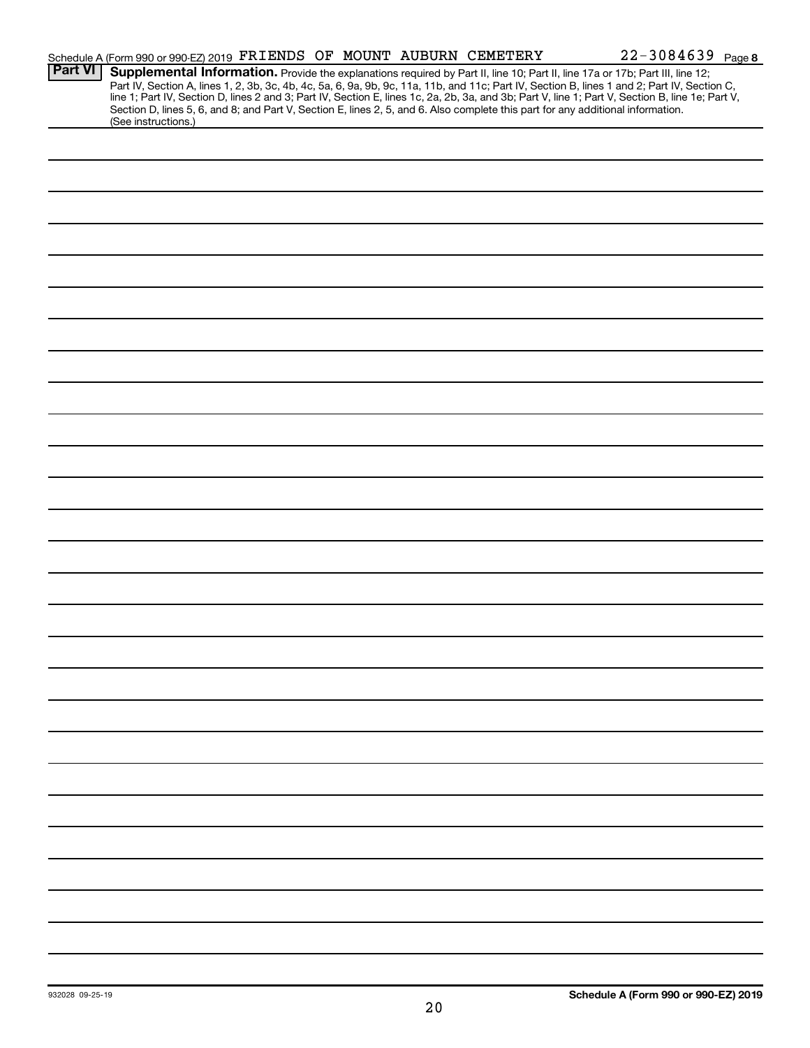Schedule A (Form 990 or 990-EZ) 2019 FRIENDS OF MOUNT AUBURN CEMETERY 22-3084639 Page 8

## Part VI Supplemental Information.

Provide the explanations required by Part II, line 10; Part II, line 17a or 17b; Part III, line 12; Part IV, Section A, lines 1, 2, 3b, 3c, 4b, 4c, 5a, 6, 9a, 9b, 9c, 11a, 11b, and 11c; Part IV, Section B, lines 1 and 2; Part IV, Section C, line 1; Part IV, Section D, lines 2 and 3; Part IV, Section E, lines 1c, 2a, 2b, 3a, and 3b; Part V, line 1; Part V, Section B, line 1e; Part V, Section D, lines 5, 6, and 8; and Part V, Section E, lines 2, 5, and 6. Also complete this part for any additional information. (See instructions.)

932028 09-25-19

**Schedule A (Form 990 or 990-EZ) 2019**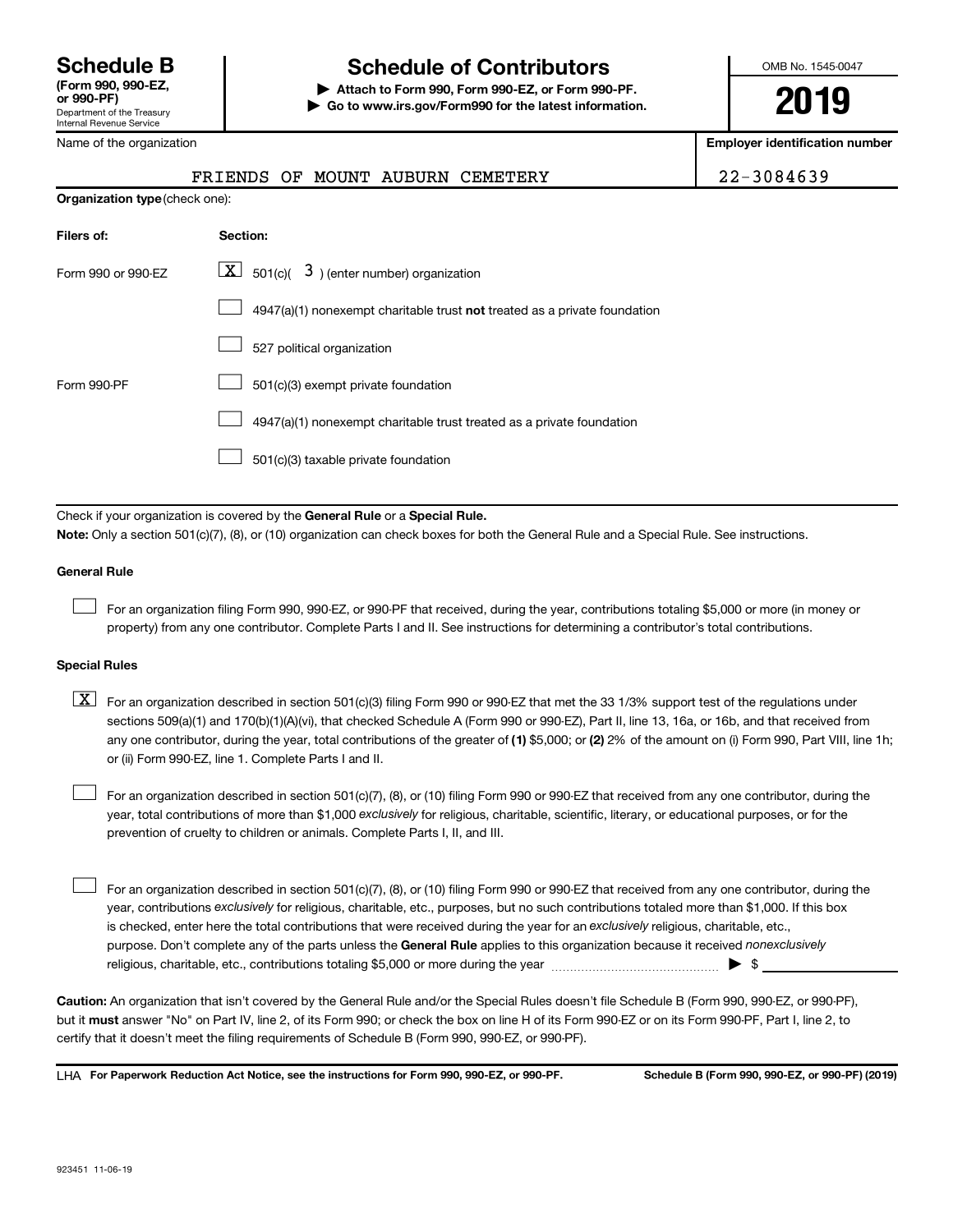# Schedule B

**(Form 990, 990-EZ, or 990-PF)**

Department of the Treasury
Internal Revenue Service

# Schedule of Contributors

**▶ Attach to Form 990, Form 990-EZ, or Form 990-PF.**
**▶ Go to www.irs.gov/Form990 for the latest information.**

OMB No. 1545-0047

**2019**

Name of the organization: FRIENDS OF MOUNT AUBURN CEMETERY

**Employer identification number:** 22-3084639

**Organization type** (check one):

| Filers of: | Section: |
| --- | --- |
| Form 990 or 990-EZ | [X] 501(c)( 3 ) (enter number) organization |
| | [ ] 4947(a)(1) nonexempt charitable trust **not** treated as a private foundation |
| | [ ] 527 political organization |
| Form 990-PF | [ ] 501(c)(3) exempt private foundation |
| | [ ] 4947(a)(1) nonexempt charitable trust treated as a private foundation |
| | [ ] 501(c)(3) taxable private foundation |

Check if your organization is covered by the **General Rule** or a **Special Rule.**

**Note:** Only a section 501(c)(7), (8), or (10) organization can check boxes for both the General Rule and a Special Rule. See instructions.

### General Rule

[ ] For an organization filing Form 990, 990-EZ, or 990-PF that received, during the year, contributions totaling $5,000 or more (in money or property) from any one contributor. Complete Parts I and II. See instructions for determining a contributor's total contributions.

### Special Rules

[X] For an organization described in section 501(c)(3) filing Form 990 or 990-EZ that met the 33 1/3% support test of the regulations under sections 509(a)(1) and 170(b)(1)(A)(vi), that checked Schedule A (Form 990 or 990-EZ), Part II, line 13, 16a, or 16b, and that received from any one contributor, during the year, total contributions of the greater of **(1)** $5,000; or **(2)** 2% of the amount on (i) Form 990, Part VIII, line 1h; or (ii) Form 990-EZ, line 1. Complete Parts I and II.

[ ] For an organization described in section 501(c)(7), (8), or (10) filing Form 990 or 990-EZ that received from any one contributor, during the year, total contributions of more than $1,000 *exclusively* for religious, charitable, scientific, literary, or educational purposes, or for the prevention of cruelty to children or animals. Complete Parts I, II, and III.

[ ] For an organization described in section 501(c)(7), (8), or (10) filing Form 990 or 990-EZ that received from any one contributor, during the year, contributions *exclusively* for religious, charitable, etc., purposes, but no such contributions totaled more than $1,000. If this box is checked, enter here the total contributions that were received during the year for an *exclusively* religious, charitable, etc., purpose. Don't complete any of the parts unless the **General Rule** applies to this organization because it received *nonexclusively* religious, charitable, etc., contributions totaling $5,000 or more during the year ▶ $ ____________

**Caution:** An organization that isn't covered by the General Rule and/or the Special Rules doesn't file Schedule B (Form 990, 990-EZ, or 990-PF), but it **must** answer "No" on Part IV, line 2, of its Form 990; or check the box on line H of its Form 990-EZ or on its Form 990-PF, Part I, line 2, to certify that it doesn't meet the filing requirements of Schedule B (Form 990, 990-EZ, or 990-PF).

LHA **For Paperwork Reduction Act Notice, see the instructions for Form 990, 990-EZ, or 990-PF.** **Schedule B (Form 990, 990-EZ, or 990-PF) (2019)**

923451 11-06-19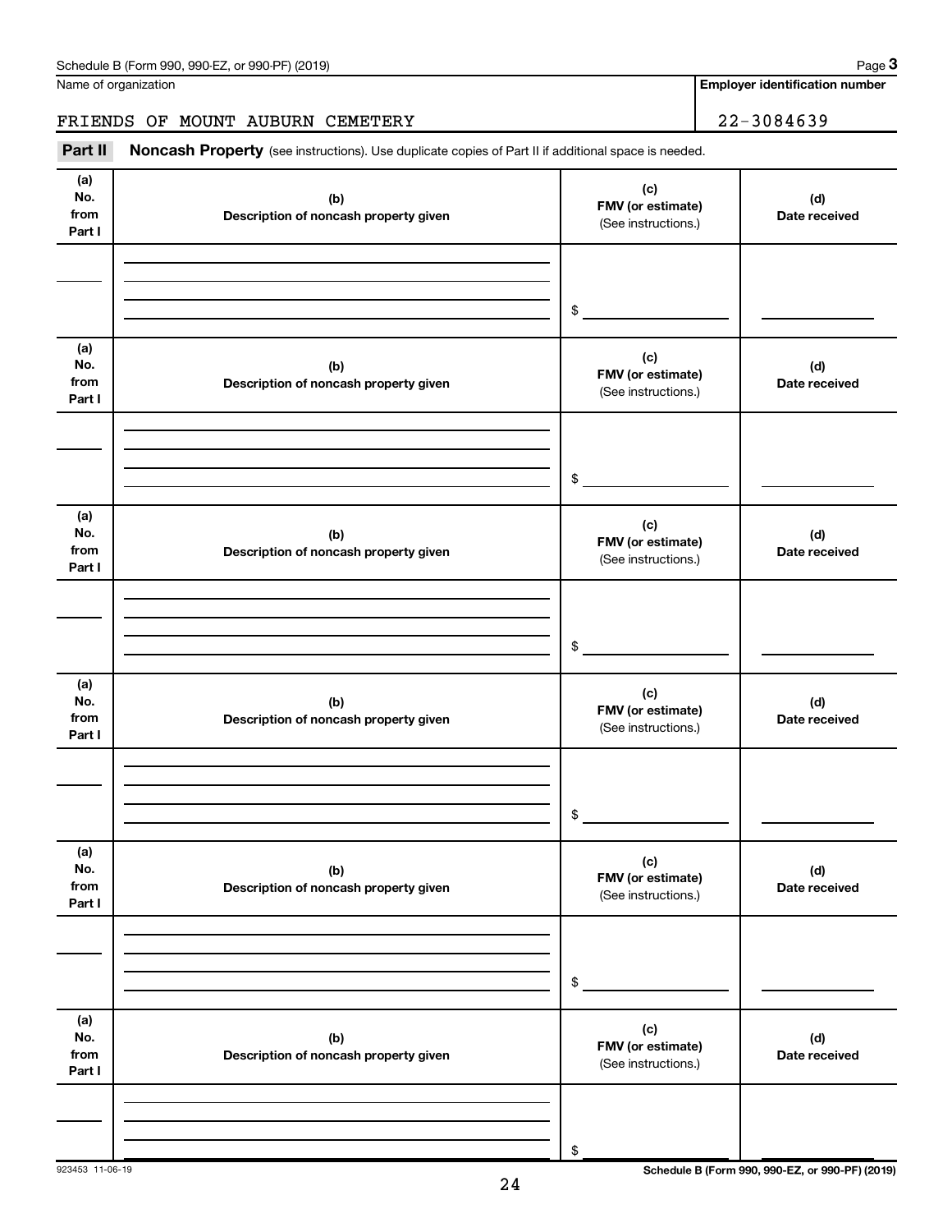Schedule B (Form 990, 990-EZ, or 990-PF) (2019) Page **3**

Name of organization | **Employer identification number**

FRIENDS OF MOUNT AUBURN CEMETERY | 22-3084639

**Part II** **Noncash Property** (see instructions). Use duplicate copies of Part II if additional space is needed.

| (a) No. from Part I | (b) Description of noncash property given | (c) FMV (or estimate) (See instructions.) | (d) Date received |
|---|---|---|---|
| | | $ | |

| (a) No. from Part I | (b) Description of noncash property given | (c) FMV (or estimate) (See instructions.) | (d) Date received |
|---|---|---|---|
| | | $ | |

| (a) No. from Part I | (b) Description of noncash property given | (c) FMV (or estimate) (See instructions.) | (d) Date received |
|---|---|---|---|
| | | $ | |

| (a) No. from Part I | (b) Description of noncash property given | (c) FMV (or estimate) (See instructions.) | (d) Date received |
|---|---|---|---|
| | | $ | |

| (a) No. from Part I | (b) Description of noncash property given | (c) FMV (or estimate) (See instructions.) | (d) Date received |
|---|---|---|---|
| | | $ | |

| (a) No. from Part I | (b) Description of noncash property given | (c) FMV (or estimate) (See instructions.) | (d) Date received |
|---|---|---|---|
| | | $ | |

923453 11-06-19 **Schedule B (Form 990, 990-EZ, or 990-PF) (2019)**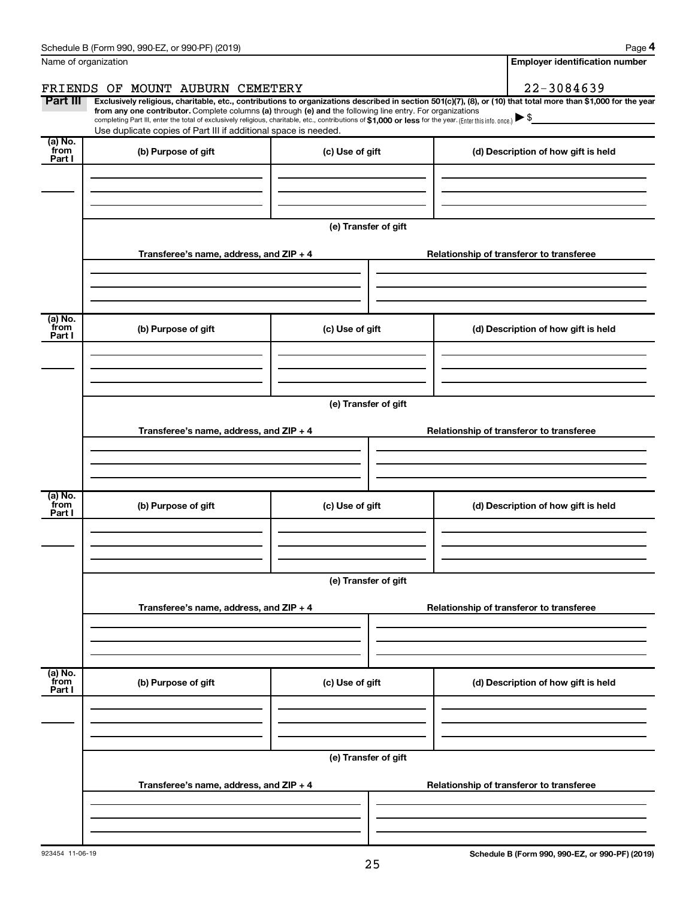Name of organization

FRIENDS OF MOUNT AUBURN CEMETERY

**Employer identification number**

22-3084639

**Part III** **Exclusively religious, charitable, etc., contributions to organizations described in section 501(c)(7), (8), or (10) that total more than $1,000 for the year from any one contributor.** Complete columns **(a)** through **(e)** and the following line entry. For organizations completing Part III, enter the total of exclusively religious, charitable, etc., contributions of **$1,000 or less** for the year. (Enter this info. once.) ▶ $

Use duplicate copies of Part III if additional space is needed.

| (a) No. from Part I | (b) Purpose of gift | (c) Use of gift | (d) Description of how gift is held |
|---|---|---|---|
| | | | |

**(e) Transfer of gift**

| Transferee's name, address, and ZIP + 4 | Relationship of transferor to transferee |
|---|---|
| | |

| (a) No. from Part I | (b) Purpose of gift | (c) Use of gift | (d) Description of how gift is held |
|---|---|---|---|
| | | | |

**(e) Transfer of gift**

| Transferee's name, address, and ZIP + 4 | Relationship of transferor to transferee |
|---|---|
| | |

| (a) No. from Part I | (b) Purpose of gift | (c) Use of gift | (d) Description of how gift is held |
|---|---|---|---|
| | | | |

**(e) Transfer of gift**

| Transferee's name, address, and ZIP + 4 | Relationship of transferor to transferee |
|---|---|
| | |

| (a) No. from Part I | (b) Purpose of gift | (c) Use of gift | (d) Description of how gift is held |
|---|---|---|---|
| | | | |

**(e) Transfer of gift**

| Transferee's name, address, and ZIP + 4 | Relationship of transferor to transferee |
|---|---|
| | |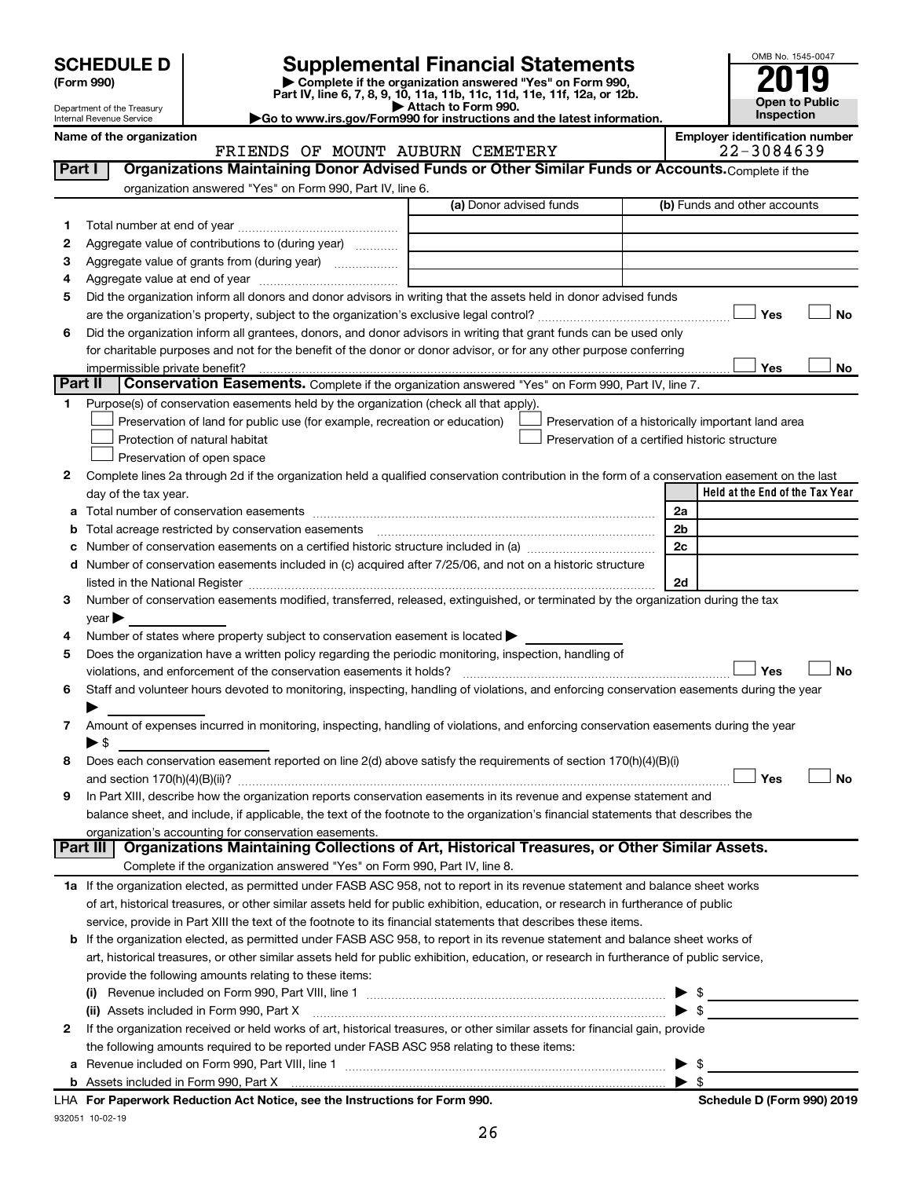# SCHEDULE D (Form 990)

Department of the Treasury
Internal Revenue Service

# Supplemental Financial Statements

▶ Complete if the organization answered "Yes" on Form 990, Part IV, line 6, 7, 8, 9, 10, 11a, 11b, 11c, 11d, 11e, 11f, 12a, or 12b.
▶ Attach to Form 990.
▶Go to www.irs.gov/Form990 for instructions and the latest information.

OMB No. 1545-0047
**2019**
**Open to Public Inspection**

**Name of the organization:** FRIENDS OF MOUNT AUBURN CEMETERY

**Employer identification number:** 22-3084639

## Part I Organizations Maintaining Donor Advised Funds or Other Similar Funds or Accounts.

Complete if the organization answered "Yes" on Form 990, Part IV, line 6.

| | | (a) Donor advised funds | (b) Funds and other accounts |
|---|---|---|---|
| 1 | Total number at end of year | | |
| 2 | Aggregate value of contributions to (during year) | | |
| 3 | Aggregate value of grants from (during year) | | |
| 4 | Aggregate value at end of year | | |

5 Did the organization inform all donors and donor advisors in writing that the assets held in donor advised funds are the organization's property, subject to the organization's exclusive legal control? ☐ Yes ☐ No

6 Did the organization inform all grantees, donors, and donor advisors in writing that grant funds can be used only for charitable purposes and not for the benefit of the donor or donor advisor, or for any other purpose conferring impermissible private benefit? ☐ Yes ☐ No

## Part II Conservation Easements.

Complete if the organization answered "Yes" on Form 990, Part IV, line 7.

1 Purpose(s) of conservation easements held by the organization (check all that apply).

- ☐ Preservation of land for public use (for example, recreation or education)
- ☐ Preservation of a historically important land area
- ☐ Protection of natural habitat
- ☐ Preservation of a certified historic structure
- ☐ Preservation of open space

2 Complete lines 2a through 2d if the organization held a qualified conservation contribution in the form of a conservation easement on the last day of the tax year.

| | | | Held at the End of the Tax Year |
|---|---|---|---|
| a | Total number of conservation easements | 2a | |
| b | Total acreage restricted by conservation easements | 2b | |
| c | Number of conservation easements on a certified historic structure included in (a) | 2c | |
| d | Number of conservation easements included in (c) acquired after 7/25/06, and not on a historic structure listed in the National Register | 2d | |

3 Number of conservation easements modified, transferred, released, extinguished, or terminated by the organization during the tax year ▶

4 Number of states where property subject to conservation easement is located ▶

5 Does the organization have a written policy regarding the periodic monitoring, inspection, handling of violations, and enforcement of the conservation easements it holds? ☐ Yes ☐ No

6 Staff and volunteer hours devoted to monitoring, inspecting, handling of violations, and enforcing conservation easements during the year ▶

7 Amount of expenses incurred in monitoring, inspecting, handling of violations, and enforcing conservation easements during the year ▶ $

8 Does each conservation easement reported on line 2(d) above satisfy the requirements of section 170(h)(4)(B)(i) and section 170(h)(4)(B)(ii)? ☐ Yes ☐ No

9 In Part XIII, describe how the organization reports conservation easements in its revenue and expense statement and balance sheet, and include, if applicable, the text of the footnote to the organization's financial statements that describes the organization's accounting for conservation easements.

## Part III Organizations Maintaining Collections of Art, Historical Treasures, or Other Similar Assets.

Complete if the organization answered "Yes" on Form 990, Part IV, line 8.

1a If the organization elected, as permitted under FASB ASC 958, not to report in its revenue statement and balance sheet works of art, historical treasures, or other similar assets held for public exhibition, education, or research in furtherance of public service, provide in Part XIII the text of the footnote to its financial statements that describes these items.

b If the organization elected, as permitted under FASB ASC 958, to report in its revenue statement and balance sheet works of art, historical treasures, or other similar assets held for public exhibition, education, or research in furtherance of public service, provide the following amounts relating to these items:

(i) Revenue included on Form 990, Part VIII, line 1 ▶ $

(ii) Assets included in Form 990, Part X ▶ $

2 If the organization received or held works of art, historical treasures, or other similar assets for financial gain, provide the following amounts required to be reported under FASB ASC 958 relating to these items:

a Revenue included on Form 990, Part VIII, line 1 ▶ $

b Assets included in Form 990, Part X ▶ $

LHA **For Paperwork Reduction Act Notice, see the Instructions for Form 990.** **Schedule D (Form 990) 2019**

932051 10-02-19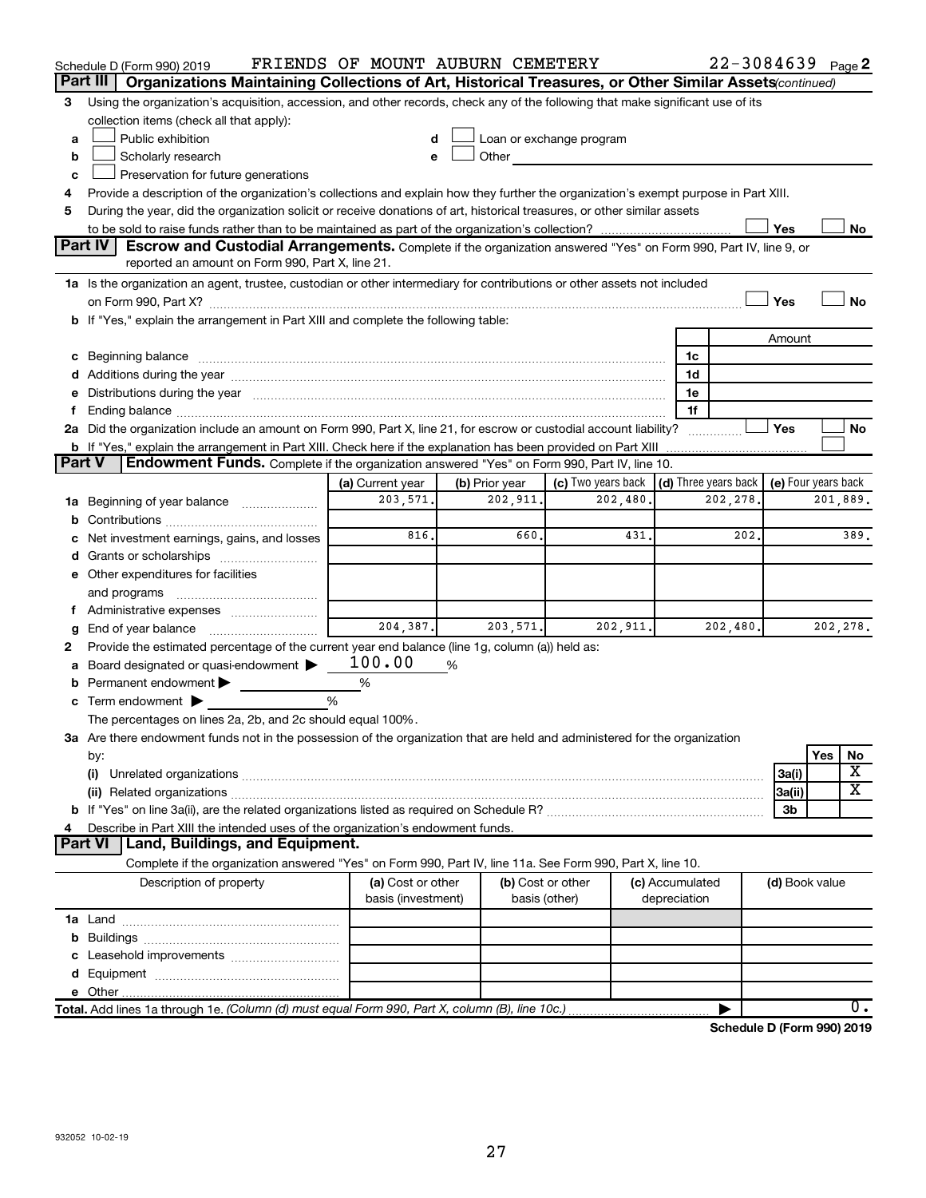Schedule D (Form 990) 2019 FRIENDS OF MOUNT AUBURN CEMETERY 22-3084639 Page 2

## Part III | Organizations Maintaining Collections of Art, Historical Treasures, or Other Similar Assets *(continued)*

3 Using the organization's acquisition, accession, and other records, check any of the following that make significant use of its collection items (check all that apply):

- a ☐ Public exhibition
- b ☐ Scholarly research
- c ☐ Preservation for future generations
- d ☐ Loan or exchange program
- e ☐ Other

4 Provide a description of the organization's collections and explain how they further the organization's exempt purpose in Part XIII.

5 During the year, did the organization solicit or receive donations of art, historical treasures, or other similar assets to be sold to raise funds rather than to be maintained as part of the organization's collection? ☐ Yes ☐ No

## Part IV | Escrow and Custodial Arrangements.

Complete if the organization answered "Yes" on Form 990, Part IV, line 9, or reported an amount on Form 990, Part X, line 21.

1a Is the organization an agent, trustee, custodian or other intermediary for contributions or other assets not included on Form 990, Part X? ☐ Yes ☐ No

b If "Yes," explain the arrangement in Part XIII and complete the following table:

| | | Amount |
|---|---|---|
| c Beginning balance | 1c | |
| d Additions during the year | 1d | |
| e Distributions during the year | 1e | |
| f Ending balance | 1f | |

2a Did the organization include an amount on Form 990, Part X, line 21, for escrow or custodial account liability? ☐ Yes ☐ No

b If "Yes," explain the arrangement in Part XIII. Check here if the explanation has been provided on Part XIII ☐

## Part V | Endowment Funds.

Complete if the organization answered "Yes" on Form 990, Part IV, line 10.

| | (a) Current year | (b) Prior year | (c) Two years back | (d) Three years back | (e) Four years back |
|---|---|---|---|---|---|
| 1a Beginning of year balance | 203,571. | 202,911. | 202,480. | 202,278. | 201,889. |
| b Contributions | | | | | |
| c Net investment earnings, gains, and losses | 816. | 660. | 431. | 202. | 389. |
| d Grants or scholarships | | | | | |
| e Other expenditures for facilities and programs | | | | | |
| f Administrative expenses | | | | | |
| g End of year balance | 204,387. | 203,571. | 202,911. | 202,480. | 202,278. |

2 Provide the estimated percentage of the current year end balance (line 1g, column (a)) held as:

a Board designated or quasi-endowment ▶ 100.00 %

b Permanent endowment ▶ %

c Term endowment ▶ %

The percentages on lines 2a, 2b, and 2c should equal 100%.

3a Are there endowment funds not in the possession of the organization that are held and administered for the organization by:

| | | Yes | No |
|---|---|---|---|
| (i) Unrelated organizations | 3a(i) | | X |
| (ii) Related organizations | 3a(ii) | | X |
| b If "Yes" on line 3a(ii), are the related organizations listed as required on Schedule R? | 3b | | |

4 Describe in Part XIII the intended uses of the organization's endowment funds.

## Part VI | Land, Buildings, and Equipment.

Complete if the organization answered "Yes" on Form 990, Part IV, line 11a. See Form 990, Part X, line 10.

| Description of property | (a) Cost or other basis (investment) | (b) Cost or other basis (other) | (c) Accumulated depreciation | (d) Book value |
|---|---|---|---|---|
| 1a Land | | | | |
| b Buildings | | | | |
| c Leasehold improvements | | | | |
| d Equipment | | | | |
| e Other | | | | |
| **Total.** Add lines 1a through 1e. *(Column (d) must equal Form 990, Part X, column (B), line 10c.)* | | | | 0. |

**Schedule D (Form 990) 2019**

932052 10-02-19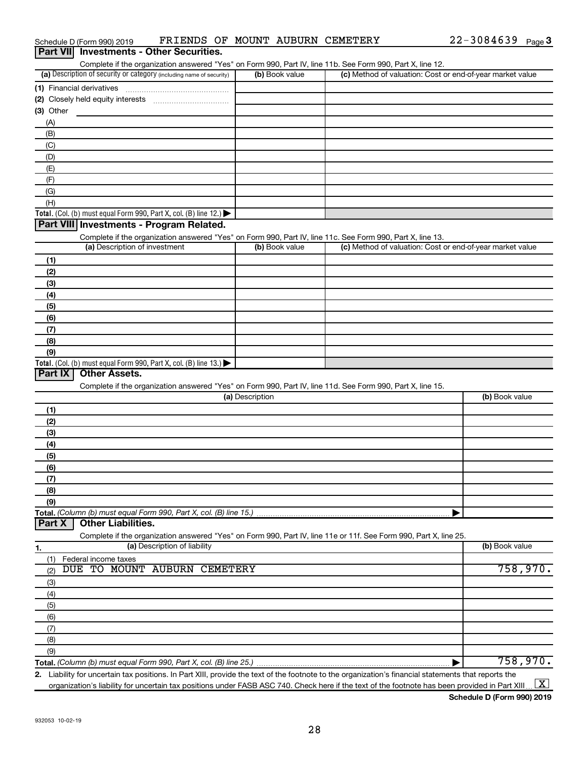Schedule D (Form 990) 2019 FRIENDS OF MOUNT AUBURN CEMETERY 22-3084639 Page 3

## Part VII Investments - Other Securities.

Complete if the organization answered "Yes" on Form 990, Part IV, line 11b. See Form 990, Part X, line 12.

| (a) Description of security or category (including name of security) | (b) Book value | (c) Method of valuation: Cost or end-of-year market value |
|---|---|---|
| (1) Financial derivatives | | |
| (2) Closely held equity interests | | |
| (3) Other | | |
| (A) | | |
| (B) | | |
| (C) | | |
| (D) | | |
| (E) | | |
| (F) | | |
| (G) | | |
| (H) | | |
| **Total.** (Col. (b) must equal Form 990, Part X, col. (B) line 12.) | | |

## Part VIII Investments - Program Related.

Complete if the organization answered "Yes" on Form 990, Part IV, line 11c. See Form 990, Part X, line 13.

| (a) Description of investment | (b) Book value | (c) Method of valuation: Cost or end-of-year market value |
|---|---|---|
| (1) | | |
| (2) | | |
| (3) | | |
| (4) | | |
| (5) | | |
| (6) | | |
| (7) | | |
| (8) | | |
| (9) | | |
| **Total.** (Col. (b) must equal Form 990, Part X, col. (B) line 13.) | | |

## Part IX Other Assets.

Complete if the organization answered "Yes" on Form 990, Part IV, line 11d. See Form 990, Part X, line 15.

| (a) Description | (b) Book value |
|---|---|
| (1) | |
| (2) | |
| (3) | |
| (4) | |
| (5) | |
| (6) | |
| (7) | |
| (8) | |
| (9) | |
| **Total.** (Column (b) must equal Form 990, Part X, col. (B) line 15.) | |

## Part X Other Liabilities.

Complete if the organization answered "Yes" on Form 990, Part IV, line 11e or 11f. See Form 990, Part X, line 25.

| 1. (a) Description of liability | (b) Book value |
|---|---|
| (1) Federal income taxes | |
| (2) DUE TO MOUNT AUBURN CEMETERY | 758,970. |
| (3) | |
| (4) | |
| (5) | |
| (6) | |
| (7) | |
| (8) | |
| (9) | |
| **Total.** (Column (b) must equal Form 990, Part X, col. (B) line 25.) | 758,970. |

2. Liability for uncertain tax positions. In Part XIII, provide the text of the footnote to the organization's financial statements that reports the organization's liability for uncertain tax positions under FASB ASC 740. Check here if the text of the footnote has been provided in Part XIII [X]

Schedule D (Form 990) 2019

932053 10-02-19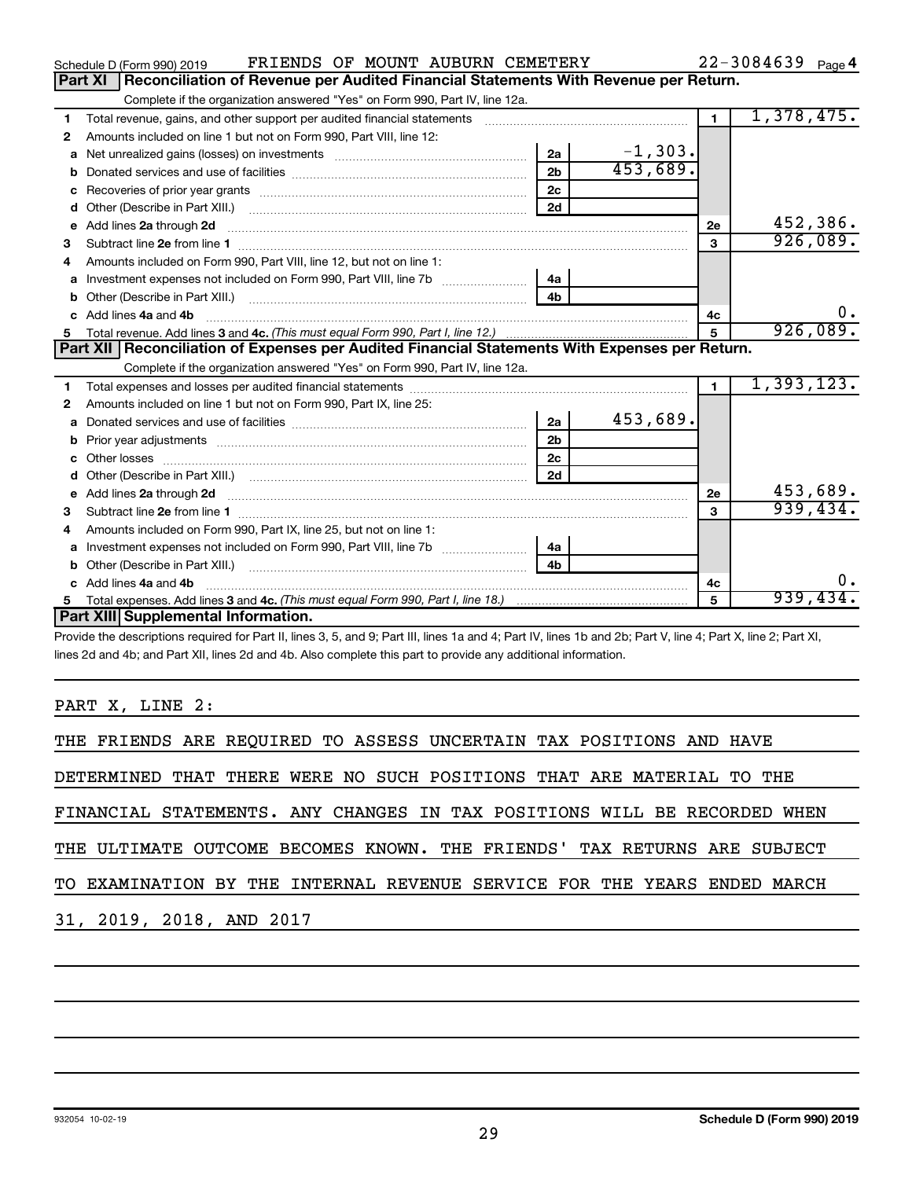Schedule D (Form 990) 2019 FRIENDS OF MOUNT AUBURN CEMETERY 22-3084639 Page 4

## Part XI Reconciliation of Revenue per Audited Financial Statements With Revenue per Return.

Complete if the organization answered "Yes" on Form 990, Part IV, line 12a.

| | | | | | |
|---|---|---|---|---|---|
| 1 | Total revenue, gains, and other support per audited financial statements | | | 1 | 1,378,475. |
| 2 | Amounts included on line 1 but not on Form 990, Part VIII, line 12: | | | | |
| a | Net unrealized gains (losses) on investments | 2a | -1,303. | | |
| b | Donated services and use of facilities | 2b | 453,689. | | |
| c | Recoveries of prior year grants | 2c | | | |
| d | Other (Describe in Part XIII.) | 2d | | | |
| e | Add lines 2a through 2d | | | 2e | 452,386. |
| 3 | Subtract line 2e from line 1 | | | 3 | 926,089. |
| 4 | Amounts included on Form 990, Part VIII, line 12, but not on line 1: | | | | |
| a | Investment expenses not included on Form 990, Part VIII, line 7b | 4a | | | |
| b | Other (Describe in Part XIII.) | 4b | | | |
| c | Add lines 4a and 4b | | | 4c | 0. |
| 5 | Total revenue. Add lines 3 and 4c. *(This must equal Form 990, Part I, line 12.)* | | | 5 | 926,089. |

## Part XII Reconciliation of Expenses per Audited Financial Statements With Expenses per Return.

Complete if the organization answered "Yes" on Form 990, Part IV, line 12a.

| | | | | | |
|---|---|---|---|---|---|
| 1 | Total expenses and losses per audited financial statements | | | 1 | 1,393,123. |
| 2 | Amounts included on line 1 but not on Form 990, Part IX, line 25: | | | | |
| a | Donated services and use of facilities | 2a | 453,689. | | |
| b | Prior year adjustments | 2b | | | |
| c | Other losses | 2c | | | |
| d | Other (Describe in Part XIII.) | 2d | | | |
| e | Add lines 2a through 2d | | | 2e | 453,689. |
| 3 | Subtract line 2e from line 1 | | | 3 | 939,434. |
| 4 | Amounts included on Form 990, Part IX, line 25, but not on line 1: | | | | |
| a | Investment expenses not included on Form 990, Part VIII, line 7b | 4a | | | |
| b | Other (Describe in Part XIII.) | 4b | | | |
| c | Add lines 4a and 4b | | | 4c | 0. |
| 5 | Total expenses. Add lines 3 and 4c. *(This must equal Form 990, Part I, line 18.)* | | | 5 | 939,434. |

## Part XIII Supplemental Information.

Provide the descriptions required for Part II, lines 3, 5, and 9; Part III, lines 1a and 4; Part IV, lines 1b and 2b; Part V, line 4; Part X, line 2; Part XI, lines 2d and 4b; and Part XII, lines 2d and 4b. Also complete this part to provide any additional information.

PART X, LINE 2:

THE FRIENDS ARE REQUIRED TO ASSESS UNCERTAIN TAX POSITIONS AND HAVE DETERMINED THAT THERE WERE NO SUCH POSITIONS THAT ARE MATERIAL TO THE FINANCIAL STATEMENTS. ANY CHANGES IN TAX POSITIONS WILL BE RECORDED WHEN THE ULTIMATE OUTCOME BECOMES KNOWN. THE FRIENDS' TAX RETURNS ARE SUBJECT TO EXAMINATION BY THE INTERNAL REVENUE SERVICE FOR THE YEARS ENDED MARCH 31, 2019, 2018, AND 2017

932054 10-02-19 **Schedule D (Form 990) 2019**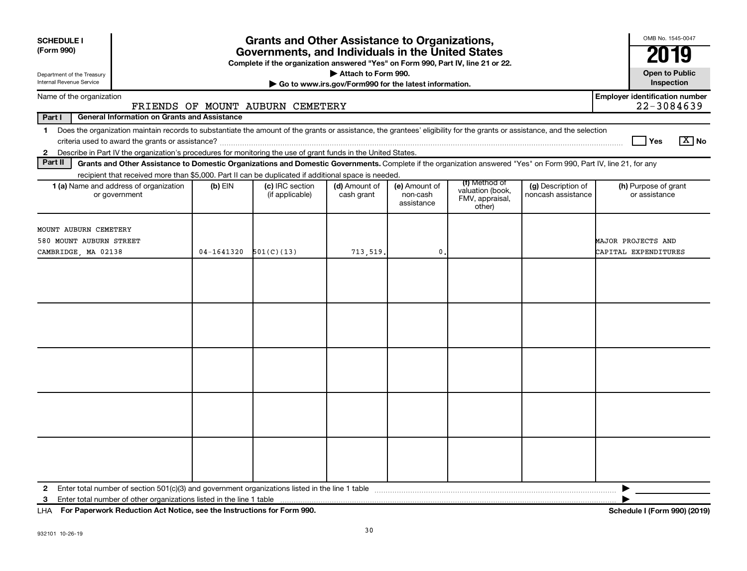**SCHEDULE I**
**(Form 990)**

Department of the Treasury
Internal Revenue Service

# Grants and Other Assistance to Organizations, Governments, and Individuals in the United States

**Complete if the organization answered "Yes" on Form 990, Part IV, line 21 or 22.**
▶ **Attach to Form 990.**
▶ **Go to www.irs.gov/Form990 for the latest information.**

OMB No. 1545-0047
**2019**
**Open to Public Inspection**

Name of the organization: FRIENDS OF MOUNT AUBURN CEMETERY

**Employer identification number:** 22-3084639

**Part I — General Information on Grants and Assistance**

1 Does the organization maintain records to substantiate the amount of the grants or assistance, the grantees' eligibility for the grants or assistance, and the selection criteria used to award the grants or assistance? ☐ Yes ☒ No

2 Describe in Part IV the organization's procedures for monitoring the use of grant funds in the United States.

**Part II — Grants and Other Assistance to Domestic Organizations and Domestic Governments.** Complete if the organization answered "Yes" on Form 990, Part IV, line 21, for any recipient that received more than $5,000. Part II can be duplicated if additional space is needed.

| 1 (a) Name and address of organization or government | (b) EIN | (c) IRC section (if applicable) | (d) Amount of cash grant | (e) Amount of non-cash assistance | (f) Method of valuation (book, FMV, appraisal, other) | (g) Description of noncash assistance | (h) Purpose of grant or assistance |
|---|---|---|---|---|---|---|---|
| MOUNT AUBURN CEMETERY<br>580 MOUNT AUBURN STREET<br>CAMBRIDGE, MA 02138 | 04-1641320 | 501(C)(13) | 713,519. | 0. | | | MAJOR PROJECTS AND CAPITAL EXPENDITURES |
| | | | | | | | |
| | | | | | | | |
| | | | | | | | |
| | | | | | | | |
| | | | | | | | |

2 Enter total number of section 501(c)(3) and government organizations listed in the line 1 table ▶

3 Enter total number of other organizations listed in the line 1 table ▶

LHA **For Paperwork Reduction Act Notice, see the Instructions for Form 990.** **Schedule I (Form 990) (2019)**

932101 10-26-19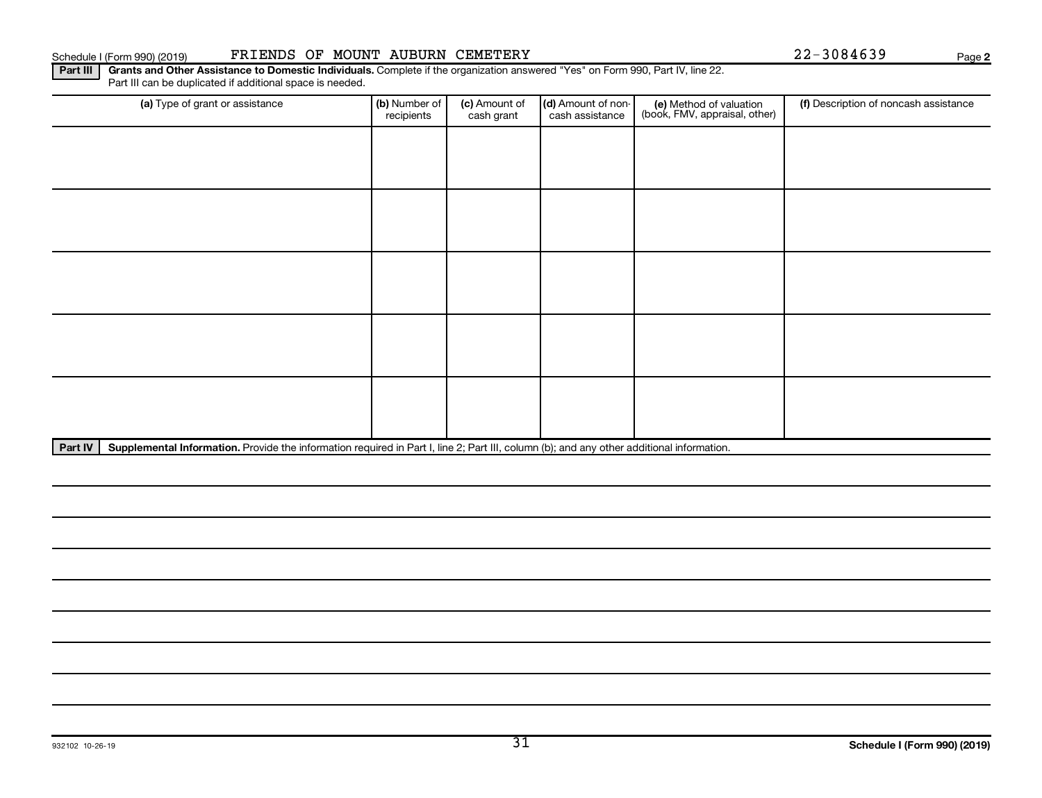Schedule I (Form 990) (2019) FRIENDS OF MOUNT AUBURN CEMETERY 22-3084639 Page 2

**Part III** **Grants and Other Assistance to Domestic Individuals.** Complete if the organization answered "Yes" on Form 990, Part IV, line 22. Part III can be duplicated if additional space is needed.

| (a) Type of grant or assistance | (b) Number of recipients | (c) Amount of cash grant | (d) Amount of non-cash assistance | (e) Method of valuation (book, FMV, appraisal, other) | (f) Description of noncash assistance |
|---|---|---|---|---|---|
| | | | | | |
| | | | | | |
| | | | | | |
| | | | | | |
| | | | | | |

**Part IV** **Supplemental Information.** Provide the information required in Part I, line 2; Part III, column (b); and any other additional information.

932102 10-26-19

Schedule I (Form 990) (2019)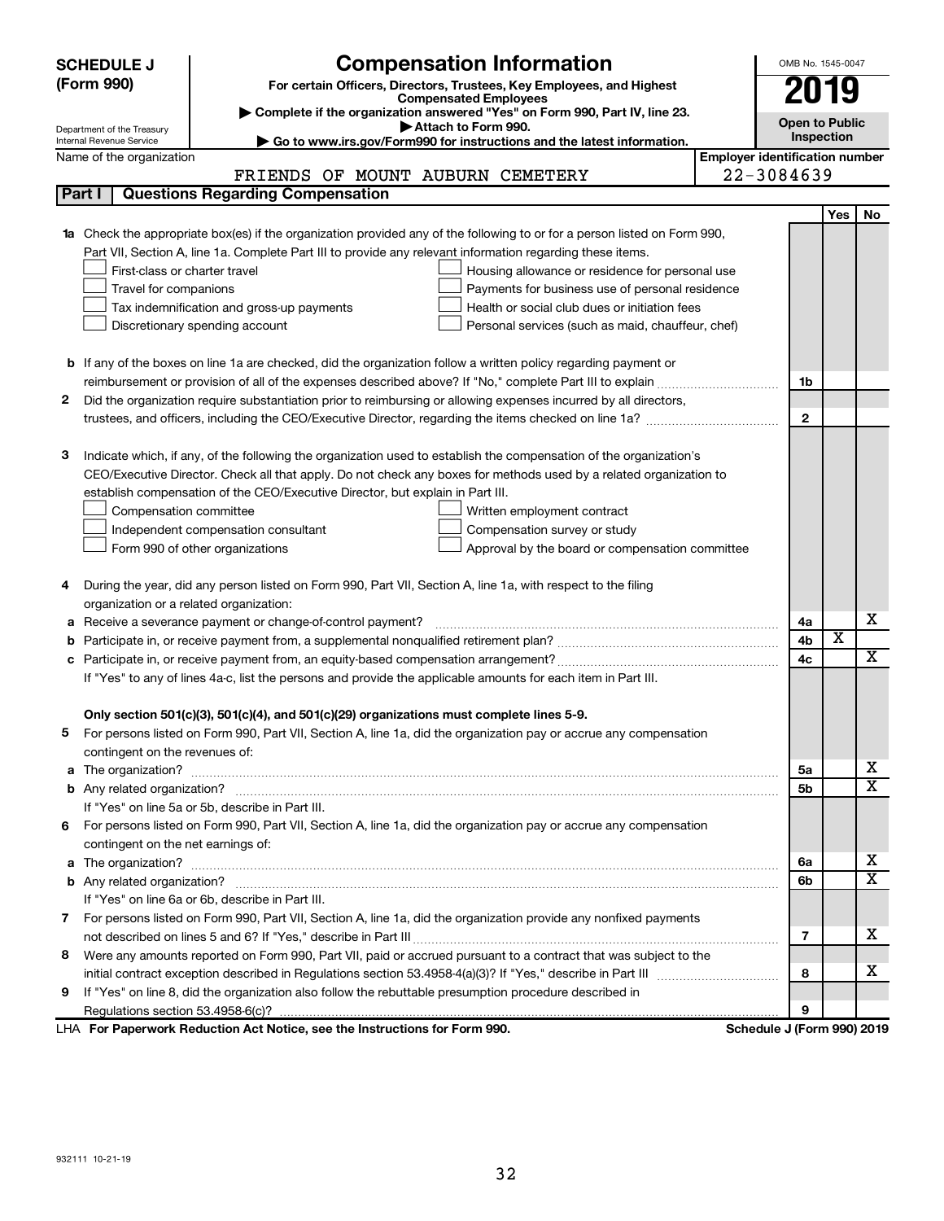**SCHEDULE J (Form 990)**

Department of the Treasury
Internal Revenue Service

# Compensation Information

**For certain Officers, Directors, Trustees, Key Employees, and Highest Compensated Employees**

▶ Complete if the organization answered "Yes" on Form 990, Part IV, line 23.
▶ Attach to Form 990.
▶ Go to www.irs.gov/Form990 for instructions and the latest information.

OMB No. 1545-0047

**2019**

**Open to Public Inspection**

Name of the organization: FRIENDS OF MOUNT AUBURN CEMETERY

Employer identification number: 22-3084639

## Part I | Questions Regarding Compensation

| | | | Yes | No |
|---|---|---|---|---|
| **1a** | Check the appropriate box(es) if the organization provided any of the following to or for a person listed on Form 990, Part VII, Section A, line 1a. Complete Part III to provide any relevant information regarding these items.<br>☐ First-class or charter travel ☐ Housing allowance or residence for personal use<br>☐ Travel for companions ☐ Payments for business use of personal residence<br>☐ Tax indemnification and gross-up payments ☐ Health or social club dues or initiation fees<br>☐ Discretionary spending account ☐ Personal services (such as maid, chauffeur, chef) | | | |
| **b** | If any of the boxes on line 1a are checked, did the organization follow a written policy regarding payment or reimbursement or provision of all of the expenses described above? If "No," complete Part III to explain | 1b | | |
| **2** | Did the organization require substantiation prior to reimbursing or allowing expenses incurred by all directors, trustees, and officers, including the CEO/Executive Director, regarding the items checked on line 1a? | 2 | | |
| **3** | Indicate which, if any, of the following the organization used to establish the compensation of the organization's CEO/Executive Director. Check all that apply. Do not check any boxes for methods used by a related organization to establish compensation of the CEO/Executive Director, but explain in Part III.<br>☐ Compensation committee ☐ Written employment contract<br>☐ Independent compensation consultant ☐ Compensation survey or study<br>☐ Form 990 of other organizations ☐ Approval by the board or compensation committee | | | |
| **4** | During the year, did any person listed on Form 990, Part VII, Section A, line 1a, with respect to the filing organization or a related organization: | | | |
| **a** | Receive a severance payment or change-of-control payment? | 4a | | X |
| **b** | Participate in, or receive payment from, a supplemental nonqualified retirement plan? | 4b | X | |
| **c** | Participate in, or receive payment from, an equity-based compensation arrangement? | 4c | | X |
| | If "Yes" to any of lines 4a-c, list the persons and provide the applicable amounts for each item in Part III. | | | |
| | **Only section 501(c)(3), 501(c)(4), and 501(c)(29) organizations must complete lines 5-9.** | | | |
| **5** | For persons listed on Form 990, Part VII, Section A, line 1a, did the organization pay or accrue any compensation contingent on the revenues of: | | | |
| **a** | The organization? | 5a | | X |
| **b** | Any related organization? | 5b | | X |
| | If "Yes" on line 5a or 5b, describe in Part III. | | | |
| **6** | For persons listed on Form 990, Part VII, Section A, line 1a, did the organization pay or accrue any compensation contingent on the net earnings of: | | | |
| **a** | The organization? | 6a | | X |
| **b** | Any related organization? | 6b | | X |
| | If "Yes" on line 6a or 6b, describe in Part III. | | | |
| **7** | For persons listed on Form 990, Part VII, Section A, line 1a, did the organization provide any nonfixed payments not described on lines 5 and 6? If "Yes," describe in Part III | 7 | | X |
| **8** | Were any amounts reported on Form 990, Part VII, paid or accrued pursuant to a contract that was subject to the initial contract exception described in Regulations section 53.4958-4(a)(3)? If "Yes," describe in Part III | 8 | | X |
| **9** | If "Yes" on line 8, did the organization also follow the rebuttable presumption procedure described in Regulations section 53.4958-6(c)? | 9 | | |

LHA **For Paperwork Reduction Act Notice, see the Instructions for Form 990.** **Schedule J (Form 990) 2019**

932111 10-21-19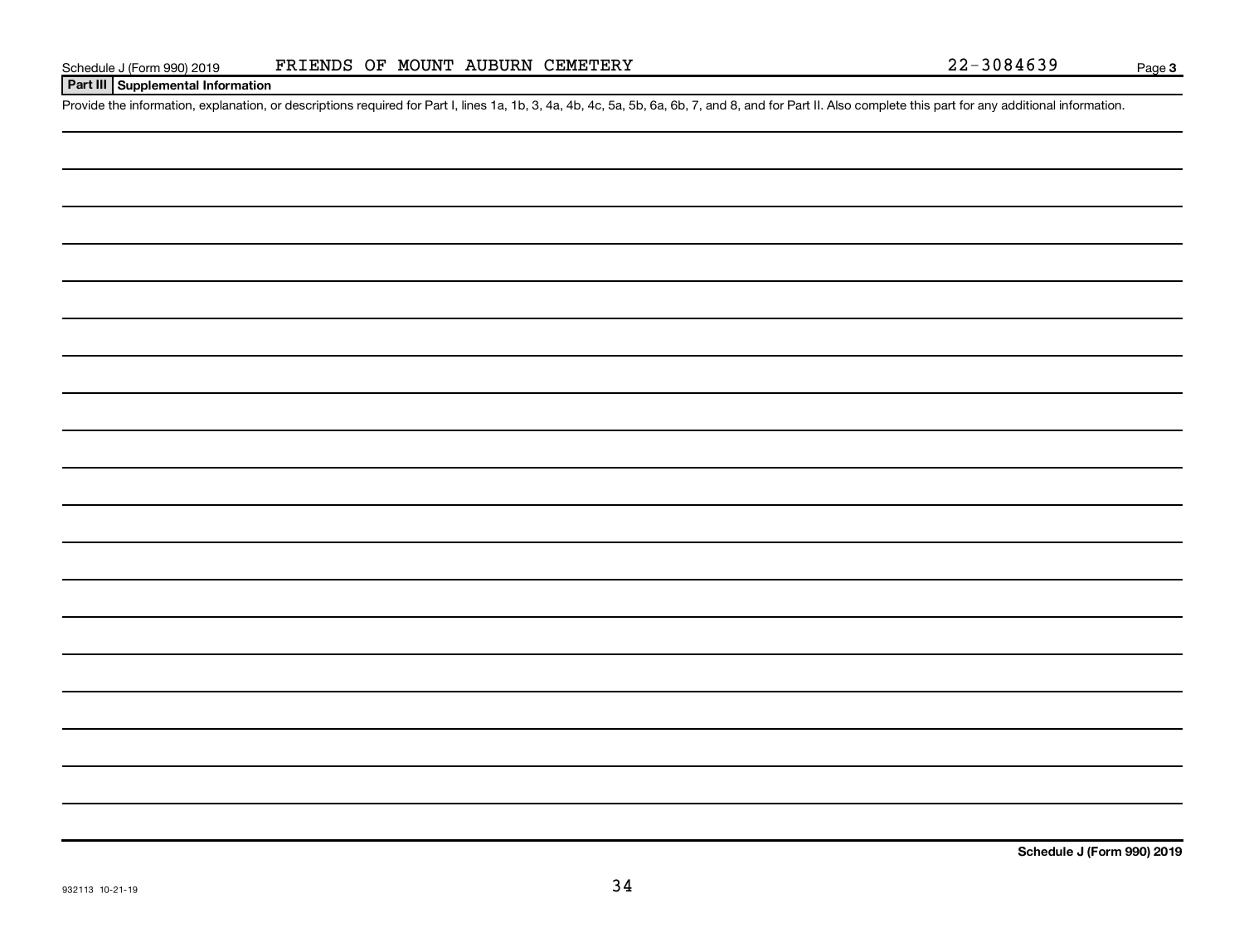Schedule J (Form 990) 2019 FRIENDS OF MOUNT AUBURN CEMETERY 22-3084639 Page **3**

**Part III Supplemental Information**

Provide the information, explanation, or descriptions required for Part I, lines 1a, 1b, 3, 4a, 4b, 4c, 5a, 5b, 6a, 6b, 7, and 8, and for Part II. Also complete this part for any additional information.

**Schedule J (Form 990) 2019**

932113 10-21-19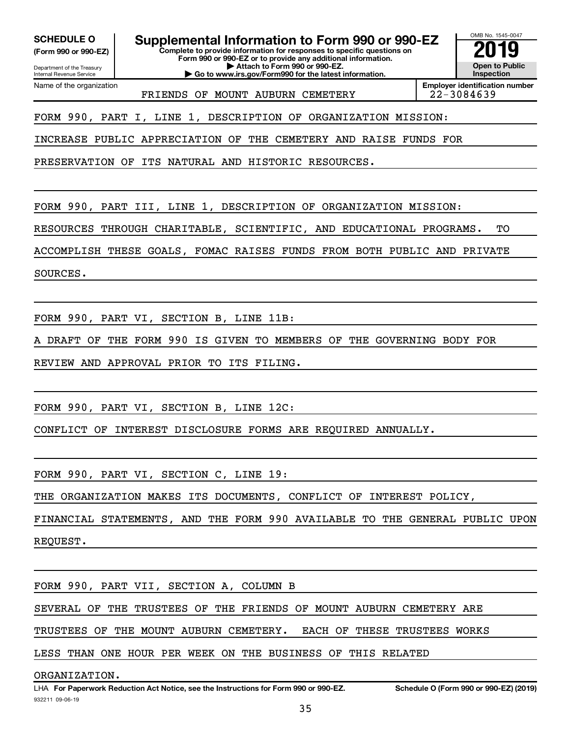**SCHEDULE O**
**(Form 990 or 990-EZ)**

Department of the Treasury
Internal Revenue Service

# Supplemental Information to Form 990 or 990-EZ

**Complete to provide information for responses to specific questions on Form 990 or 990-EZ or to provide any additional information.**
**▶ Attach to Form 990 or 990-EZ.**
**▶ Go to www.irs.gov/Form990 for the latest information.**

OMB No. 1545-0047
**2019**
**Open to Public Inspection**

| Name of the organization | Employer identification number |
|---|---|
| FRIENDS OF MOUNT AUBURN CEMETERY | 22-3084639 |

FORM 990, PART I, LINE 1, DESCRIPTION OF ORGANIZATION MISSION:

INCREASE PUBLIC APPRECIATION OF THE CEMETERY AND RAISE FUNDS FOR PRESERVATION OF ITS NATURAL AND HISTORIC RESOURCES.

FORM 990, PART III, LINE 1, DESCRIPTION OF ORGANIZATION MISSION:

RESOURCES THROUGH CHARITABLE, SCIENTIFIC, AND EDUCATIONAL PROGRAMS. TO ACCOMPLISH THESE GOALS, FOMAC RAISES FUNDS FROM BOTH PUBLIC AND PRIVATE SOURCES.

FORM 990, PART VI, SECTION B, LINE 11B:

A DRAFT OF THE FORM 990 IS GIVEN TO MEMBERS OF THE GOVERNING BODY FOR REVIEW AND APPROVAL PRIOR TO ITS FILING.

FORM 990, PART VI, SECTION B, LINE 12C:

CONFLICT OF INTEREST DISCLOSURE FORMS ARE REQUIRED ANNUALLY.

FORM 990, PART VI, SECTION C, LINE 19:

THE ORGANIZATION MAKES ITS DOCUMENTS, CONFLICT OF INTEREST POLICY, FINANCIAL STATEMENTS, AND THE FORM 990 AVAILABLE TO THE GENERAL PUBLIC UPON REQUEST.

FORM 990, PART VII, SECTION A, COLUMN B

SEVERAL OF THE TRUSTEES OF THE FRIENDS OF MOUNT AUBURN CEMETERY ARE TRUSTEES OF THE MOUNT AUBURN CEMETERY. EACH OF THESE TRUSTEES WORKS LESS THAN ONE HOUR PER WEEK ON THE BUSINESS OF THIS RELATED ORGANIZATION.

LHA **For Paperwork Reduction Act Notice, see the Instructions for Form 990 or 990-EZ.** **Schedule O (Form 990 or 990-EZ) (2019)**
932211 09-06-19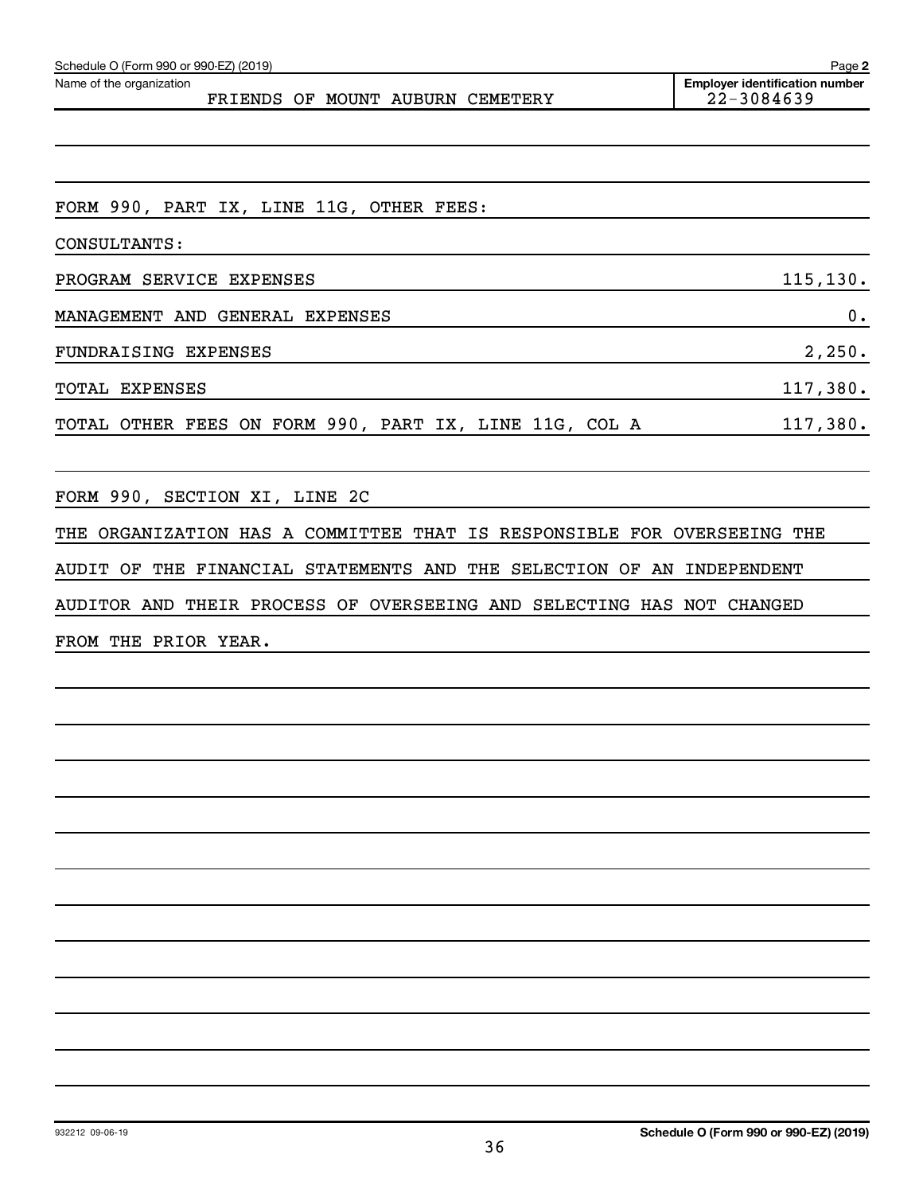Schedule O (Form 990 or 990-EZ) (2019)

Name of the organization: FRIENDS OF MOUNT AUBURN CEMETERY

Employer identification number: 22-3084639

FORM 990, PART IX, LINE 11G, OTHER FEES:

CONSULTANTS:

| | |
|---|---|
| PROGRAM SERVICE EXPENSES | 115,130. |
| MANAGEMENT AND GENERAL EXPENSES | 0. |
| FUNDRAISING EXPENSES | 2,250. |
| TOTAL EXPENSES | 117,380. |
| TOTAL OTHER FEES ON FORM 990, PART IX, LINE 11G, COL A | 117,380. |

FORM 990, SECTION XI, LINE 2C

THE ORGANIZATION HAS A COMMITTEE THAT IS RESPONSIBLE FOR OVERSEEING THE AUDIT OF THE FINANCIAL STATEMENTS AND THE SELECTION OF AN INDEPENDENT AUDITOR AND THEIR PROCESS OF OVERSEEING AND SELECTING HAS NOT CHANGED FROM THE PRIOR YEAR.

932212 09-06-19

Schedule O (Form 990 or 990-EZ) (2019)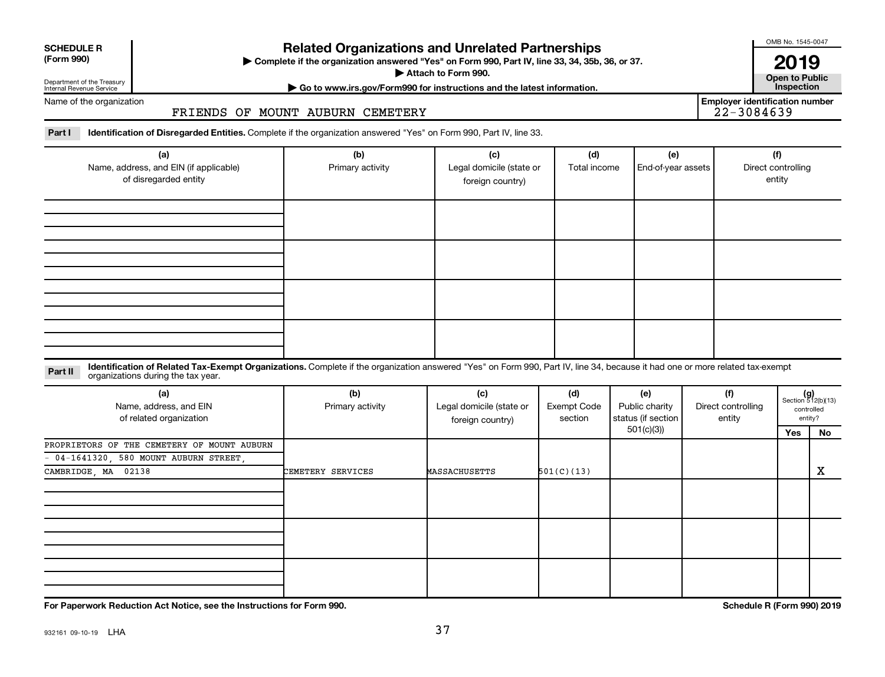**SCHEDULE R (Form 990)**

Department of the Treasury
Internal Revenue Service

# Related Organizations and Unrelated Partnerships

▶ Complete if the organization answered "Yes" on Form 990, Part IV, line 33, 34, 35b, 36, or 37.
▶ Attach to Form 990.
▶ Go to www.irs.gov/Form990 for instructions and the latest information.

OMB No. 1545-0047

**2019**

**Open to Public Inspection**

Name of the organization: FRIENDS OF MOUNT AUBURN CEMETERY

Employer identification number: 22-3084639

**Part I** **Identification of Disregarded Entities.** Complete if the organization answered "Yes" on Form 990, Part IV, line 33.

| (a) Name, address, and EIN (if applicable) of disregarded entity | (b) Primary activity | (c) Legal domicile (state or foreign country) | (d) Total income | (e) End-of-year assets | (f) Direct controlling entity |
|---|---|---|---|---|---|
| | | | | | |
| | | | | | |
| | | | | | |
| | | | | | |

**Part II** **Identification of Related Tax-Exempt Organizations.** Complete if the organization answered "Yes" on Form 990, Part IV, line 34, because it had one or more related tax-exempt organizations during the tax year.

| (a) Name, address, and EIN of related organization | (b) Primary activity | (c) Legal domicile (state or foreign country) | (d) Exempt Code section | (e) Public charity status (if section 501(c)(3)) | (f) Direct controlling entity | (g) Section 512(b)(13) controlled entity? Yes | No |
|---|---|---|---|---|---|---|---|
| PROPRIETORS OF THE CEMETERY OF MOUNT AUBURN - 04-1641320, 580 MOUNT AUBURN STREET, CAMBRIDGE, MA 02138 | CEMETERY SERVICES | MASSACHUSETTS | 501(C)(13) | | | | X |
| | | | | | | | |
| | | | | | | | |
| | | | | | | | |

**For Paperwork Reduction Act Notice, see the Instructions for Form 990.**

**Schedule R (Form 990) 2019**

932161 09-10-19 LHA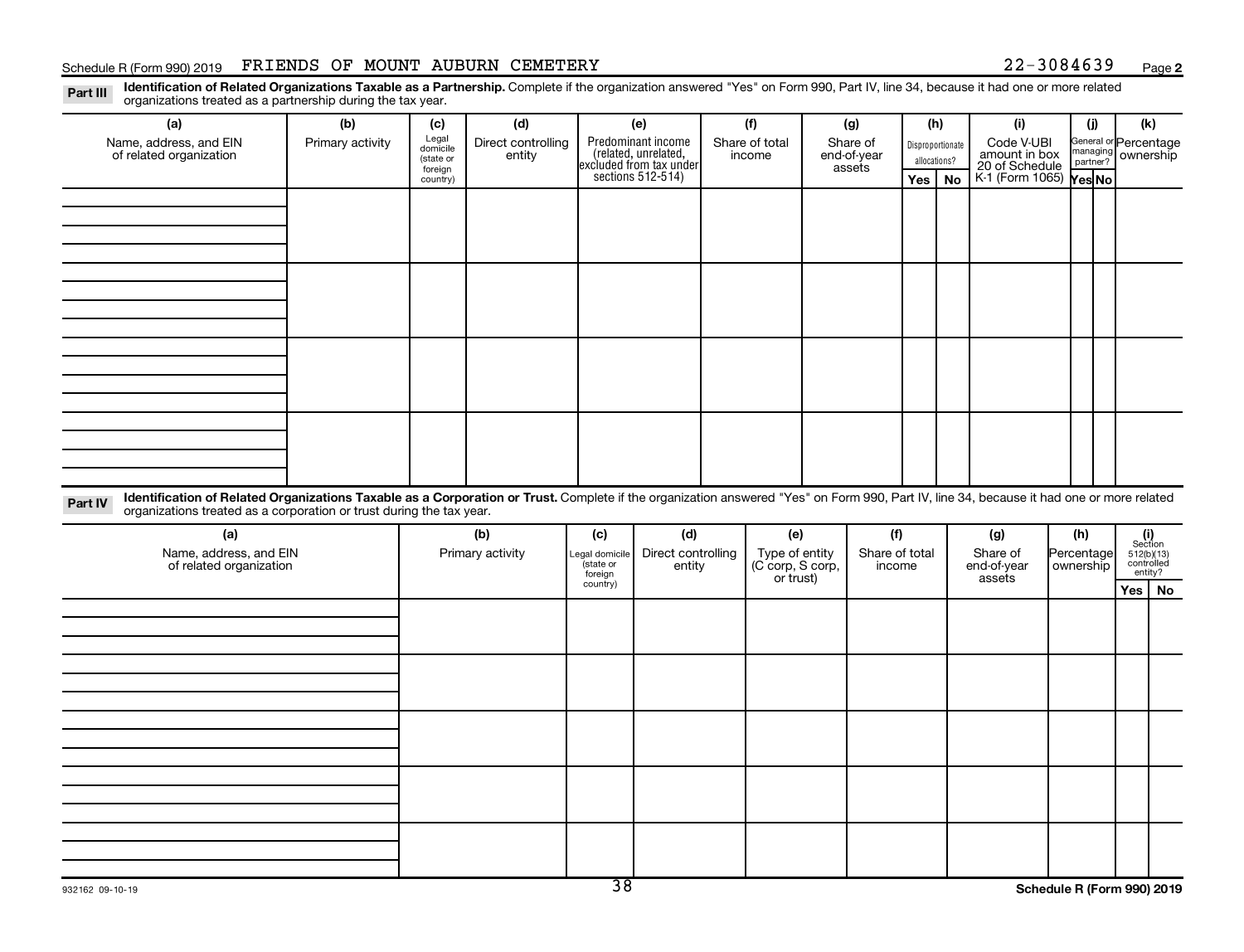Schedule R (Form 990) 2019 FRIENDS OF MOUNT AUBURN CEMETERY 22-3084639 Page **2**

**Part III** **Identification of Related Organizations Taxable as a Partnership.** Complete if the organization answered "Yes" on Form 990, Part IV, line 34, because it had one or more related organizations treated as a partnership during the tax year.

| (a) Name, address, and EIN of related organization | (b) Primary activity | (c) Legal domicile (state or foreign country) | (d) Direct controlling entity | (e) Predominant income (related, unrelated, excluded from tax under sections 512-514) | (f) Share of total income | (g) Share of end-of-year assets | (h) Disproportionate allocations? | | (i) Code V-UBI amount in box 20 of Schedule K-1 (Form 1065) | (j) General or managing partner? | | (k) Percentage ownership |
|---|---|---|---|---|---|---|---|---|---|---|---|---|
| | | | | | | | Yes | No | | Yes | No | |
| | | | | | | | | | | | | |
| | | | | | | | | | | | | |
| | | | | | | | | | | | | |
| | | | | | | | | | | | | |

**Part IV** **Identification of Related Organizations Taxable as a Corporation or Trust.** Complete if the organization answered "Yes" on Form 990, Part IV, line 34, because it had one or more related organizations treated as a corporation or trust during the tax year.

| (a) Name, address, and EIN of related organization | (b) Primary activity | (c) Legal domicile (state or foreign country) | (d) Direct controlling entity | (e) Type of entity (C corp, S corp, or trust) | (f) Share of total income | (g) Share of end-of-year assets | (h) Percentage ownership | (i) Section 512(b)(13) controlled entity? | |
|---|---|---|---|---|---|---|---|---|---|
| | | | | | | | | Yes | No |
| | | | | | | | | | |
| | | | | | | | | | |
| | | | | | | | | | |
| | | | | | | | | | |
| | | | | | | | | | |

932162 09-10-19 **Schedule R (Form 990) 2019**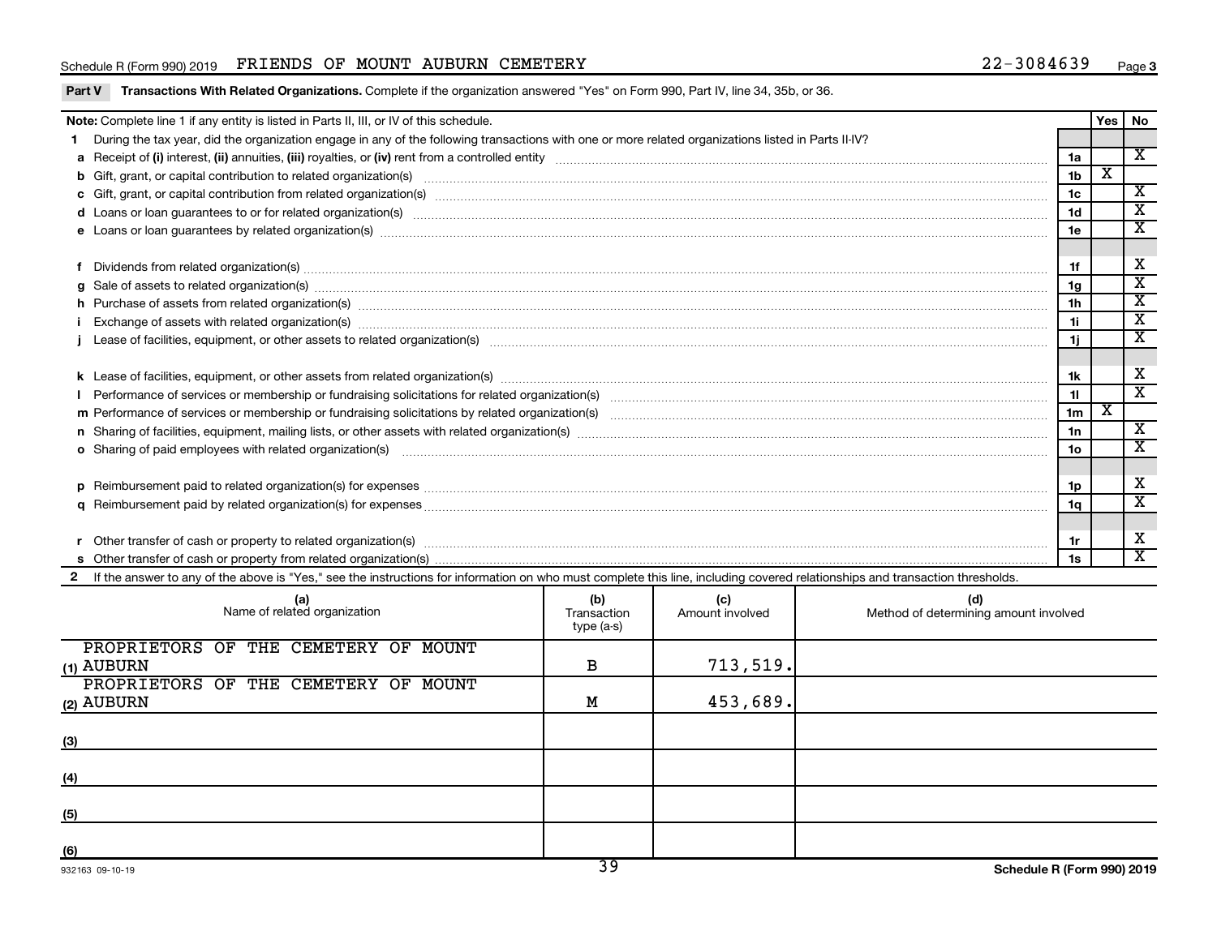Schedule R (Form 990) 2019 FRIENDS OF MOUNT AUBURN CEMETERY 22-3084639 Page 3

**Part V Transactions With Related Organizations.** Complete if the organization answered "Yes" on Form 990, Part IV, line 34, 35b, or 36.

| Note: Complete line 1 if any entity is listed in Parts II, III, or IV of this schedule. | | Yes | No |
|---|---|---|---|
| **1** During the tax year, did the organization engage in any of the following transactions with one or more related organizations listed in Parts II-IV? | | | |
| **a** Receipt of **(i)** interest, **(ii)** annuities, **(iii)** royalties, or **(iv)** rent from a controlled entity | 1a | | X |
| **b** Gift, grant, or capital contribution to related organization(s) | 1b | X | |
| **c** Gift, grant, or capital contribution from related organization(s) | 1c | | X |
| **d** Loans or loan guarantees to or for related organization(s) | 1d | | X |
| **e** Loans or loan guarantees by related organization(s) | 1e | | X |
| **f** Dividends from related organization(s) | 1f | | X |
| **g** Sale of assets to related organization(s) | 1g | | X |
| **h** Purchase of assets from related organization(s) | 1h | | X |
| **i** Exchange of assets with related organization(s) | 1i | | X |
| **j** Lease of facilities, equipment, or other assets to related organization(s) | 1j | | X |
| **k** Lease of facilities, equipment, or other assets from related organization(s) | 1k | | X |
| **l** Performance of services or membership or fundraising solicitations for related organization(s) | 1l | | X |
| **m** Performance of services or membership or fundraising solicitations by related organization(s) | 1m | X | |
| **n** Sharing of facilities, equipment, mailing lists, or other assets with related organization(s) | 1n | | X |
| **o** Sharing of paid employees with related organization(s) | 1o | | X |
| **p** Reimbursement paid to related organization(s) for expenses | 1p | | X |
| **q** Reimbursement paid by related organization(s) for expenses | 1q | | X |
| **r** Other transfer of cash or property to related organization(s) | 1r | | X |
| **s** Other transfer of cash or property from related organization(s) | 1s | | X |

**2** If the answer to any of the above is "Yes," see the instructions for information on who must complete this line, including covered relationships and transaction thresholds.

| | (a) Name of related organization | (b) Transaction type (a-s) | (c) Amount involved | (d) Method of determining amount involved |
|---|---|---|---|---|
| (1) | PROPRIETORS OF THE CEMETERY OF MOUNT AUBURN | B | 713,519. | |
| (2) | PROPRIETORS OF THE CEMETERY OF MOUNT AUBURN | M | 453,689. | |
| (3) | | | | |
| (4) | | | | |
| (5) | | | | |
| (6) | | | | |

932163 09-10-19 **Schedule R (Form 990) 2019**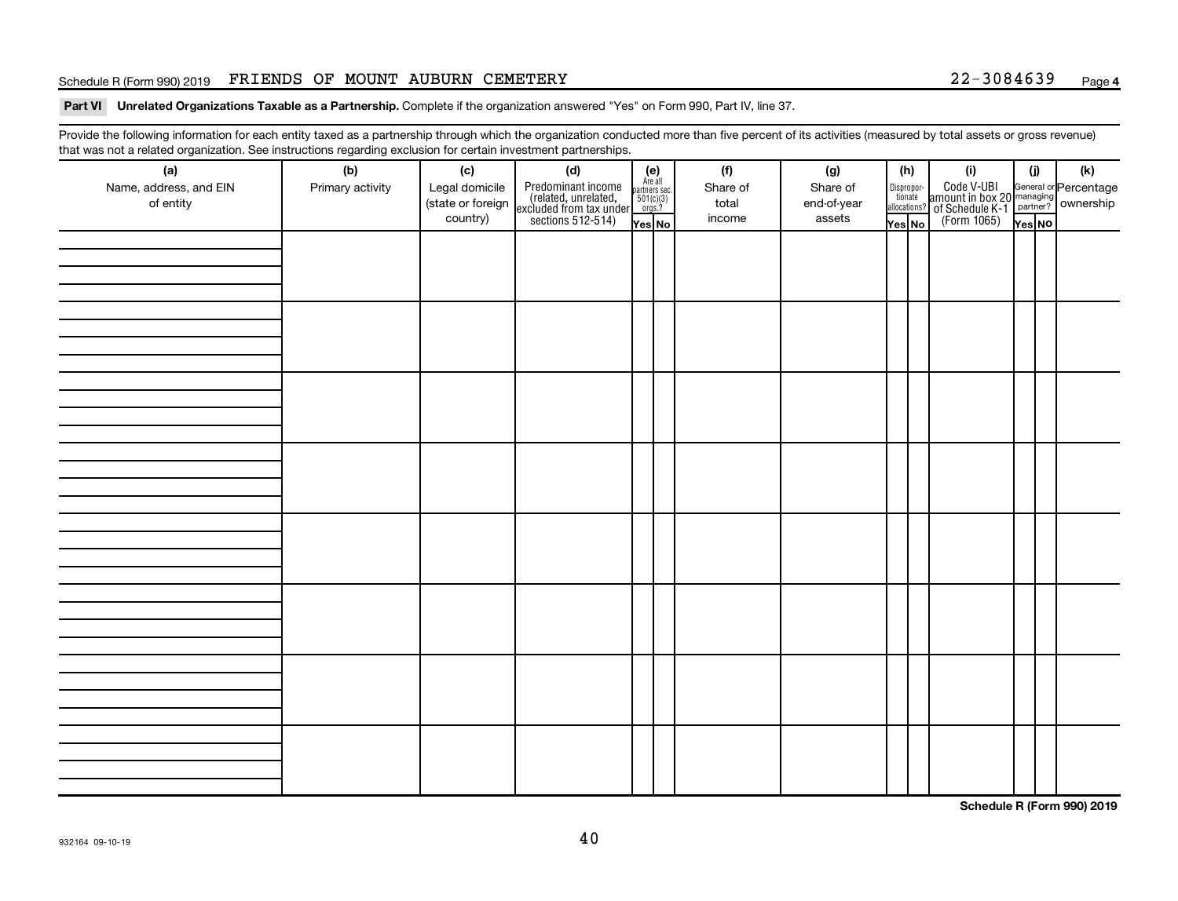Schedule R (Form 990) 2019 FRIENDS OF MOUNT AUBURN CEMETERY 22-3084639 Page 4

**Part VI Unrelated Organizations Taxable as a Partnership.** Complete if the organization answered "Yes" on Form 990, Part IV, line 37.

Provide the following information for each entity taxed as a partnership through which the organization conducted more than five percent of its activities (measured by total assets or gross revenue) that was not a related organization. See instructions regarding exclusion for certain investment partnerships.

| (a) Name, address, and EIN of entity | (b) Primary activity | (c) Legal domicile (state or foreign country) | (d) Predominant income (related, unrelated, excluded from tax under sections 512-514) | (e) Are all partners sec. 501(c)(3) orgs.? | | (f) Share of total income | (g) Share of end-of-year assets | (h) Disproportionate allocations? | | (i) Code V-UBI amount in box 20 of Schedule K-1 (Form 1065) | (j) General or managing partner? | | (k) Percentage ownership |
|---|---|---|---|---|---|---|---|---|---|---|---|---|---|
| | | | | Yes | No | | | Yes | No | | Yes | No | |
| | | | | | | | | | | | | | |
| | | | | | | | | | | | | | |
| | | | | | | | | | | | | | |
| | | | | | | | | | | | | | |
| | | | | | | | | | | | | | |
| | | | | | | | | | | | | | |
| | | | | | | | | | | | | | |
| | | | | | | | | | | | | | |

**Schedule R (Form 990) 2019**

932164 09-10-19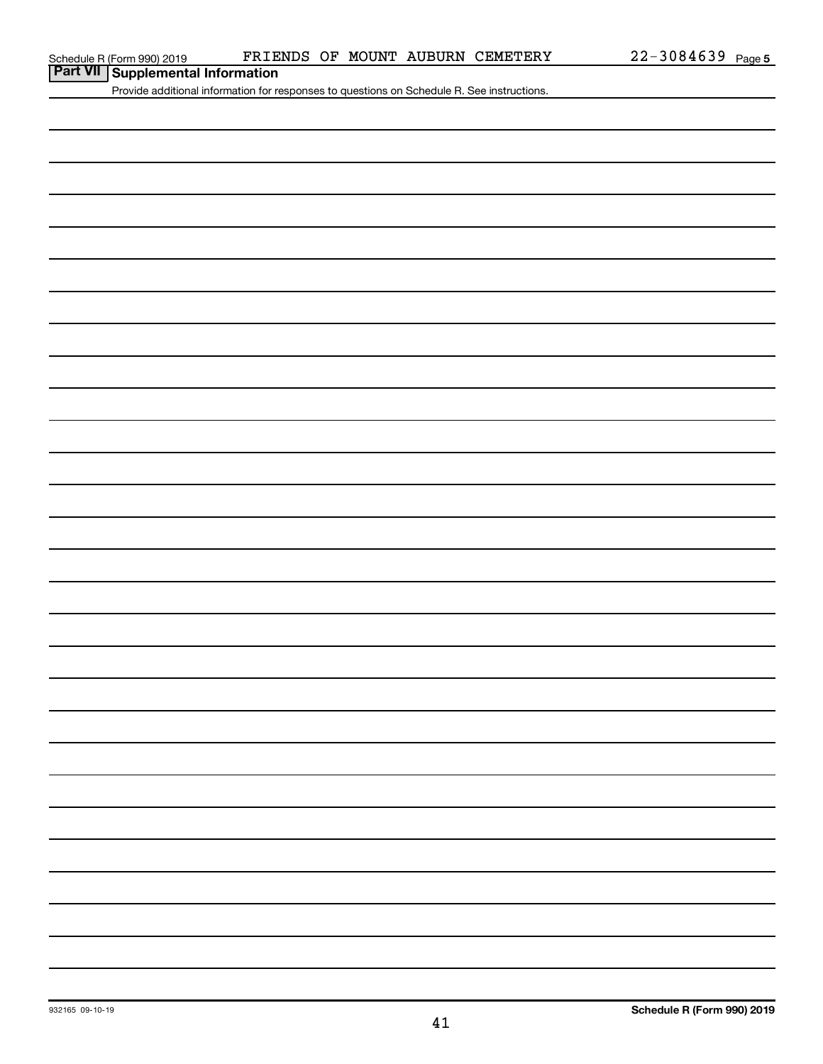Schedule R (Form 990) 2019 FRIENDS OF MOUNT AUBURN CEMETERY 22-3084639 Page 5

## Part VII Supplemental Information

Provide additional information for responses to questions on Schedule R. See instructions.

932165 09-10-19

**Schedule R (Form 990) 2019**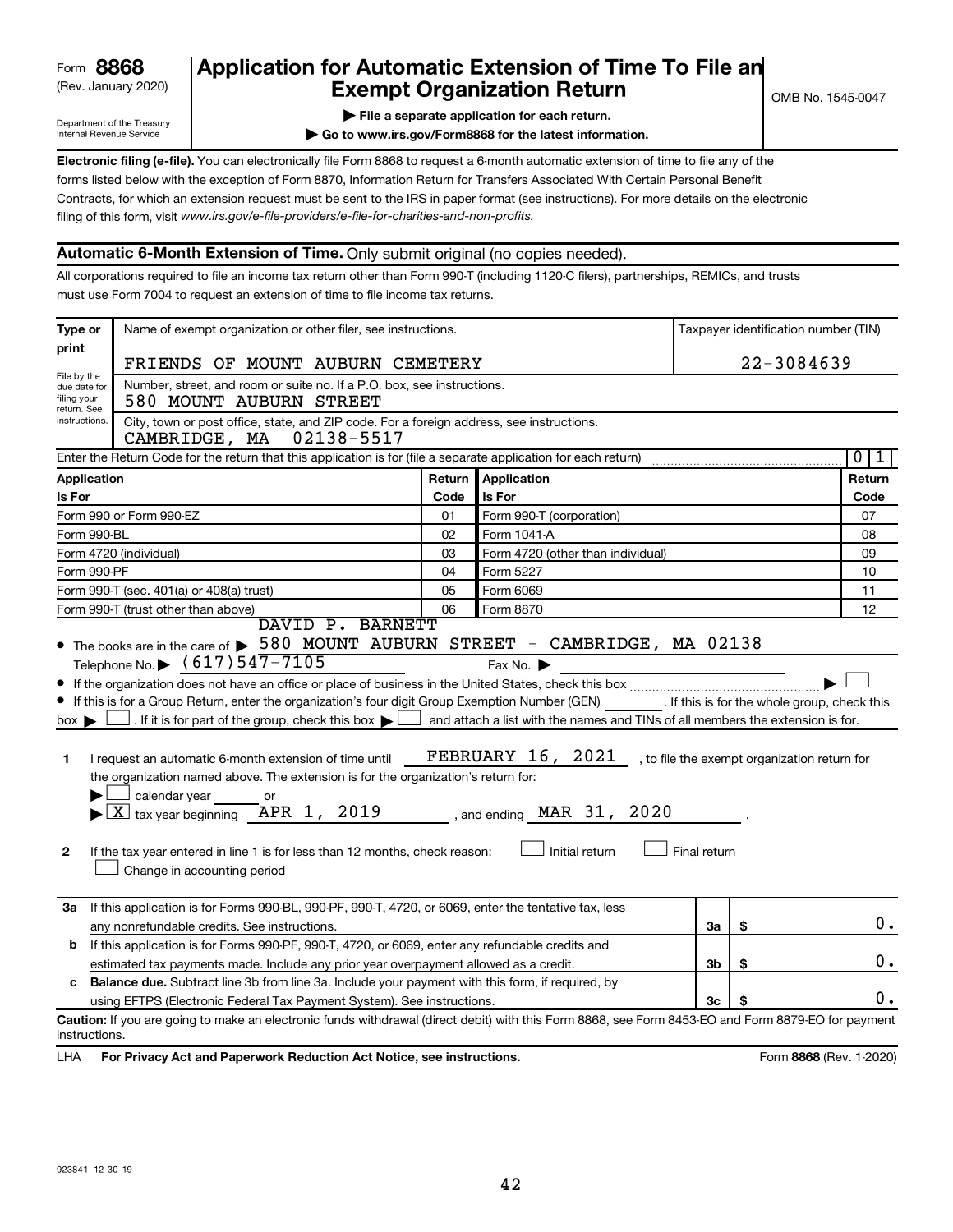Form **8868** (Rev. January 2020)

Department of the Treasury Internal Revenue Service

# Application for Automatic Extension of Time To File an Exempt Organization Return

OMB No. 1545-0047

▶ **File a separate application for each return.**

▶ **Go to www.irs.gov/Form8868 for the latest information.**

**Electronic filing (e-file).** You can electronically file Form 8868 to request a 6-month automatic extension of time to file any of the forms listed below with the exception of Form 8870, Information Return for Transfers Associated With Certain Personal Benefit Contracts, for which an extension request must be sent to the IRS in paper format (see instructions). For more details on the electronic filing of this form, visit *www.irs.gov/e-file-providers/e-file-for-charities-and-non-profits.*

## Automatic 6-Month Extension of Time. Only submit original (no copies needed).

All corporations required to file an income tax return other than Form 990-T (including 1120-C filers), partnerships, REMICs, and trusts must use Form 7004 to request an extension of time to file income tax returns.

**Type or print** — File by the due date for filing your return. See instructions.

Name of exempt organization or other filer, see instructions: FRIENDS OF MOUNT AUBURN CEMETERY

Taxpayer identification number (TIN): 22-3084639

Number, street, and room or suite no. If a P.O. box, see instructions: 580 MOUNT AUBURN STREET

City, town or post office, state, and ZIP code. For a foreign address, see instructions: CAMBRIDGE, MA 02138-5517

Enter the Return Code for the return that this application is for (file a separate application for each return): 01

| Application Is For | Return Code | Application Is For | Return Code |
|---|---|---|---|
| Form 990 or Form 990-EZ | 01 | Form 990-T (corporation) | 07 |
| Form 990-BL | 02 | Form 1041-A | 08 |
| Form 4720 (individual) | 03 | Form 4720 (other than individual) | 09 |
| Form 990-PF | 04 | Form 5227 | 10 |
| Form 990-T (sec. 401(a) or 408(a) trust) | 05 | Form 6069 | 11 |
| Form 990-T (trust other than above) | 06 | Form 8870 | 12 |

- The books are in the care of ▶ DAVID P. BARNETT 580 MOUNT AUBURN STREET - CAMBRIDGE, MA 02138
  Telephone No. ▶ (617)547-7105 Fax No. ▶
- If the organization does not have an office or place of business in the United States, check this box ▶ ☐
- If this is for a Group Return, enter the organization's four digit Group Exemption Number (GEN) ______. If this is for the whole group, check this box ▶ ☐. If it is for part of the group, check this box ▶ ☐ and attach a list with the names and TINs of all members the extension is for.

**1** I request an automatic 6-month extension of time until FEBRUARY 16, 2021, to file the exempt organization return for the organization named above. The extension is for the organization's return for:
▶ ☐ calendar year ______ or
▶ ☒ tax year beginning APR 1, 2019, and ending MAR 31, 2020.

**2** If the tax year entered in line 1 is for less than 12 months, check reason: ☐ Initial return ☐ Final return ☐ Change in accounting period

| | | | |
|---|---|---|---|
| **3a** | If this application is for Forms 990-BL, 990-PF, 990-T, 4720, or 6069, enter the tentative tax, less any nonrefundable credits. See instructions. | 3a | $ 0. |
| **b** | If this application is for Forms 990-PF, 990-T, 4720, or 6069, enter any refundable credits and estimated tax payments made. Include any prior year overpayment allowed as a credit. | 3b | $ 0. |
| **c** | **Balance due.** Subtract line 3b from line 3a. Include your payment with this form, if required, by using EFTPS (Electronic Federal Tax Payment System). See instructions. | 3c | $ 0. |

**Caution:** If you are going to make an electronic funds withdrawal (direct debit) with this Form 8868, see Form 8453-EO and Form 8879-EO for payment instructions.

LHA **For Privacy Act and Paperwork Reduction Act Notice, see instructions.** Form **8868** (Rev. 1-2020)

923841 12-30-19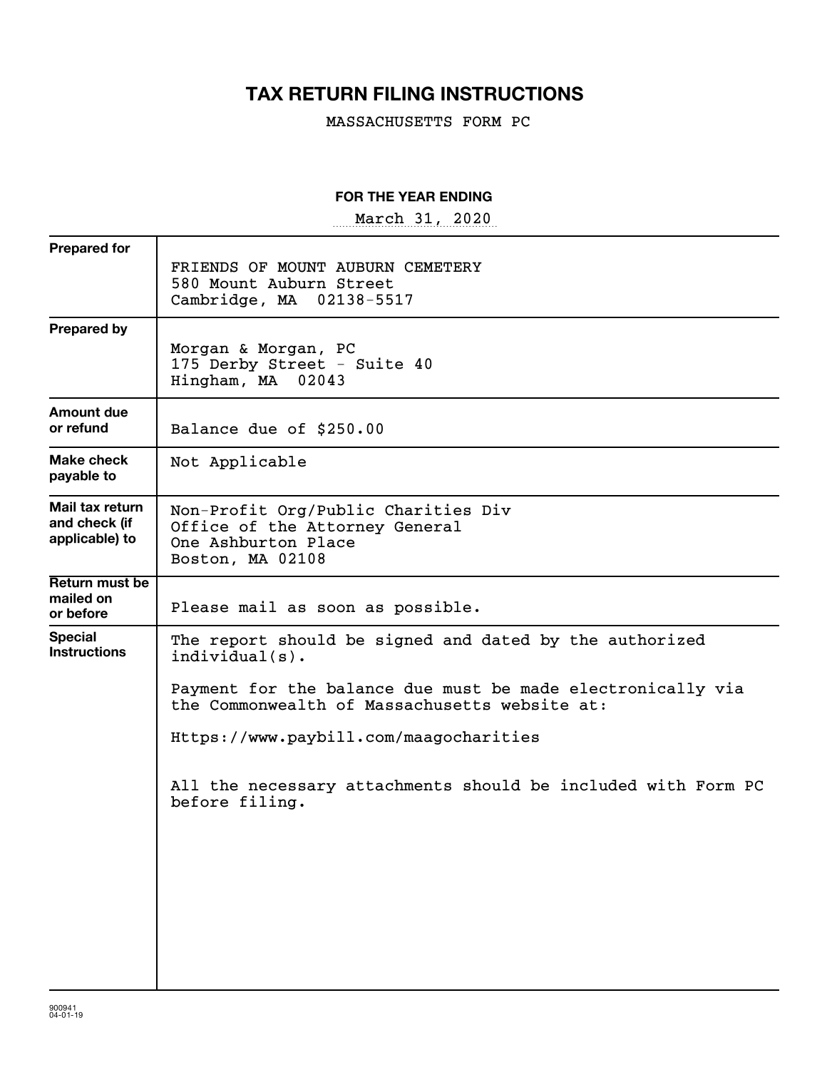# TAX RETURN FILING INSTRUCTIONS

MASSACHUSETTS FORM PC

**FOR THE YEAR ENDING**

March 31, 2020

| | |
|---|---|
| **Prepared for** | FRIENDS OF MOUNT AUBURN CEMETERY<br>580 Mount Auburn Street<br>Cambridge, MA 02138-5517 |
| **Prepared by** | Morgan & Morgan, PC<br>175 Derby Street - Suite 40<br>Hingham, MA 02043 |
| **Amount due or refund** | Balance due of $250.00 |
| **Make check payable to** | Not Applicable |
| **Mail tax return and check (if applicable) to** | Non-Profit Org/Public Charities Div<br>Office of the Attorney General<br>One Ashburton Place<br>Boston, MA 02108 |
| **Return must be mailed on or before** | Please mail as soon as possible. |
| **Special Instructions** | The report should be signed and dated by the authorized individual(s).<br><br>Payment for the balance due must be made electronically via the Commonwealth of Massachusetts website at:<br><br>Https://www.paybill.com/maagocharities<br><br>All the necessary attachments should be included with Form PC before filing. |

900941
04-01-19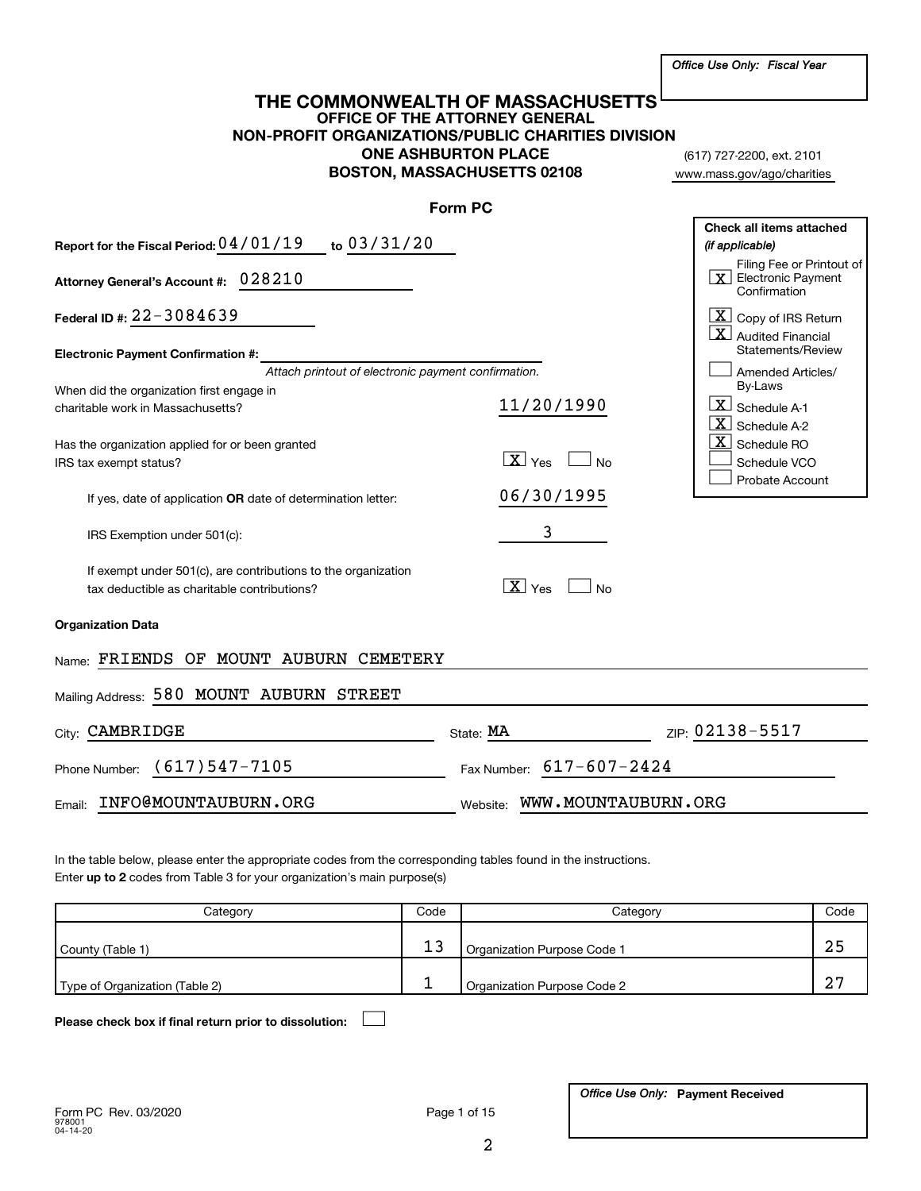*Office Use Only: Fiscal Year*

# THE COMMONWEALTH OF MASSACHUSETTS
## OFFICE OF THE ATTORNEY GENERAL
## NON-PROFIT ORGANIZATIONS/PUBLIC CHARITIES DIVISION
**ONE ASHBURTON PLACE**
**BOSTON, MASSACHUSETTS 02108**

(617) 727-2200, ext. 2101
www.mass.gov/ago/charities

## Form PC

**Report for the Fiscal Period:** 04/01/19 **to** 03/31/20

**Attorney General's Account #:** 028210

**Federal ID #:** 22-3084639

**Electronic Payment Confirmation #:** ______________________

*Attach printout of electronic payment confirmation.*

**Check all items attached** *(if applicable)*

- [X] Filing Fee or Printout of Electronic Payment Confirmation
- [X] Copy of IRS Return
- [X] Audited Financial Statements/Review
- [ ] Amended Articles/ By-Laws
- [X] Schedule A-1
- [X] Schedule A-2
- [X] Schedule RO
- [ ] Schedule VCO
- [ ] Probate Account

When did the organization first engage in charitable work in Massachusetts? 11/20/1990

Has the organization applied for or been granted IRS tax exempt status? [X] Yes [ ] No

If yes, date of application **OR** date of determination letter: 06/30/1995

IRS Exemption under 501(c): 3

If exempt under 501(c), are contributions to the organization tax deductible as charitable contributions? [X] Yes [ ] No

**Organization Data**

Name: FRIENDS OF MOUNT AUBURN CEMETERY

Mailing Address: 580 MOUNT AUBURN STREET

City: CAMBRIDGE State: MA ZIP: 02138-5517

Phone Number: (617)547-7105 Fax Number: 617-607-2424

Email: INFO@MOUNTAUBURN.ORG Website: WWW.MOUNTAUBURN.ORG

In the table below, please enter the appropriate codes from the corresponding tables found in the instructions.
Enter **up to 2** codes from Table 3 for your organization's main purpose(s)

| Category | Code | Category | Code |
|---|---|---|---|
| County (Table 1) | 13 | Organization Purpose Code 1 | 25 |
| Type of Organization (Table 2) | 1 | Organization Purpose Code 2 | 27 |

**Please check box if final return prior to dissolution:** [ ]

*Office Use Only:* **Payment Received**

Form PC Rev. 03/2020
978001
04-14-20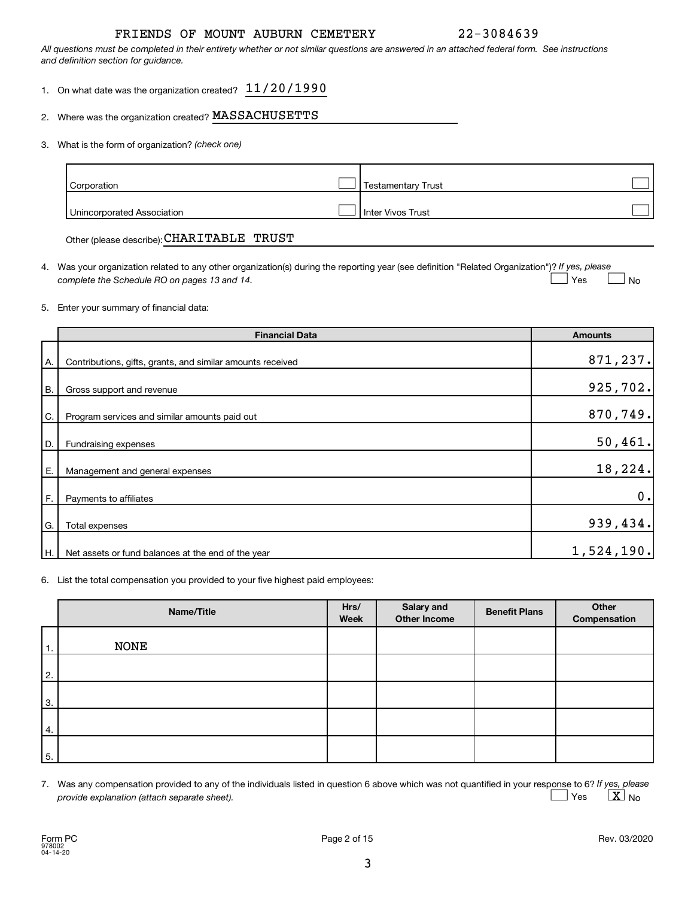FRIENDS OF MOUNT AUBURN CEMETERY 22-3084639

*All questions must be completed in their entirety whether or not similar questions are answered in an attached federal form. See instructions and definition section for guidance.*

1. On what date was the organization created? 11/20/1990

2. Where was the organization created? MASSACHUSETTS

3. What is the form of organization? *(check one)*

| | | | |
|---|---|---|---|
| Corporation | ☐ | Testamentary Trust | ☐ |
| Unincorporated Association | ☐ | Inter Vivos Trust | ☐ |

Other (please describe): CHARITABLE TRUST

4. Was your organization related to any other organization(s) during the reporting year (see definition "Related Organization")? *If yes, please complete the Schedule RO on pages 13 and 14.* ☐ Yes ☐ No

5. Enter your summary of financial data:

| | Financial Data | Amounts |
|---|---|---|
| A. | Contributions, gifts, grants, and similar amounts received | 871,237. |
| B. | Gross support and revenue | 925,702. |
| C. | Program services and similar amounts paid out | 870,749. |
| D. | Fundraising expenses | 50,461. |
| E. | Management and general expenses | 18,224. |
| F. | Payments to affiliates | 0. |
| G. | Total expenses | 939,434. |
| H. | Net assets or fund balances at the end of the year | 1,524,190. |

6. List the total compensation you provided to your five highest paid employees:

| | Name/Title | Hrs/ Week | Salary and Other Income | Benefit Plans | Other Compensation |
|---|---|---|---|---|---|
| 1. | NONE | | | | |
| 2. | | | | | |
| 3. | | | | | |
| 4. | | | | | |
| 5. | | | | | |

7. Was any compensation provided to any of the individuals listed in question 6 above which was not quantified in your response to 6? *If yes, please provide explanation (attach separate sheet).* ☐ Yes ☒ No

Form PC
978002
04-14-20

Rev. 03/2020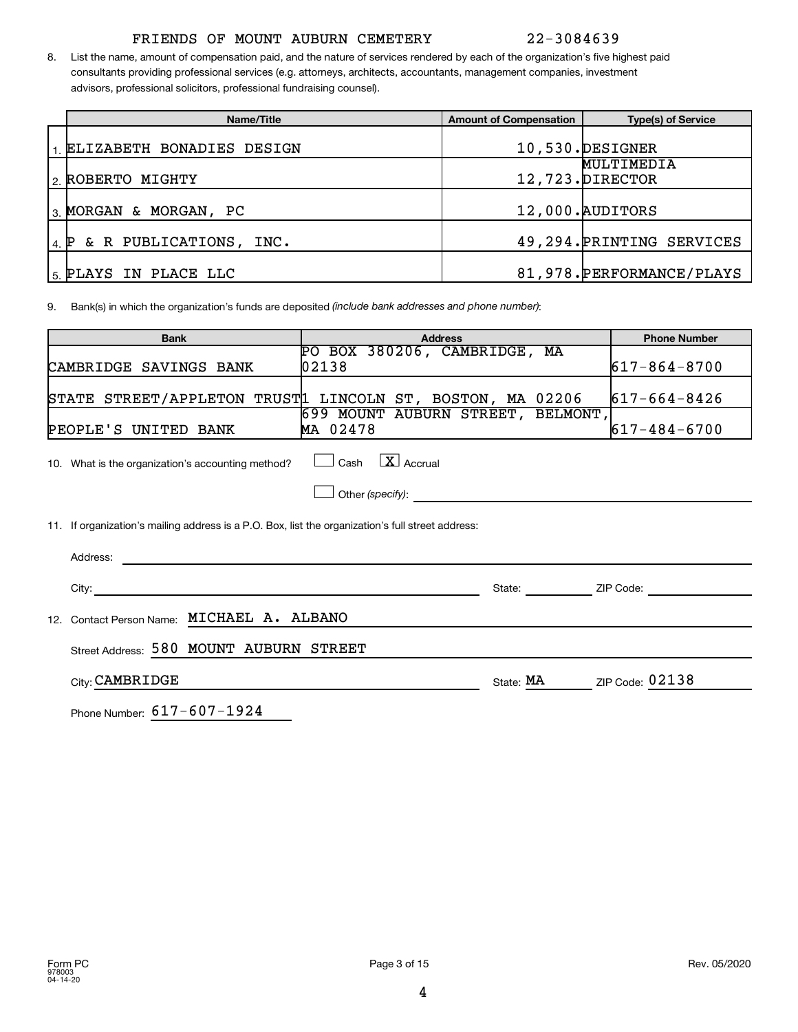FRIENDS OF MOUNT AUBURN CEMETERY 22-3084639

8. List the name, amount of compensation paid, and the nature of services rendered by each of the organization's five highest paid consultants providing professional services (e.g. attorneys, architects, accountants, management companies, investment advisors, professional solicitors, professional fundraising counsel).

| | Name/Title | Amount of Compensation | Type(s) of Service |
|---|---|---|---|
| 1. | ELIZABETH BONADIES DESIGN | 10,530. | DESIGNER |
| 2. | ROBERTO MIGHTY | 12,723. | MULTIMEDIA DIRECTOR |
| 3. | MORGAN & MORGAN, PC | 12,000. | AUDITORS |
| 4. | P & R PUBLICATIONS, INC. | 49,294. | PRINTING SERVICES |
| 5. | PLAYS IN PLACE LLC | 81,978. | PERFORMANCE/PLAYS |

9. Bank(s) in which the organization's funds are deposited *(include bank addresses and phone number)*:

| Bank | Address | Phone Number |
|---|---|---|
| CAMBRIDGE SAVINGS BANK | PO BOX 380206, CAMBRIDGE, MA 02138 | 617-864-8700 |
| STATE STREET/APPLETON TRUST | 1 LINCOLN ST, BOSTON, MA 02206 | 617-664-8426 |
| PEOPLE'S UNITED BANK | 699 MOUNT AUBURN STREET, BELMONT, MA 02478 | 617-484-6700 |

10. What is the organization's accounting method? ☐ Cash ☒ Accrual

☐ Other *(specify)*:

11. If organization's mailing address is a P.O. Box, list the organization's full street address:

Address:

City: State: ZIP Code:

12. Contact Person Name: MICHAEL A. ALBANO

Street Address: 580 MOUNT AUBURN STREET

City: CAMBRIDGE State: MA ZIP Code: 02138

Phone Number: 617-607-1924

Form PC
978003
04-14-20

Rev. 05/2020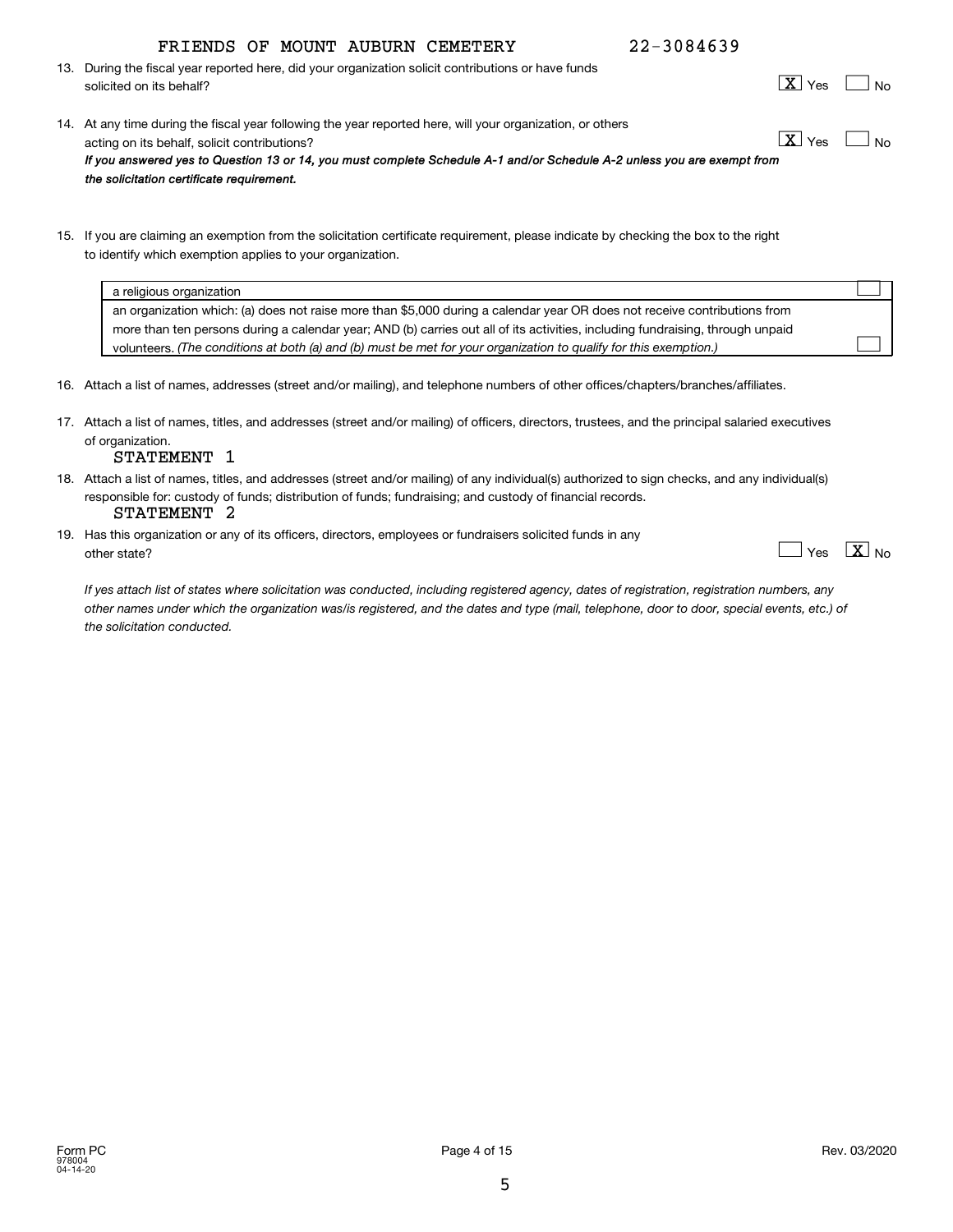FRIENDS OF MOUNT AUBURN CEMETERY 22-3084639

13. During the fiscal year reported here, did your organization solicit contributions or have funds solicited on its behalf? [X] Yes [ ] No

14. At any time during the fiscal year following the year reported here, will your organization, or others acting on its behalf, solicit contributions? [X] Yes [ ] No

*If you answered yes to Question 13 or 14, you must complete Schedule A-1 and/or Schedule A-2 unless you are exempt from the solicitation certificate requirement.*

15. If you are claiming an exemption from the solicitation certificate requirement, please indicate by checking the box to the right to identify which exemption applies to your organization.

| | |
|---|---|
| a religious organization | [ ] |
| an organization which: (a) does not raise more than $5,000 during a calendar year OR does not receive contributions from more than ten persons during a calendar year; AND (b) carries out all of its activities, including fundraising, through unpaid volunteers. *(The conditions at both (a) and (b) must be met for your organization to qualify for this exemption.)* | [ ] |

16. Attach a list of names, addresses (street and/or mailing), and telephone numbers of other offices/chapters/branches/affiliates.

17. Attach a list of names, titles, and addresses (street and/or mailing) of officers, directors, trustees, and the principal salaried executives of organization.
STATEMENT 1

18. Attach a list of names, titles, and addresses (street and/or mailing) of any individual(s) authorized to sign checks, and any individual(s) responsible for: custody of funds; distribution of funds; fundraising; and custody of financial records.
STATEMENT 2

19. Has this organization or any of its officers, directors, employees or fundraisers solicited funds in any other state? [ ] Yes [X] No

*If yes attach list of states where solicitation was conducted, including registered agency, dates of registration, registration numbers, any other names under which the organization was/is registered, and the dates and type (mail, telephone, door to door, special events, etc.) of the solicitation conducted.*

Form PC
978004
04-14-20
Rev. 03/2020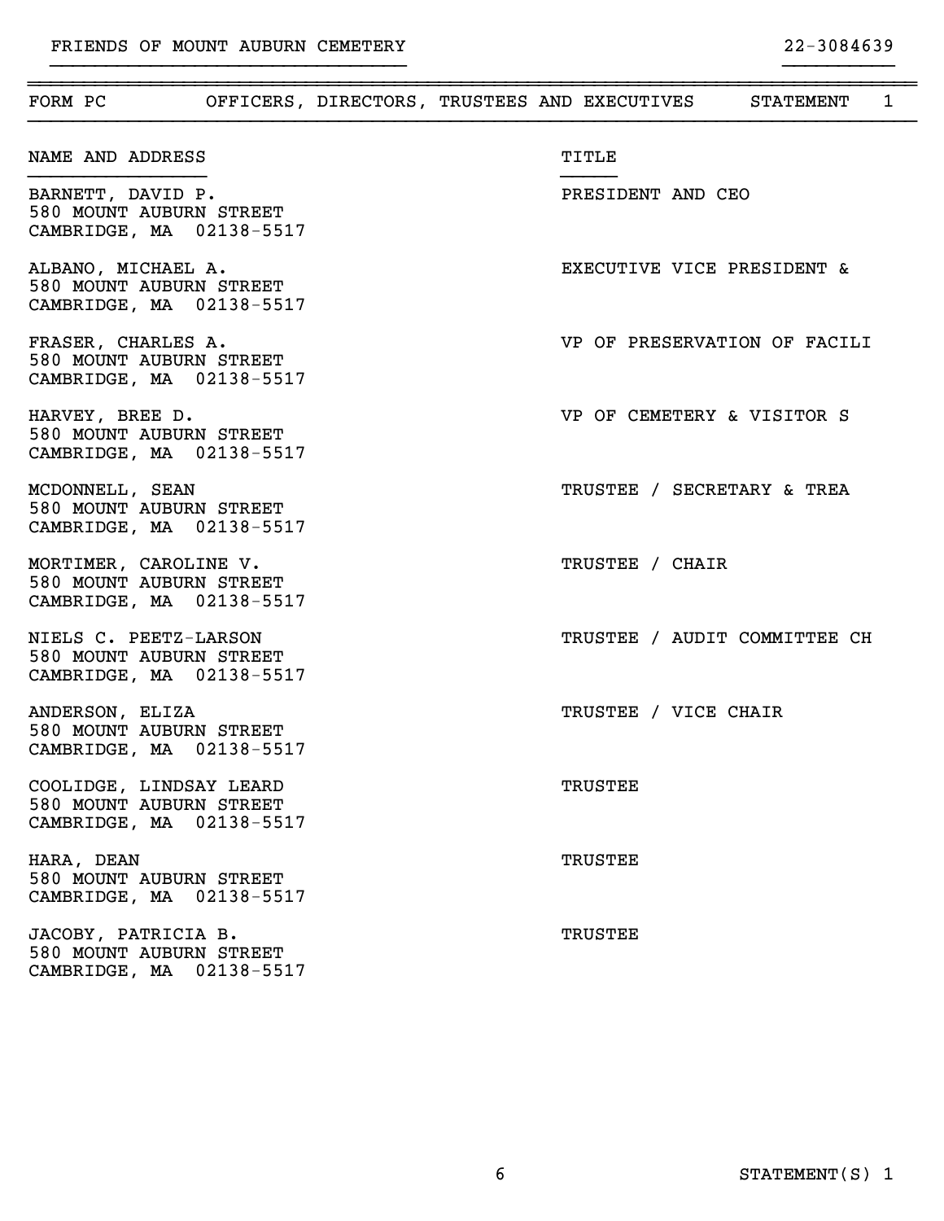FRIENDS OF MOUNT AUBURN CEMETERY 22-3084639

FORM PC OFFICERS, DIRECTORS, TRUSTEES AND EXECUTIVES STATEMENT 1

| NAME AND ADDRESS | TITLE |
|---|---|
| BARNETT, DAVID P.<br>580 MOUNT AUBURN STREET<br>CAMBRIDGE, MA 02138-5517 | PRESIDENT AND CEO |
| ALBANO, MICHAEL A.<br>580 MOUNT AUBURN STREET<br>CAMBRIDGE, MA 02138-5517 | EXECUTIVE VICE PRESIDENT & |
| FRASER, CHARLES A.<br>580 MOUNT AUBURN STREET<br>CAMBRIDGE, MA 02138-5517 | VP OF PRESERVATION OF FACILI |
| HARVEY, BREE D.<br>580 MOUNT AUBURN STREET<br>CAMBRIDGE, MA 02138-5517 | VP OF CEMETERY & VISITOR S |
| MCDONNELL, SEAN<br>580 MOUNT AUBURN STREET<br>CAMBRIDGE, MA 02138-5517 | TRUSTEE / SECRETARY & TREA |
| MORTIMER, CAROLINE V.<br>580 MOUNT AUBURN STREET<br>CAMBRIDGE, MA 02138-5517 | TRUSTEE / CHAIR |
| NIELS C. PEETZ-LARSON<br>580 MOUNT AUBURN STREET<br>CAMBRIDGE, MA 02138-5517 | TRUSTEE / AUDIT COMMITTEE CH |
| ANDERSON, ELIZA<br>580 MOUNT AUBURN STREET<br>CAMBRIDGE, MA 02138-5517 | TRUSTEE / VICE CHAIR |
| COOLIDGE, LINDSAY LEARD<br>580 MOUNT AUBURN STREET<br>CAMBRIDGE, MA 02138-5517 | TRUSTEE |
| HARA, DEAN<br>580 MOUNT AUBURN STREET<br>CAMBRIDGE, MA 02138-5517 | TRUSTEE |
| JACOBY, PATRICIA B.<br>580 MOUNT AUBURN STREET<br>CAMBRIDGE, MA 02138-5517 | TRUSTEE |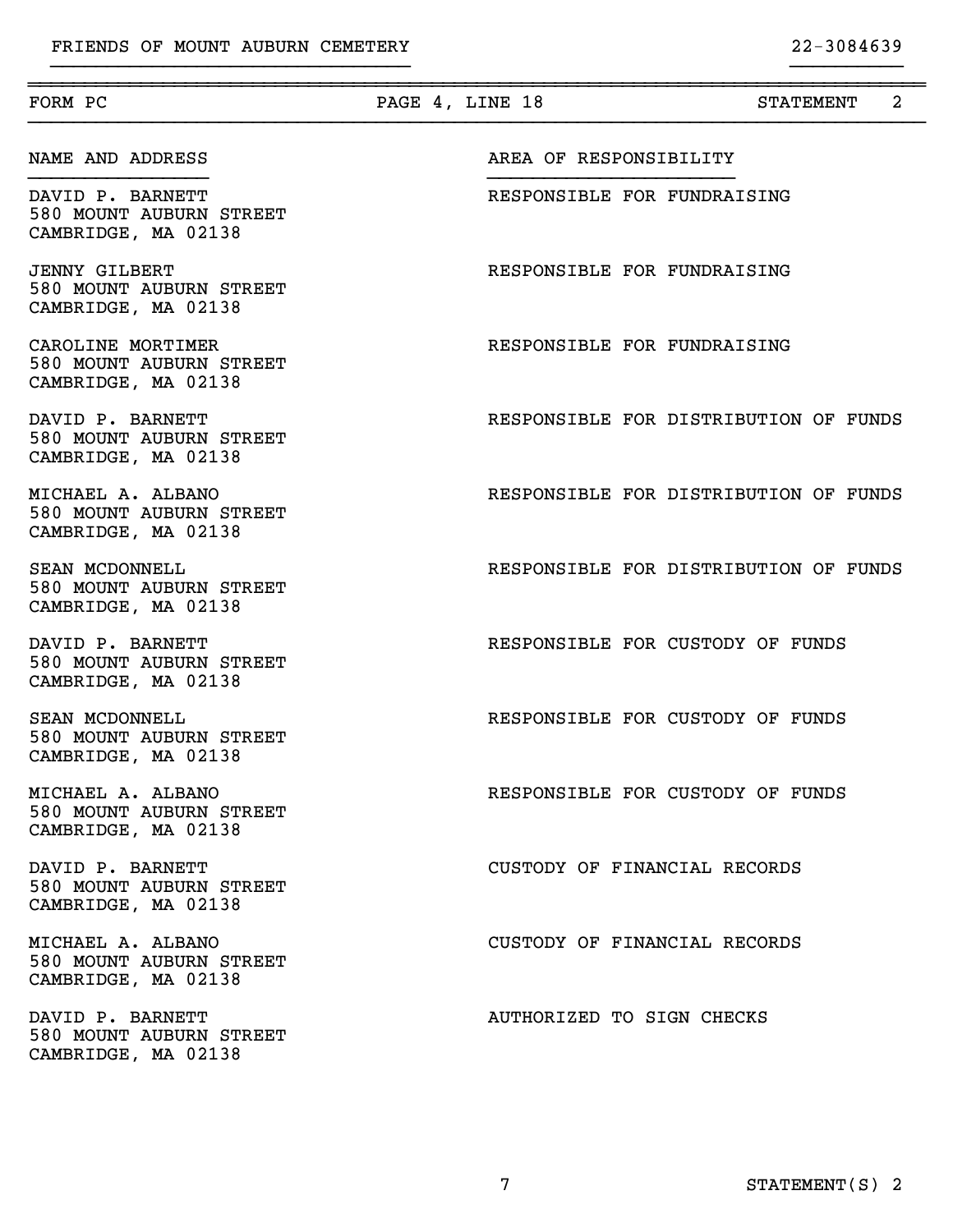FRIENDS OF MOUNT AUBURN CEMETERY 22-3084639

| FORM PC | PAGE 4, LINE 18 | STATEMENT 2 |
|---|---|---|

| NAME AND ADDRESS | AREA OF RESPONSIBILITY |
|---|---|
| DAVID P. BARNETT<br>580 MOUNT AUBURN STREET<br>CAMBRIDGE, MA 02138 | RESPONSIBLE FOR FUNDRAISING |
| JENNY GILBERT<br>580 MOUNT AUBURN STREET<br>CAMBRIDGE, MA 02138 | RESPONSIBLE FOR FUNDRAISING |
| CAROLINE MORTIMER<br>580 MOUNT AUBURN STREET<br>CAMBRIDGE, MA 02138 | RESPONSIBLE FOR FUNDRAISING |
| DAVID P. BARNETT<br>580 MOUNT AUBURN STREET<br>CAMBRIDGE, MA 02138 | RESPONSIBLE FOR DISTRIBUTION OF FUNDS |
| MICHAEL A. ALBANO<br>580 MOUNT AUBURN STREET<br>CAMBRIDGE, MA 02138 | RESPONSIBLE FOR DISTRIBUTION OF FUNDS |
| SEAN MCDONNELL<br>580 MOUNT AUBURN STREET<br>CAMBRIDGE, MA 02138 | RESPONSIBLE FOR DISTRIBUTION OF FUNDS |
| DAVID P. BARNETT<br>580 MOUNT AUBURN STREET<br>CAMBRIDGE, MA 02138 | RESPONSIBLE FOR CUSTODY OF FUNDS |
| SEAN MCDONNELL<br>580 MOUNT AUBURN STREET<br>CAMBRIDGE, MA 02138 | RESPONSIBLE FOR CUSTODY OF FUNDS |
| MICHAEL A. ALBANO<br>580 MOUNT AUBURN STREET<br>CAMBRIDGE, MA 02138 | RESPONSIBLE FOR CUSTODY OF FUNDS |
| DAVID P. BARNETT<br>580 MOUNT AUBURN STREET<br>CAMBRIDGE, MA 02138 | CUSTODY OF FINANCIAL RECORDS |
| MICHAEL A. ALBANO<br>580 MOUNT AUBURN STREET<br>CAMBRIDGE, MA 02138 | CUSTODY OF FINANCIAL RECORDS |
| DAVID P. BARNETT<br>580 MOUNT AUBURN STREET<br>CAMBRIDGE, MA 02138 | AUTHORIZED TO SIGN CHECKS |

STATEMENT(S) 2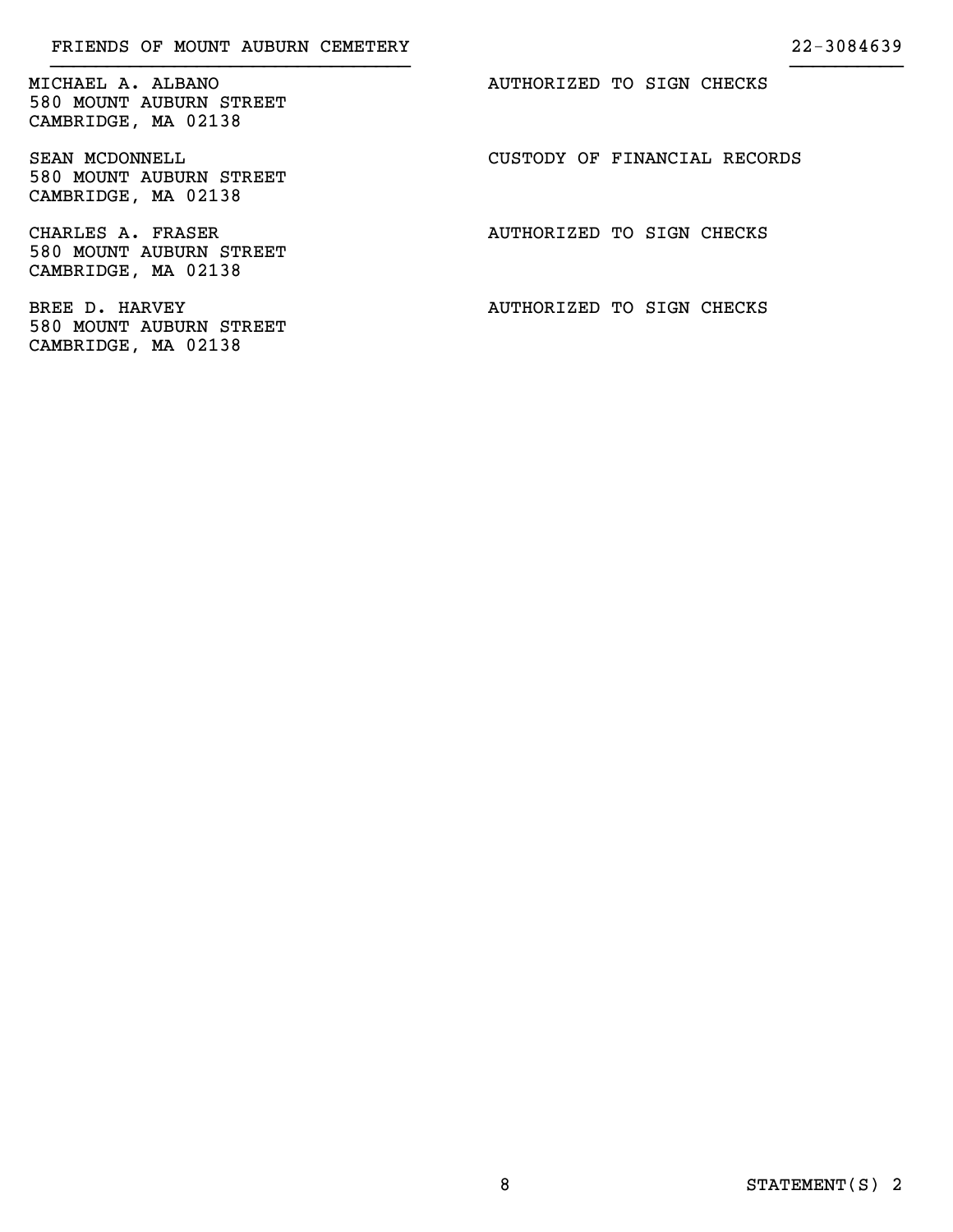FRIENDS OF MOUNT AUBURN CEMETERY 22-3084639

| Name and Address | Role |
| --- | --- |
| MICHAEL A. ALBANO<br>580 MOUNT AUBURN STREET<br>CAMBRIDGE, MA 02138 | AUTHORIZED TO SIGN CHECKS |
| SEAN MCDONNELL<br>580 MOUNT AUBURN STREET<br>CAMBRIDGE, MA 02138 | CUSTODY OF FINANCIAL RECORDS |
| CHARLES A. FRASER<br>580 MOUNT AUBURN STREET<br>CAMBRIDGE, MA 02138 | AUTHORIZED TO SIGN CHECKS |
| BREE D. HARVEY<br>580 MOUNT AUBURN STREET<br>CAMBRIDGE, MA 02138 | AUTHORIZED TO SIGN CHECKS |

STATEMENT(S) 2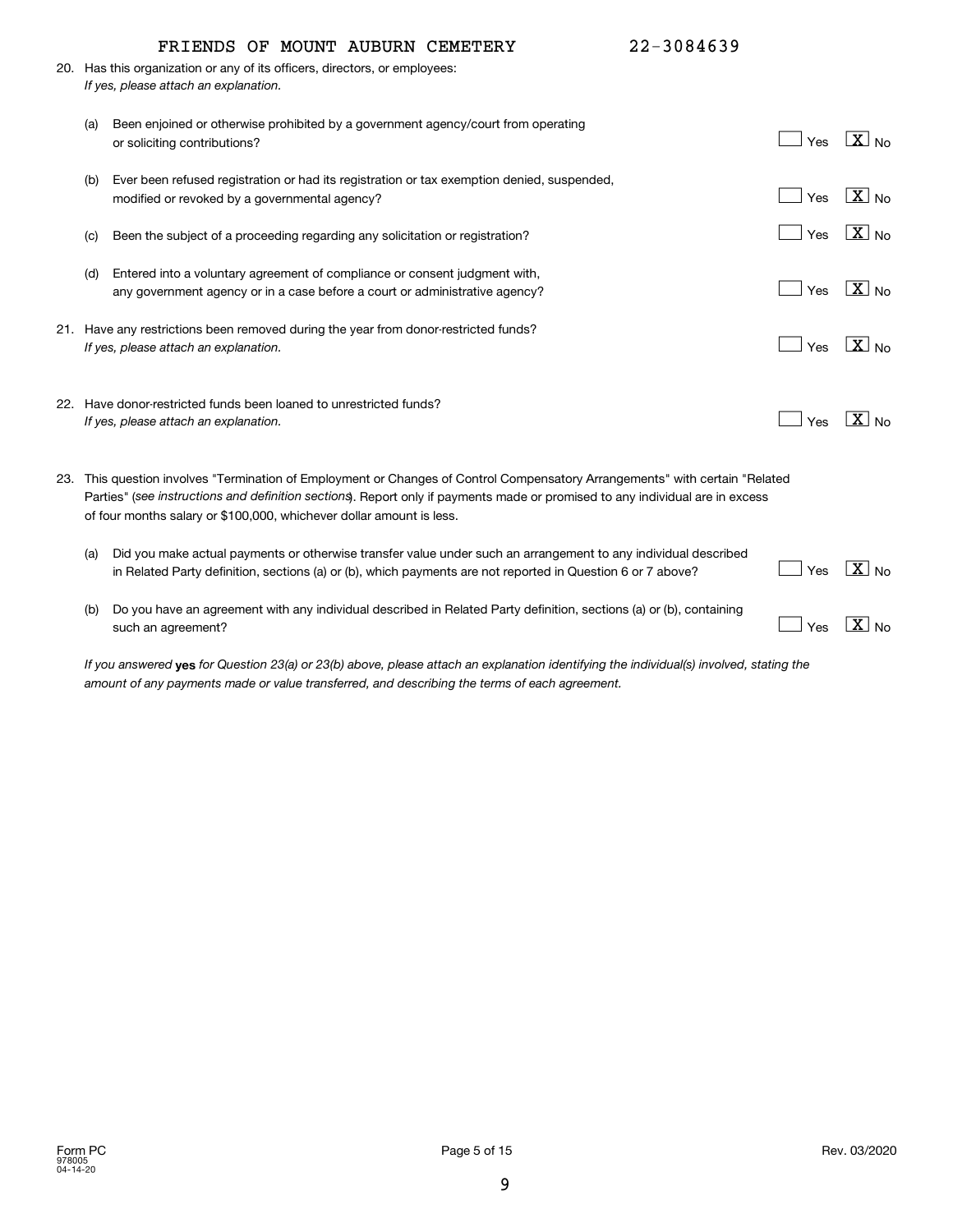FRIENDS OF MOUNT AUBURN CEMETERY 22-3084639

20. Has this organization or any of its officers, directors, or employees:
*If yes, please attach an explanation.*

(a) Been enjoined or otherwise prohibited by a government agency/court from operating or soliciting contributions? [ ] Yes [X] No

(b) Ever been refused registration or had its registration or tax exemption denied, suspended, modified or revoked by a governmental agency? [ ] Yes [X] No

(c) Been the subject of a proceeding regarding any solicitation or registration? [ ] Yes [X] No

(d) Entered into a voluntary agreement of compliance or consent judgment with, any government agency or in a case before a court or administrative agency? [ ] Yes [X] No

21. Have any restrictions been removed during the year from donor-restricted funds?
*If yes, please attach an explanation.* [ ] Yes [X] No

22. Have donor-restricted funds been loaned to unrestricted funds?
*If yes, please attach an explanation.* [ ] Yes [X] No

23. This question involves "Termination of Employment or Changes of Control Compensatory Arrangements" with certain "Related Parties" (*see instructions and definition sections*). Report only if payments made or promised to any individual are in excess of four months salary or $100,000, whichever dollar amount is less.

(a) Did you make actual payments or otherwise transfer value under such an arrangement to any individual described in Related Party definition, sections (a) or (b), which payments are not reported in Question 6 or 7 above? [ ] Yes [X] No

(b) Do you have an agreement with any individual described in Related Party definition, sections (a) or (b), containing such an agreement? [ ] Yes [X] No

*If you answered* **yes** *for Question 23(a) or 23(b) above, please attach an explanation identifying the individual(s) involved, stating the amount of any payments made or value transferred, and describing the terms of each agreement.*

Form PC
978005
04-14-20

Rev. 03/2020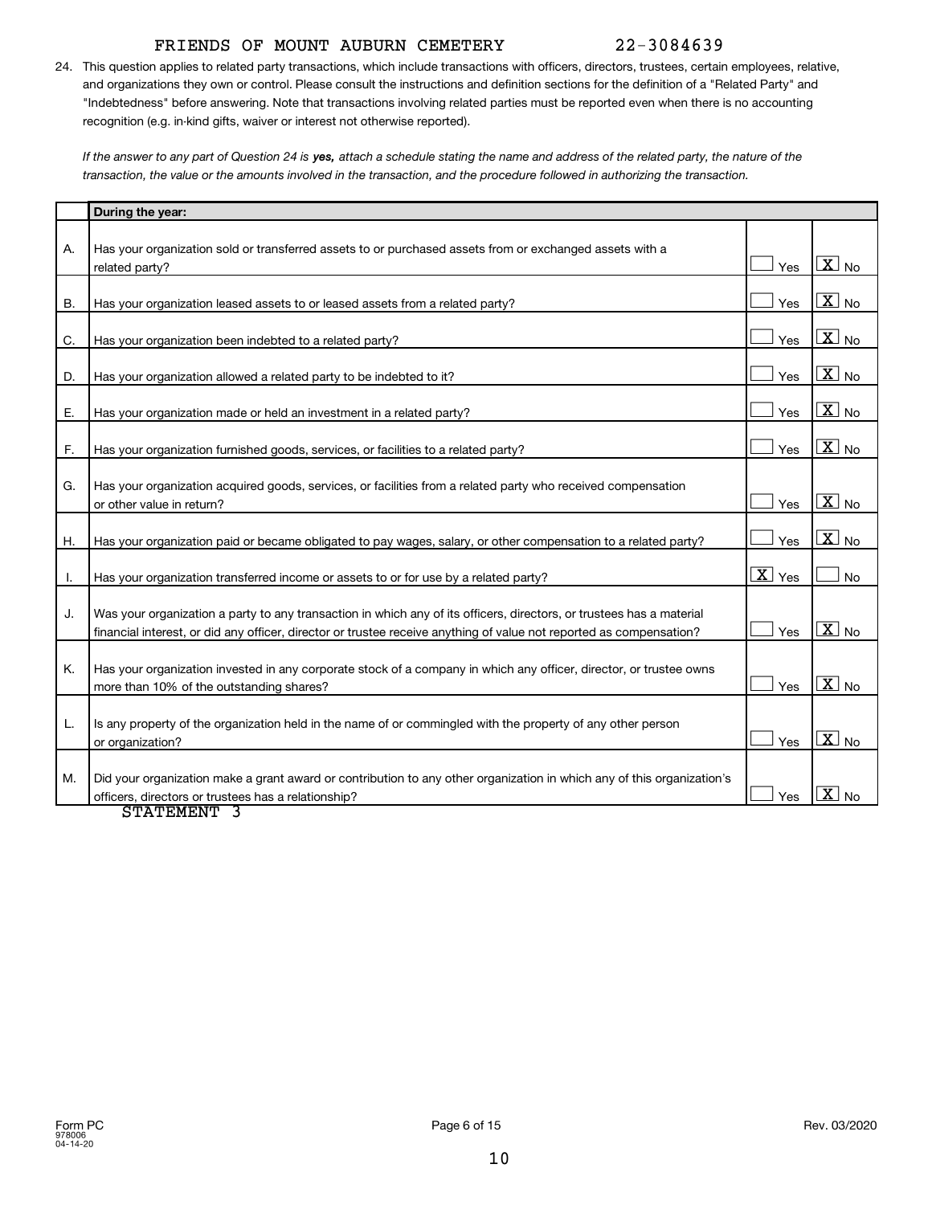FRIENDS OF MOUNT AUBURN CEMETERY 22-3084639

24. This question applies to related party transactions, which include transactions with officers, directors, trustees, certain employees, relative, and organizations they own or control. Please consult the instructions and definition sections for the definition of a "Related Party" and "Indebtedness" before answering. Note that transactions involving related parties must be reported even when there is no accounting recognition (e.g. in-kind gifts, waiver or interest not otherwise reported).

*If the answer to any part of Question 24 is **yes,** attach a schedule stating the name and address of the related party, the nature of the transaction, the value or the amounts involved in the transaction, and the procedure followed in authorizing the transaction.*

| | During the year: | | |
|---|---|---|---|
| A. | Has your organization sold or transferred assets to or purchased assets from or exchanged assets with a related party? | Yes | [X] No |
| B. | Has your organization leased assets to or leased assets from a related party? | Yes | [X] No |
| C. | Has your organization been indebted to a related party? | Yes | [X] No |
| D. | Has your organization allowed a related party to be indebted to it? | Yes | [X] No |
| E. | Has your organization made or held an investment in a related party? | Yes | [X] No |
| F. | Has your organization furnished goods, services, or facilities to a related party? | Yes | [X] No |
| G. | Has your organization acquired goods, services, or facilities from a related party who received compensation or other value in return? | Yes | [X] No |
| H. | Has your organization paid or became obligated to pay wages, salary, or other compensation to a related party? | Yes | [X] No |
| I. | Has your organization transferred income or assets to or for use by a related party? | [X] Yes | No |
| J. | Was your organization a party to any transaction in which any of its officers, directors, or trustees has a material financial interest, or did any officer, director or trustee receive anything of value not reported as compensation? | Yes | [X] No |
| K. | Has your organization invested in any corporate stock of a company in which any officer, director, or trustee owns more than 10% of the outstanding shares? | Yes | [X] No |
| L. | Is any property of the organization held in the name of or commingled with the property of any other person or organization? | Yes | [X] No |
| M. | Did your organization make a grant award or contribution to any other organization in which any of this organization's officers, directors or trustees has a relationship? | Yes | [X] No |

STATEMENT 3

Form PC
978006
04-14-20

Rev. 03/2020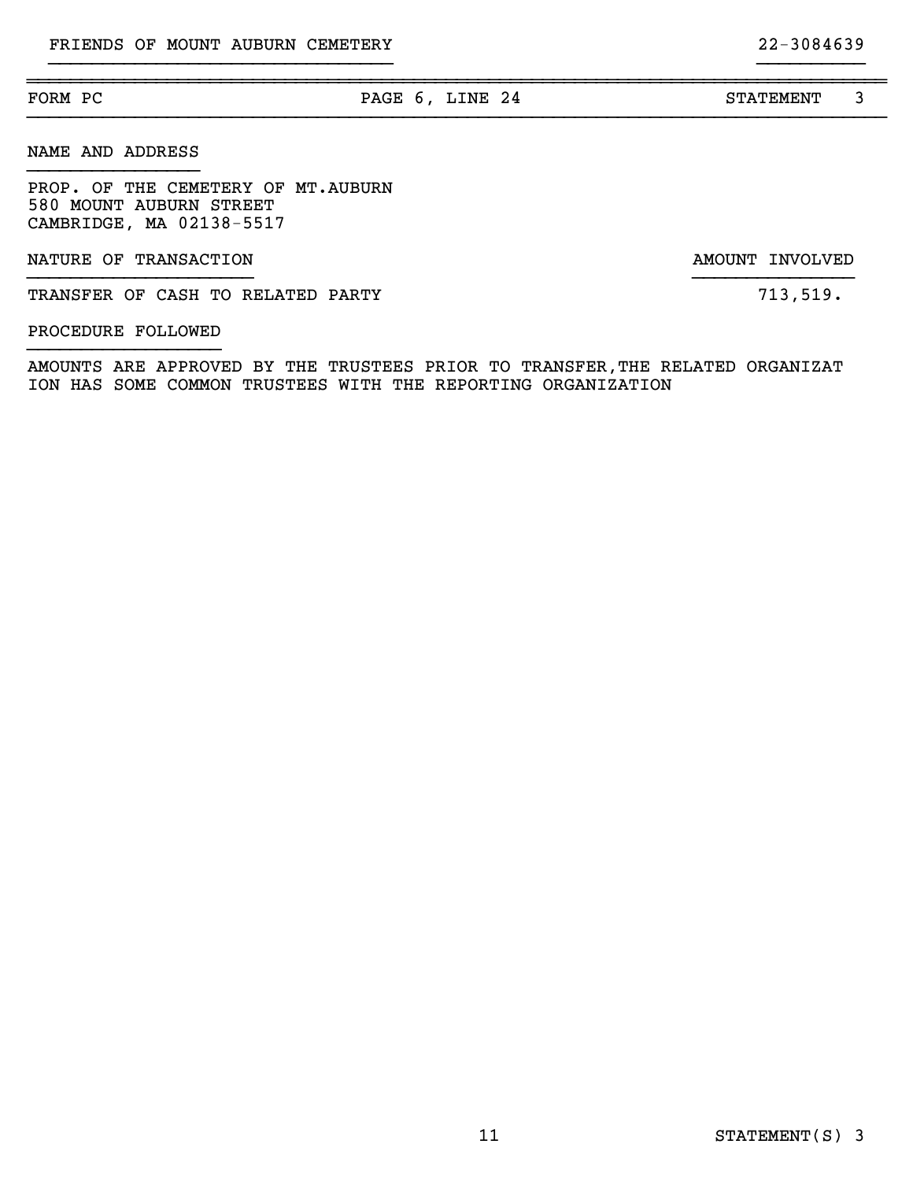FRIENDS OF MOUNT AUBURN CEMETERY 22-3084639

| FORM PC | PAGE 6, LINE 24 | STATEMENT 3 |
|---|---|---|

NAME AND ADDRESS

PROP. OF THE CEMETERY OF MT.AUBURN
580 MOUNT AUBURN STREET
CAMBRIDGE, MA 02138-5517

| NATURE OF TRANSACTION | AMOUNT INVOLVED |
|---|---|
| TRANSFER OF CASH TO RELATED PARTY | 713,519. |

PROCEDURE FOLLOWED

AMOUNTS ARE APPROVED BY THE TRUSTEES PRIOR TO TRANSFER,THE RELATED ORGANIZAT ION HAS SOME COMMON TRUSTEES WITH THE REPORTING ORGANIZATION

STATEMENT(S) 3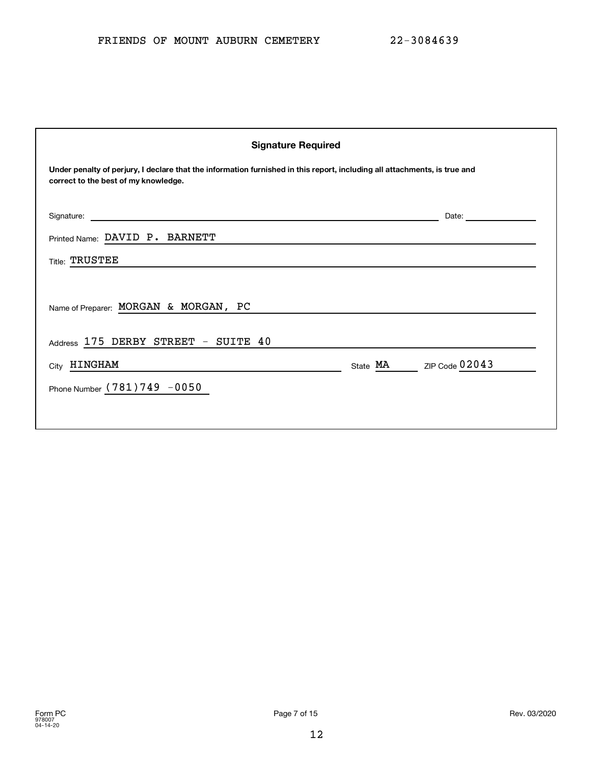FRIENDS OF MOUNT AUBURN CEMETERY 22-3084639

**Signature Required**

**Under penalty of perjury, I declare that the information furnished in this report, including all attachments, is true and correct to the best of my knowledge.**

Signature: ______________________ Date: __________

Printed Name: DAVID P. BARNETT

Title: TRUSTEE

Name of Preparer: MORGAN & MORGAN, PC

Address 175 DERBY STREET - SUITE 40

City HINGHAM State MA ZIP Code 02043

Phone Number (781)749 -0050

Form PC
978007
04-14-20

Rev. 03/2020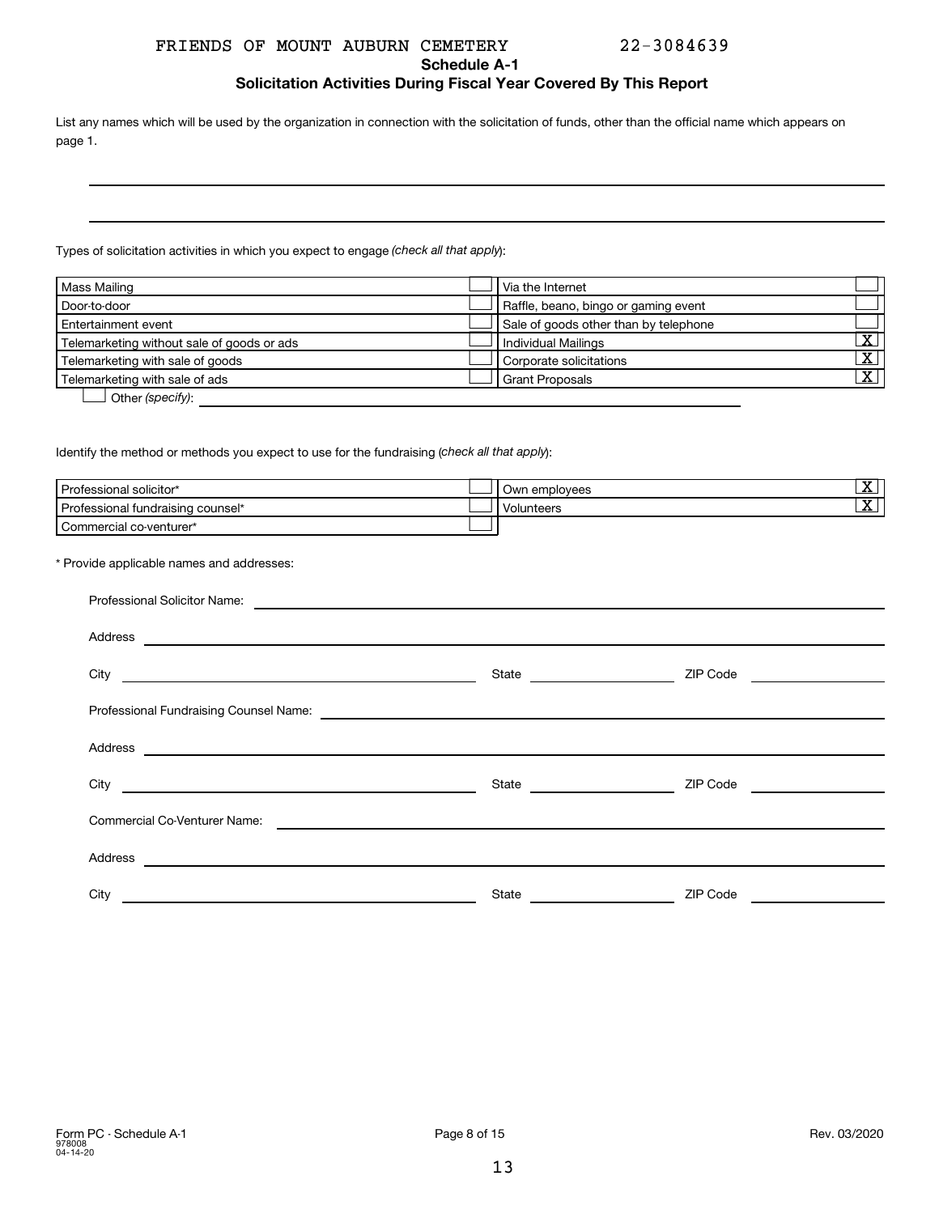FRIENDS OF MOUNT AUBURN CEMETERY 22-3084639

## Schedule A-1

### Solicitation Activities During Fiscal Year Covered By This Report

List any names which will be used by the organization in connection with the solicitation of funds, other than the official name which appears on page 1.

Types of solicitation activities in which you expect to engage *(check all that apply)*:

| | | | |
|---|---|---|---|
| Mass Mailing | ☐ | Via the Internet | ☐ |
| Door-to-door | ☐ | Raffle, beano, bingo or gaming event | ☐ |
| Entertainment event | ☐ | Sale of goods other than by telephone | ☐ |
| Telemarketing without sale of goods or ads | ☐ | Individual Mailings | X |
| Telemarketing with sale of goods | ☐ | Corporate solicitations | X |
| Telemarketing with sale of ads | ☐ | Grant Proposals | X |

☐ Other *(specify)*:

Identify the method or methods you expect to use for the fundraising (*check all that apply*):

| | | | |
|---|---|---|---|
| Professional solicitor* | ☐ | Own employees | X |
| Professional fundraising counsel* | ☐ | Volunteers | X |
| Commercial co-venturer* | ☐ | | |

\* Provide applicable names and addresses:

Professional Solicitor Name:

Address

City State ZIP Code

Professional Fundraising Counsel Name:

Address

City State ZIP Code

Commercial Co-Venturer Name:

Address

City State ZIP Code

Form PC - Schedule A-1
978008
04-14-20

Rev. 03/2020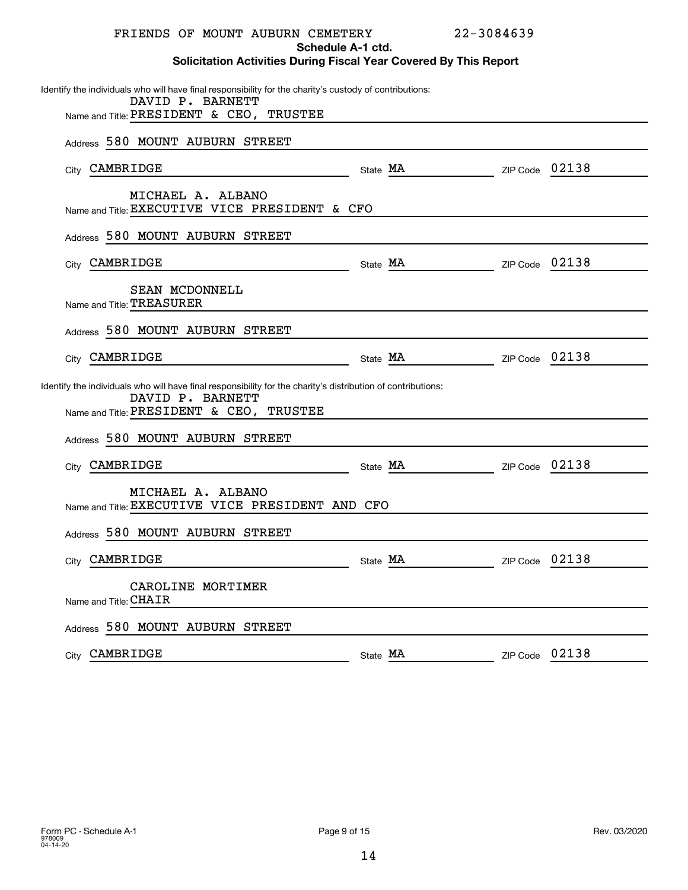FRIENDS OF MOUNT AUBURN CEMETERY 22-3084639

**Schedule A-1 ctd.**

**Solicitation Activities During Fiscal Year Covered By This Report**

Identify the individuals who will have final responsibility for the charity's custody of contributions:

Name and Title: DAVID P. BARNETT, PRESIDENT & CEO, TRUSTEE
Address: 580 MOUNT AUBURN STREET
City: CAMBRIDGE State: MA ZIP Code: 02138

Name and Title: MICHAEL A. ALBANO, EXECUTIVE VICE PRESIDENT & CFO
Address: 580 MOUNT AUBURN STREET
City: CAMBRIDGE State: MA ZIP Code: 02138

Name and Title: SEAN MCDONNELL, TREASURER
Address: 580 MOUNT AUBURN STREET
City: CAMBRIDGE State: MA ZIP Code: 02138

Identify the individuals who will have final responsibility for the charity's distribution of contributions:

Name and Title: DAVID P. BARNETT, PRESIDENT & CEO, TRUSTEE
Address: 580 MOUNT AUBURN STREET
City: CAMBRIDGE State: MA ZIP Code: 02138

Name and Title: MICHAEL A. ALBANO, EXECUTIVE VICE PRESIDENT AND CFO
Address: 580 MOUNT AUBURN STREET
City: CAMBRIDGE State: MA ZIP Code: 02138

Name and Title: CAROLINE MORTIMER, CHAIR
Address: 580 MOUNT AUBURN STREET
City: CAMBRIDGE State: MA ZIP Code: 02138

Form PC - Schedule A-1 978009 04-14-20 Rev. 03/2020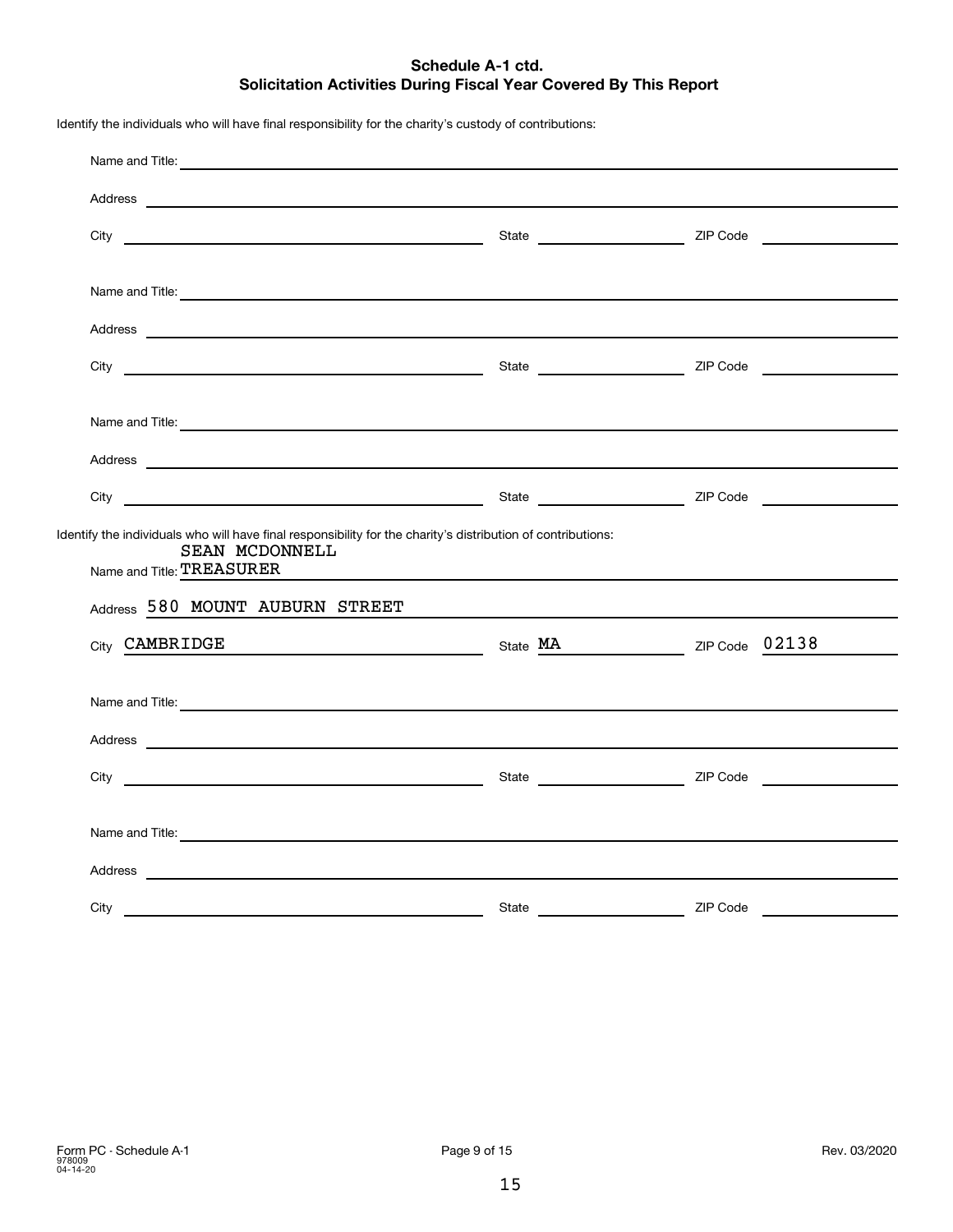## Schedule A-1 ctd.
## Solicitation Activities During Fiscal Year Covered By This Report

Identify the individuals who will have final responsibility for the charity's custody of contributions:

Name and Title:

Address

City State ZIP Code

Name and Title:

Address

City State ZIP Code

Name and Title:

Address

City State ZIP Code

Identify the individuals who will have final responsibility for the charity's distribution of contributions:

Name and Title: SEAN MCDONNELL TREASURER

Address 580 MOUNT AUBURN STREET

City CAMBRIDGE State MA ZIP Code 02138

Name and Title:

Address

City State ZIP Code

Name and Title:

Address

City State ZIP Code

Form PC - Schedule A-1
978009
04-14-20

Rev. 03/2020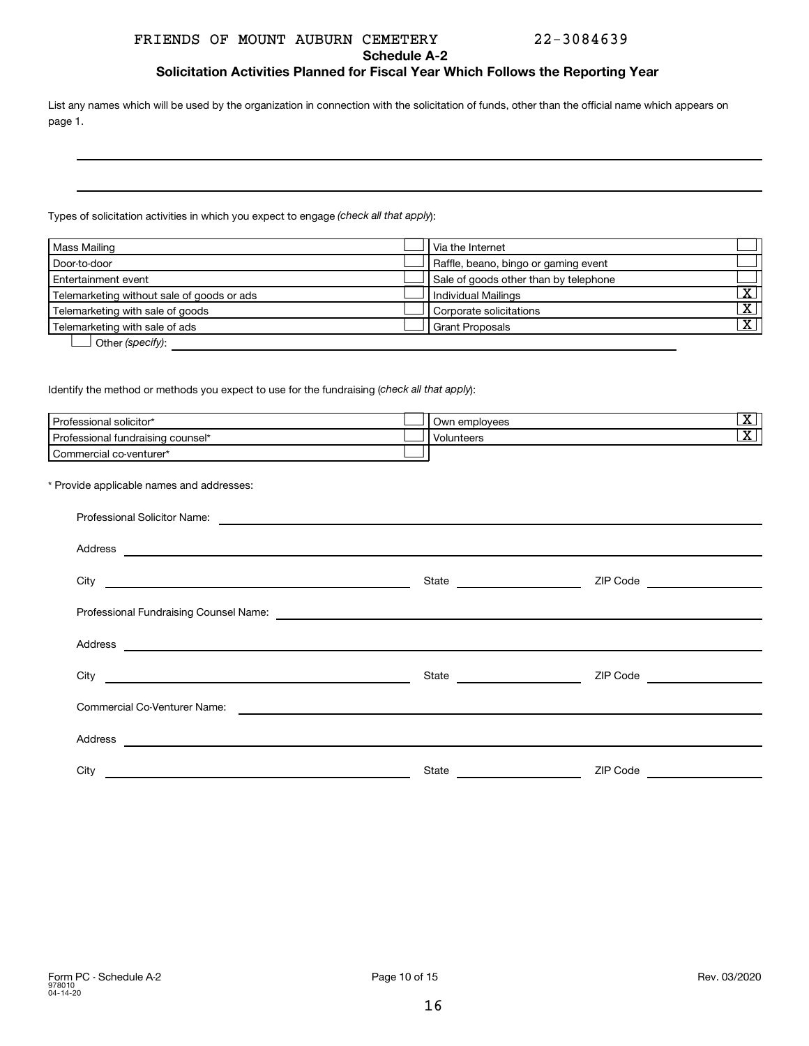FRIENDS OF MOUNT AUBURN CEMETERY 22-3084639

## Schedule A-2

### Solicitation Activities Planned for Fiscal Year Which Follows the Reporting Year

List any names which will be used by the organization in connection with the solicitation of funds, other than the official name which appears on page 1.

Types of solicitation activities in which you expect to engage *(check all that apply)*:

| Activity | | Activity | |
|---|---|---|---|
| Mass Mailing | | Via the Internet | |
| Door-to-door | | Raffle, beano, bingo or gaming event | |
| Entertainment event | | Sale of goods other than by telephone | |
| Telemarketing without sale of goods or ads | | Individual Mailings | X |
| Telemarketing with sale of goods | | Corporate solicitations | X |
| Telemarketing with sale of ads | | Grant Proposals | X |

☐ Other *(specify)*:

Identify the method or methods you expect to use for the fundraising (*check all that apply*):

| Method | | Method | |
|---|---|---|---|
| Professional solicitor* | | Own employees | X |
| Professional fundraising counsel* | | Volunteers | X |
| Commercial co-venturer* | | | |

\* Provide applicable names and addresses:

Professional Solicitor Name:

Address

City State ZIP Code

Professional Fundraising Counsel Name:

Address

City State ZIP Code

Commercial Co-Venturer Name:

Address

City State ZIP Code

Form PC - Schedule A-2 978010 04-14-20 Rev. 03/2020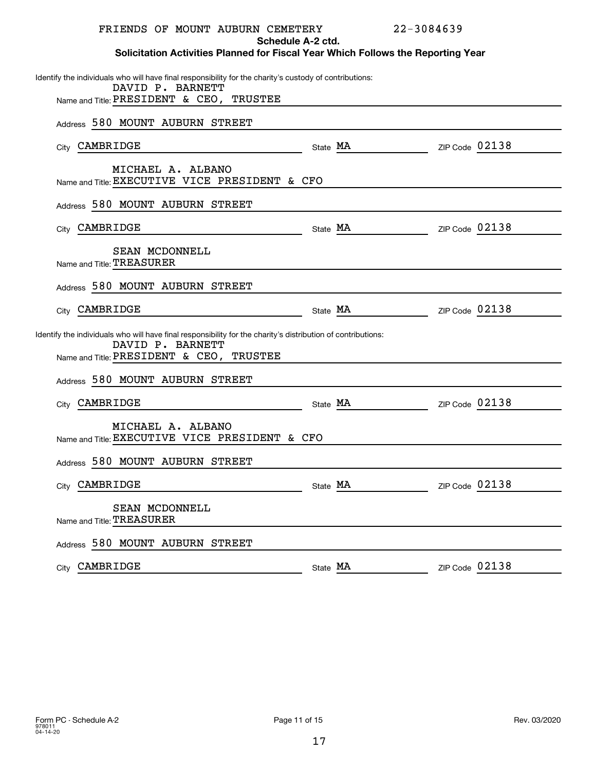FRIENDS OF MOUNT AUBURN CEMETERY 22-3084639

## Schedule A-2 ctd.

### Solicitation Activities Planned for Fiscal Year Which Follows the Reporting Year

Identify the individuals who will have final responsibility for the charity's custody of contributions:

Name and Title: DAVID P. BARNETT, PRESIDENT & CEO, TRUSTEE
Address: 580 MOUNT AUBURN STREET
City: CAMBRIDGE State: MA ZIP Code: 02138

Name and Title: MICHAEL A. ALBANO, EXECUTIVE VICE PRESIDENT & CFO
Address: 580 MOUNT AUBURN STREET
City: CAMBRIDGE State: MA ZIP Code: 02138

Name and Title: SEAN MCDONNELL, TREASURER
Address: 580 MOUNT AUBURN STREET
City: CAMBRIDGE State: MA ZIP Code: 02138

Identify the individuals who will have final responsibility for the charity's distribution of contributions:

Name and Title: DAVID P. BARNETT, PRESIDENT & CEO, TRUSTEE
Address: 580 MOUNT AUBURN STREET
City: CAMBRIDGE State: MA ZIP Code: 02138

Name and Title: MICHAEL A. ALBANO, EXECUTIVE VICE PRESIDENT & CFO
Address: 580 MOUNT AUBURN STREET
City: CAMBRIDGE State: MA ZIP Code: 02138

Name and Title: SEAN MCDONNELL, TREASURER
Address: 580 MOUNT AUBURN STREET
City: CAMBRIDGE State: MA ZIP Code: 02138

Form PC - Schedule A-2 978011 04-14-20 Rev. 03/2020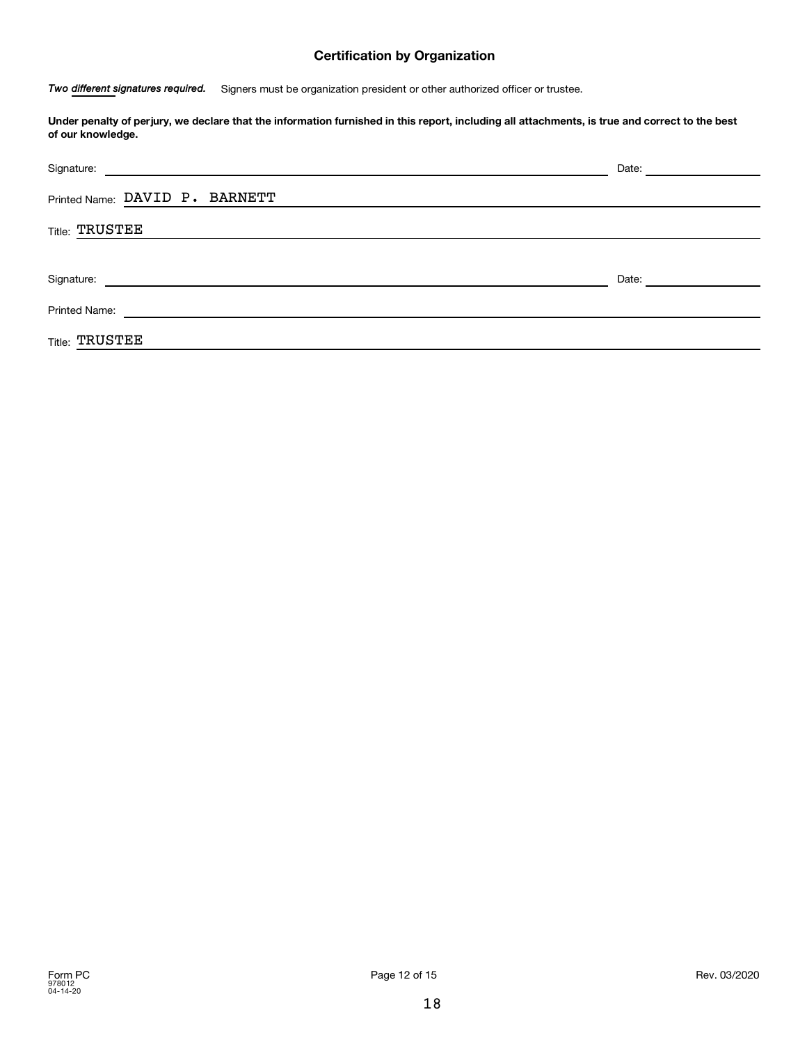## Certification by Organization

***Two different signatures required.*** Signers must be organization president or other authorized officer or trustee.

**Under penalty of perjury, we declare that the information furnished in this report, including all attachments, is true and correct to the best of our knowledge.**

Signature: ______________________________ Date: ______________

Printed Name: DAVID P. BARNETT

Title: TRUSTEE

Signature: ______________________________ Date: ______________

Printed Name: ______________________________

Title: TRUSTEE

Form PC
978012
04-14-20

Rev. 03/2020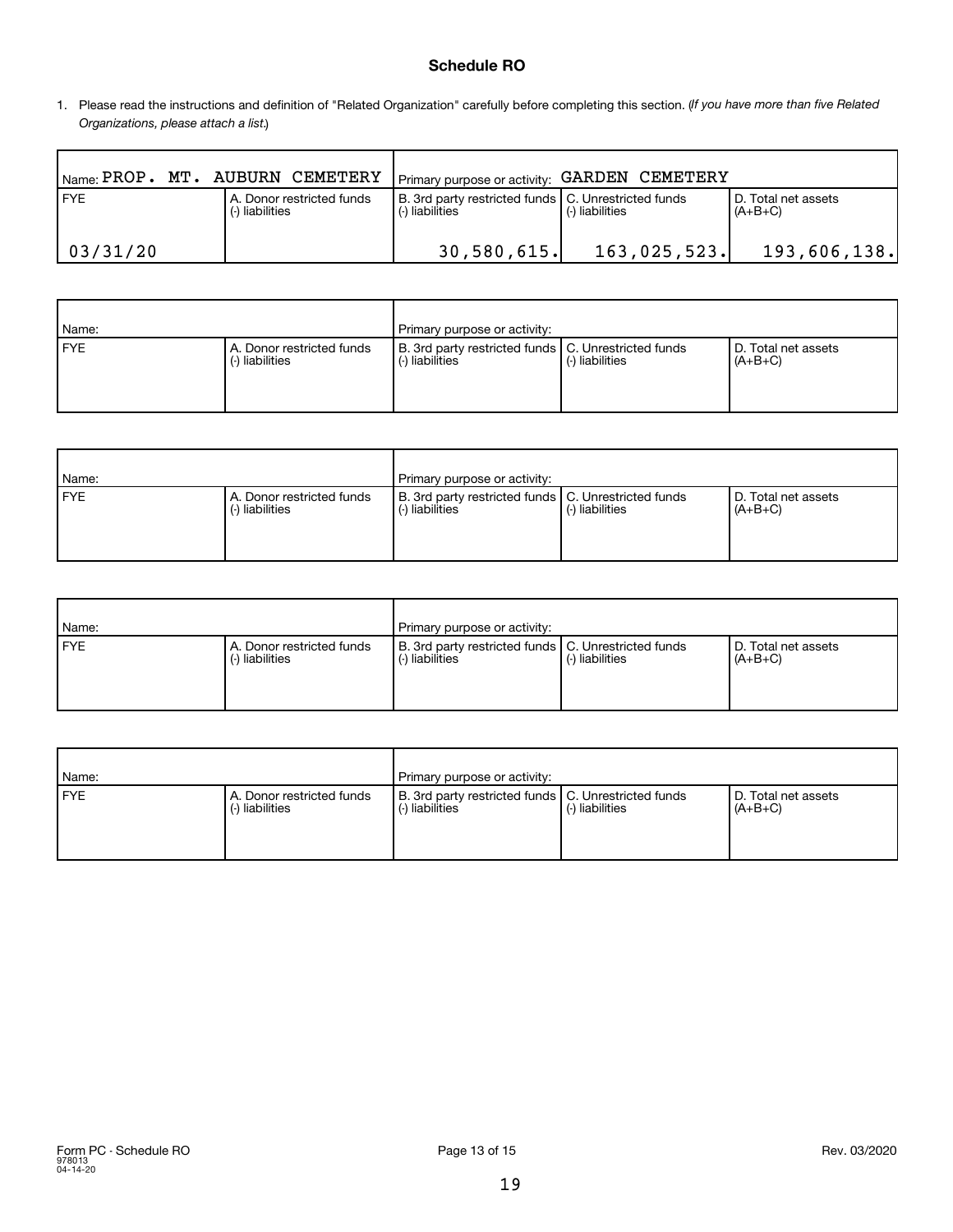## Schedule RO

1. Please read the instructions and definition of "Related Organization" carefully before completing this section. (*If you have more than five Related Organizations, please attach a list.*)

| Name: PROP. MT. AUBURN CEMETERY | | Primary purpose or activity: GARDEN CEMETERY | | |
|---|---|---|---|---|
| FYE | A. Donor restricted funds (-) liabilities | B. 3rd party restricted funds (-) liabilities | C. Unrestricted funds (-) liabilities | D. Total net assets (A+B+C) |
| 03/31/20 | | 30,580,615. | 163,025,523. | 193,606,138. |

| Name: | | Primary purpose or activity: | | |
|---|---|---|---|---|
| FYE | A. Donor restricted funds (-) liabilities | B. 3rd party restricted funds (-) liabilities | C. Unrestricted funds (-) liabilities | D. Total net assets (A+B+C) |
| | | | | |

| Name: | | Primary purpose or activity: | | |
|---|---|---|---|---|
| FYE | A. Donor restricted funds (-) liabilities | B. 3rd party restricted funds (-) liabilities | C. Unrestricted funds (-) liabilities | D. Total net assets (A+B+C) |
| | | | | |

| Name: | | Primary purpose or activity: | | |
|---|---|---|---|---|
| FYE | A. Donor restricted funds (-) liabilities | B. 3rd party restricted funds (-) liabilities | C. Unrestricted funds (-) liabilities | D. Total net assets (A+B+C) |
| | | | | |

| Name: | | Primary purpose or activity: | | |
|---|---|---|---|---|
| FYE | A. Donor restricted funds (-) liabilities | B. 3rd party restricted funds (-) liabilities | C. Unrestricted funds (-) liabilities | D. Total net assets (A+B+C) |
| | | | | |

Form PC - Schedule RO
978013
04-14-20

Rev. 03/2020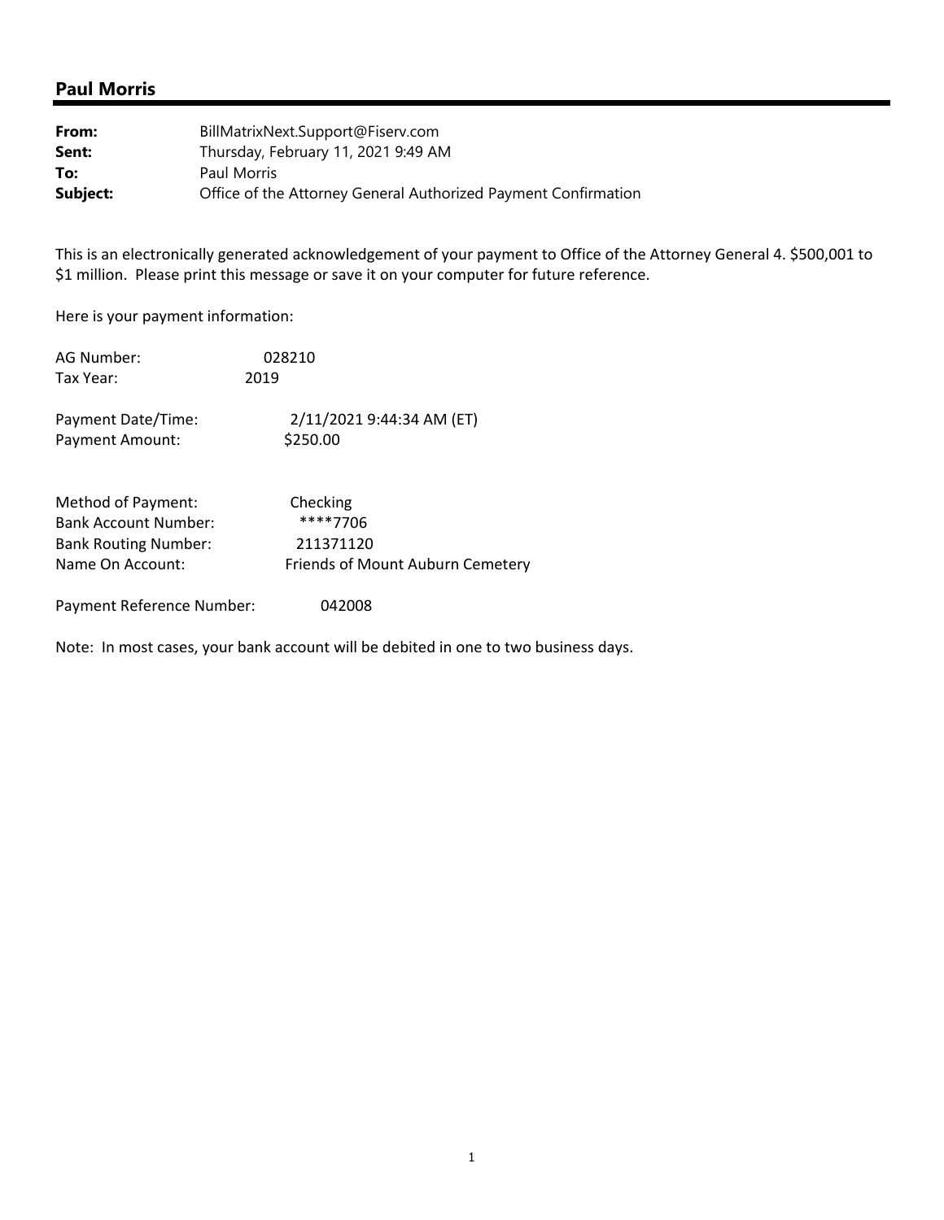## Paul Morris

| | |
|---|---|
| **From:** | BillMatrixNext.Support@Fiserv.com |
| **Sent:** | Thursday, February 11, 2021 9:49 AM |
| **To:** | Paul Morris |
| **Subject:** | Office of the Attorney General Authorized Payment Confirmation |

This is an electronically generated acknowledgement of your payment to Office of the Attorney General 4. $500,001 to $1 million. Please print this message or save it on your computer for future reference.

Here is your payment information:

AG Number: 028210
Tax Year: 2019

Payment Date/Time: 2/11/2021 9:44:34 AM (ET)
Payment Amount: $250.00

Method of Payment: Checking
Bank Account Number: ****7706
Bank Routing Number: 211371120
Name On Account: Friends of Mount Auburn Cemetery

Payment Reference Number: 042008

Note: In most cases, your bank account will be debited in one to two business days.